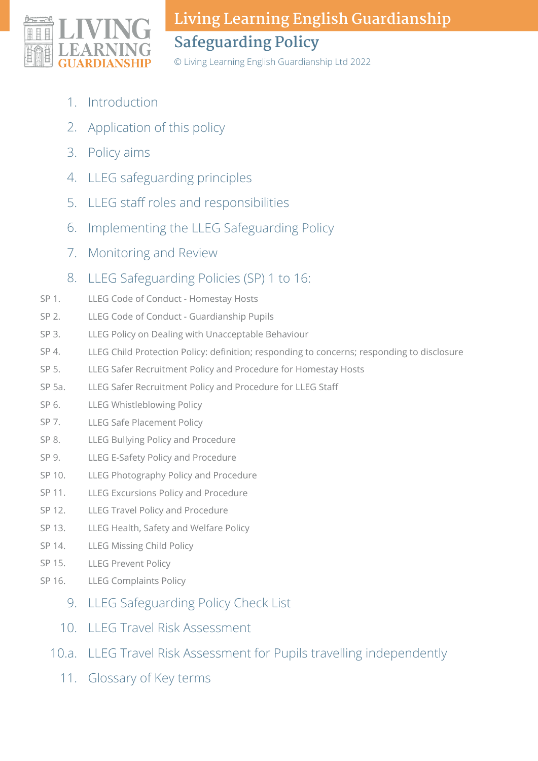# Living Learning English Guardianship

## Safeguarding Policy

© Living Learning English Guardianship Ltd 2022

1. Introduction
2. Application of this policy
3. Policy aims
4. LLEG safeguarding principles
5. LLEG staff roles and responsibilities
6. Implementing the LLEG Safeguarding Policy
7. Monitoring and Review
8. LLEG Safeguarding Policies (SP) 1 to 16:

| | |
|---|---|
| SP 1. | LLEG Code of Conduct - Homestay Hosts |
| SP 2. | LLEG Code of Conduct - Guardianship Pupils |
| SP 3. | LLEG Policy on Dealing with Unacceptable Behaviour |
| SP 4. | LLEG Child Protection Policy: definition; responding to concerns; responding to disclosure |
| SP 5. | LLEG Safer Recruitment Policy and Procedure for Homestay Hosts |
| SP 5a. | LLEG Safer Recruitment Policy and Procedure for LLEG Staff |
| SP 6. | LLEG Whistleblowing Policy |
| SP 7. | LLEG Safe Placement Policy |
| SP 8. | LLEG Bullying Policy and Procedure |
| SP 9. | LLEG E-Safety Policy and Procedure |
| SP 10. | LLEG Photography Policy and Procedure |
| SP 11. | LLEG Excursions Policy and Procedure |
| SP 12. | LLEG Travel Policy and Procedure |
| SP 13. | LLEG Health, Safety and Welfare Policy |
| SP 14. | LLEG Missing Child Policy |
| SP 15. | LLEG Prevent Policy |
| SP 16. | LLEG Complaints Policy |

9. LLEG Safeguarding Policy Check List
10. LLEG Travel Risk Assessment

10.a. LLEG Travel Risk Assessment for Pupils travelling independently

11. Glossary of Key terms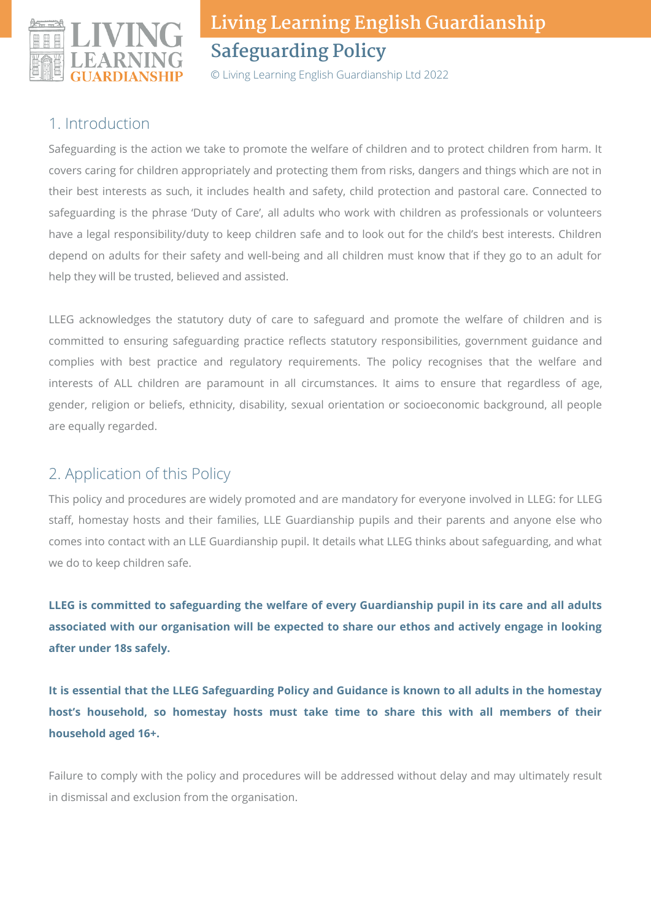# Living Learning English Guardianship

## Safeguarding Policy

© Living Learning English Guardianship Ltd 2022

## 1. Introduction

Safeguarding is the action we take to promote the welfare of children and to protect children from harm. It covers caring for children appropriately and protecting them from risks, dangers and things which are not in their best interests as such, it includes health and safety, child protection and pastoral care. Connected to safeguarding is the phrase 'Duty of Care', all adults who work with children as professionals or volunteers have a legal responsibility/duty to keep children safe and to look out for the child's best interests. Children depend on adults for their safety and well-being and all children must know that if they go to an adult for help they will be trusted, believed and assisted.

LLEG acknowledges the statutory duty of care to safeguard and promote the welfare of children and is committed to ensuring safeguarding practice reflects statutory responsibilities, government guidance and complies with best practice and regulatory requirements. The policy recognises that the welfare and interests of ALL children are paramount in all circumstances. It aims to ensure that regardless of age, gender, religion or beliefs, ethnicity, disability, sexual orientation or socioeconomic background, all people are equally regarded.

## 2. Application of this Policy

This policy and procedures are widely promoted and are mandatory for everyone involved in LLEG: for LLEG staff, homestay hosts and their families, LLE Guardianship pupils and their parents and anyone else who comes into contact with an LLE Guardianship pupil. It details what LLEG thinks about safeguarding, and what we do to keep children safe.

**LLEG is committed to safeguarding the welfare of every Guardianship pupil in its care and all adults associated with our organisation will be expected to share our ethos and actively engage in looking after under 18s safely.**

**It is essential that the LLEG Safeguarding Policy and Guidance is known to all adults in the homestay host's household, so homestay hosts must take time to share this with all members of their household aged 16+.**

Failure to comply with the policy and procedures will be addressed without delay and may ultimately result in dismissal and exclusion from the organisation.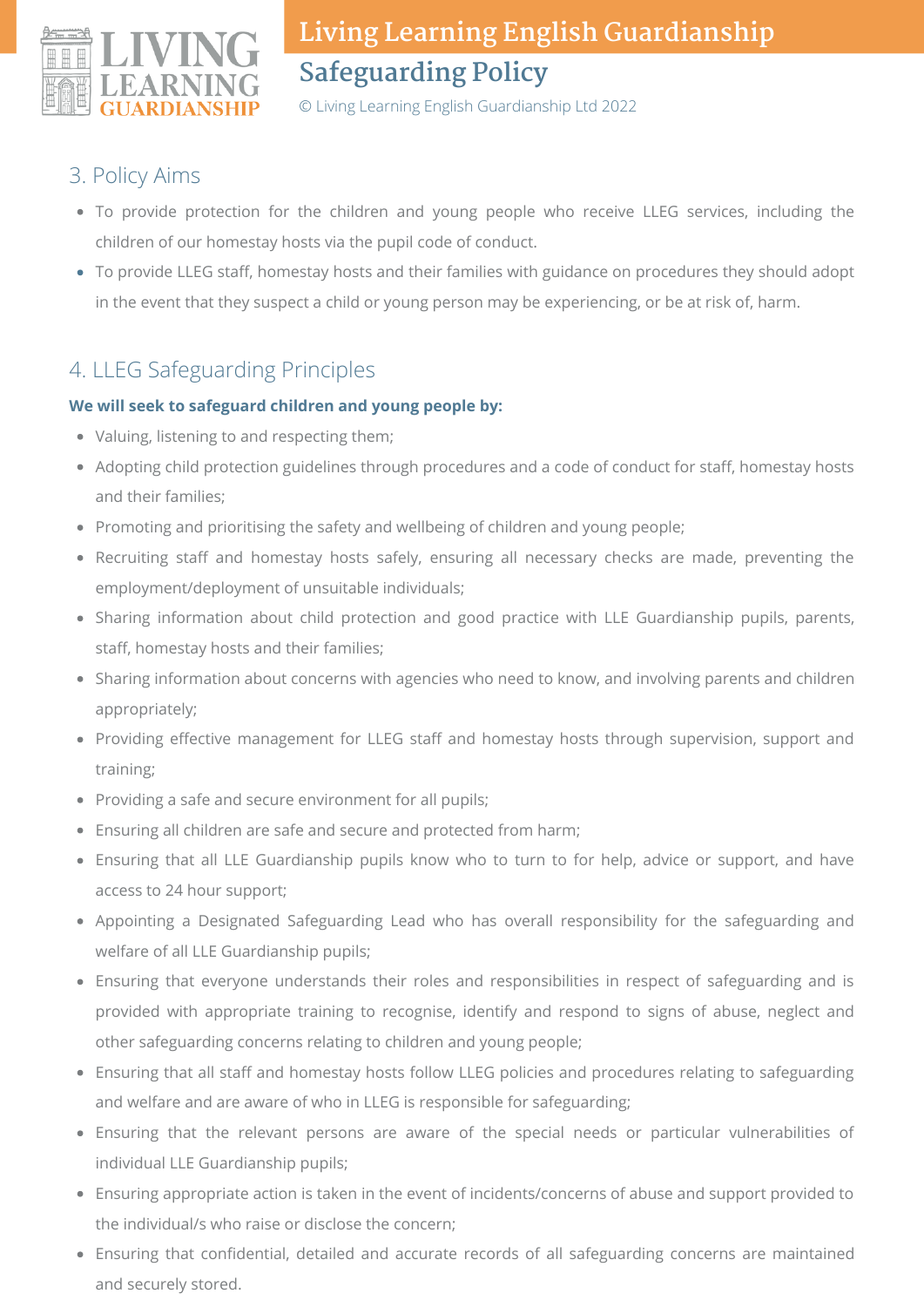## 3. Policy Aims

- To provide protection for the children and young people who receive LLEG services, including the children of our homestay hosts via the pupil code of conduct.
- To provide LLEG staff, homestay hosts and their families with guidance on procedures they should adopt in the event that they suspect a child or young person may be experiencing, or be at risk of, harm.

## 4. LLEG Safeguarding Principles

**We will seek to safeguard children and young people by:**

- Valuing, listening to and respecting them;
- Adopting child protection guidelines through procedures and a code of conduct for staff, homestay hosts and their families;
- Promoting and prioritising the safety and wellbeing of children and young people;
- Recruiting staff and homestay hosts safely, ensuring all necessary checks are made, preventing the employment/deployment of unsuitable individuals;
- Sharing information about child protection and good practice with LLE Guardianship pupils, parents, staff, homestay hosts and their families;
- Sharing information about concerns with agencies who need to know, and involving parents and children appropriately;
- Providing effective management for LLEG staff and homestay hosts through supervision, support and training;
- Providing a safe and secure environment for all pupils;
- Ensuring all children are safe and secure and protected from harm;
- Ensuring that all LLE Guardianship pupils know who to turn to for help, advice or support, and have access to 24 hour support;
- Appointing a Designated Safeguarding Lead who has overall responsibility for the safeguarding and welfare of all LLE Guardianship pupils;
- Ensuring that everyone understands their roles and responsibilities in respect of safeguarding and is provided with appropriate training to recognise, identify and respond to signs of abuse, neglect and other safeguarding concerns relating to children and young people;
- Ensuring that all staff and homestay hosts follow LLEG policies and procedures relating to safeguarding and welfare and are aware of who in LLEG is responsible for safeguarding;
- Ensuring that the relevant persons are aware of the special needs or particular vulnerabilities of individual LLE Guardianship pupils;
- Ensuring appropriate action is taken in the event of incidents/concerns of abuse and support provided to the individual/s who raise or disclose the concern;
- Ensuring that confidential, detailed and accurate records of all safeguarding concerns are maintained and securely stored.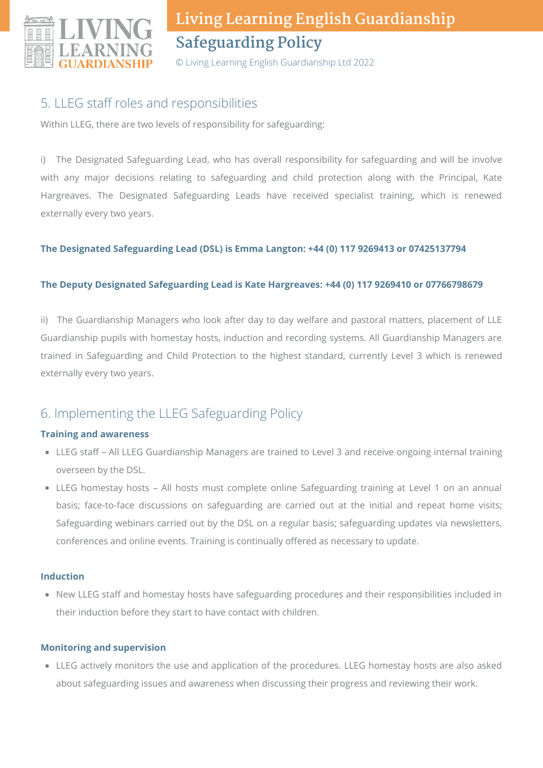## 5. LLEG staff roles and responsibilities

Within LLEG, there are two levels of responsibility for safeguarding:

i) The Designated Safeguarding Lead, who has overall responsibility for safeguarding and will be involve with any major decisions relating to safeguarding and child protection along with the Principal, Kate Hargreaves. The Designated Safeguarding Leads have received specialist training, which is renewed externally every two years.

**The Designated Safeguarding Lead (DSL) is Emma Langton: +44 (0) 117 9269413 or 07425137794**

**The Deputy Designated Safeguarding Lead is Kate Hargreaves: +44 (0) 117 9269410 or 07766798679**

ii) The Guardianship Managers who look after day to day welfare and pastoral matters, placement of LLE Guardianship pupils with homestay hosts, induction and recording systems. All Guardianship Managers are trained in Safeguarding and Child Protection to the highest standard, currently Level 3 which is renewed externally every two years.

## 6. Implementing the LLEG Safeguarding Policy

**Training and awareness**

- LLEG staff – All LLEG Guardianship Managers are trained to Level 3 and receive ongoing internal training overseen by the DSL.
- LLEG homestay hosts – All hosts must complete online Safeguarding training at Level 1 on an annual basis; face-to-face discussions on safeguarding are carried out at the initial and repeat home visits; Safeguarding webinars carried out by the DSL on a regular basis; safeguarding updates via newsletters, conferences and online events. Training is continually offered as necessary to update.

**Induction**

- New LLEG staff and homestay hosts have safeguarding procedures and their responsibilities included in their induction before they start to have contact with children.

**Monitoring and supervision**

- LLEG actively monitors the use and application of the procedures. LLEG homestay hosts are also asked about safeguarding issues and awareness when discussing their progress and reviewing their work.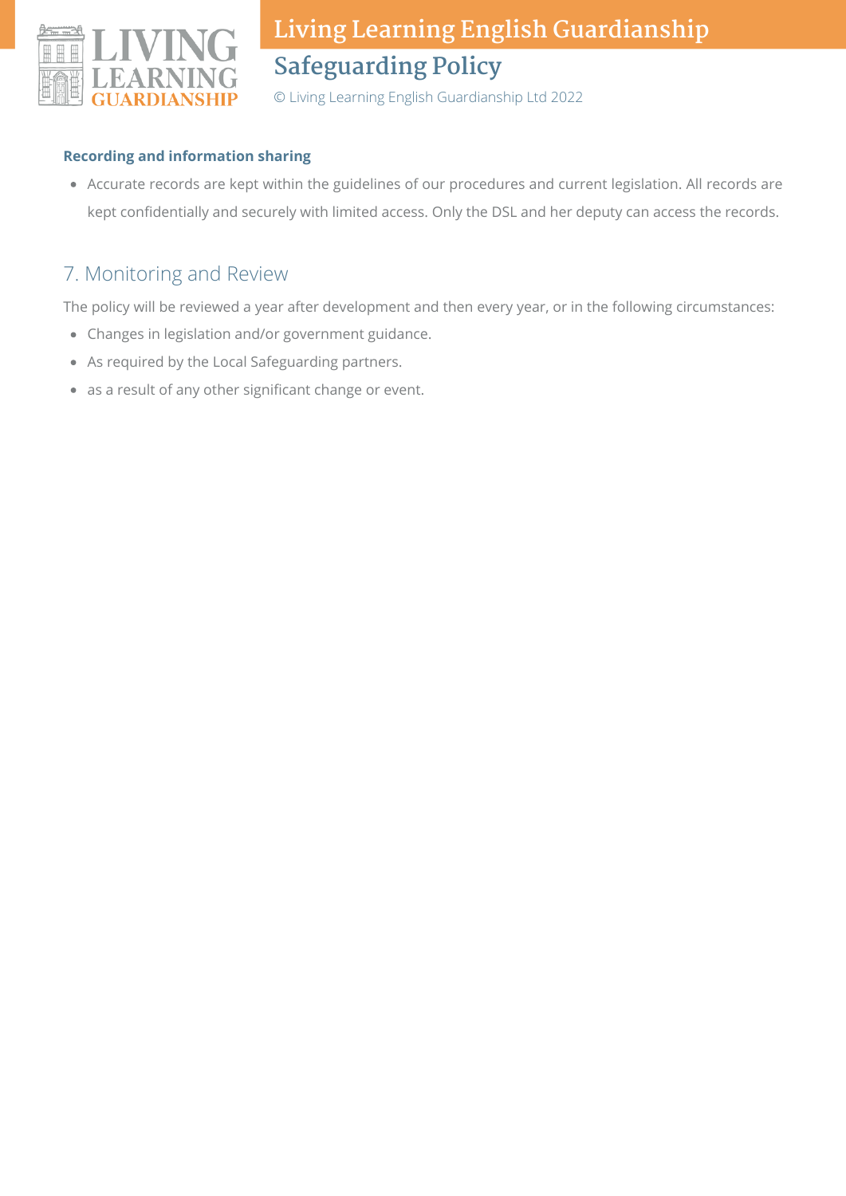**Recording and information sharing**

- Accurate records are kept within the guidelines of our procedures and current legislation. All records are kept confidentially and securely with limited access. Only the DSL and her deputy can access the records.

## 7. Monitoring and Review

The policy will be reviewed a year after development and then every year, or in the following circumstances:

- Changes in legislation and/or government guidance.
- As required by the Local Safeguarding partners.
- as a result of any other significant change or event.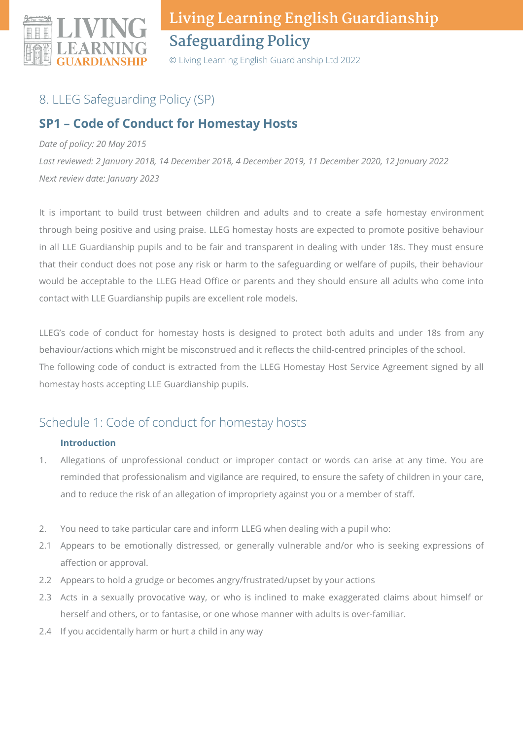## 8. LLEG Safeguarding Policy (SP)

### SP1 – Code of Conduct for Homestay Hosts

*Date of policy: 20 May 2015*

*Last reviewed: 2 January 2018, 14 December 2018, 4 December 2019, 11 December 2020, 12 January 2022*

*Next review date: January 2023*

It is important to build trust between children and adults and to create a safe homestay environment through being positive and using praise. LLEG homestay hosts are expected to promote positive behaviour in all LLE Guardianship pupils and to be fair and transparent in dealing with under 18s. They must ensure that their conduct does not pose any risk or harm to the safeguarding or welfare of pupils, their behaviour would be acceptable to the LLEG Head Office or parents and they should ensure all adults who come into contact with LLE Guardianship pupils are excellent role models.

LLEG's code of conduct for homestay hosts is designed to protect both adults and under 18s from any behaviour/actions which might be misconstrued and it reflects the child-centred principles of the school.
The following code of conduct is extracted from the LLEG Homestay Host Service Agreement signed by all homestay hosts accepting LLE Guardianship pupils.

## Schedule 1: Code of conduct for homestay hosts

**Introduction**

1. Allegations of unprofessional conduct or improper contact or words can arise at any time. You are reminded that professionalism and vigilance are required, to ensure the safety of children in your care, and to reduce the risk of an allegation of impropriety against you or a member of staff.

2. You need to take particular care and inform LLEG when dealing with a pupil who:

2.1 Appears to be emotionally distressed, or generally vulnerable and/or who is seeking expressions of affection or approval.

2.2 Appears to hold a grudge or becomes angry/frustrated/upset by your actions

2.3 Acts in a sexually provocative way, or who is inclined to make exaggerated claims about himself or herself and others, or to fantasise, or one whose manner with adults is over-familiar.

2.4 If you accidentally harm or hurt a child in any way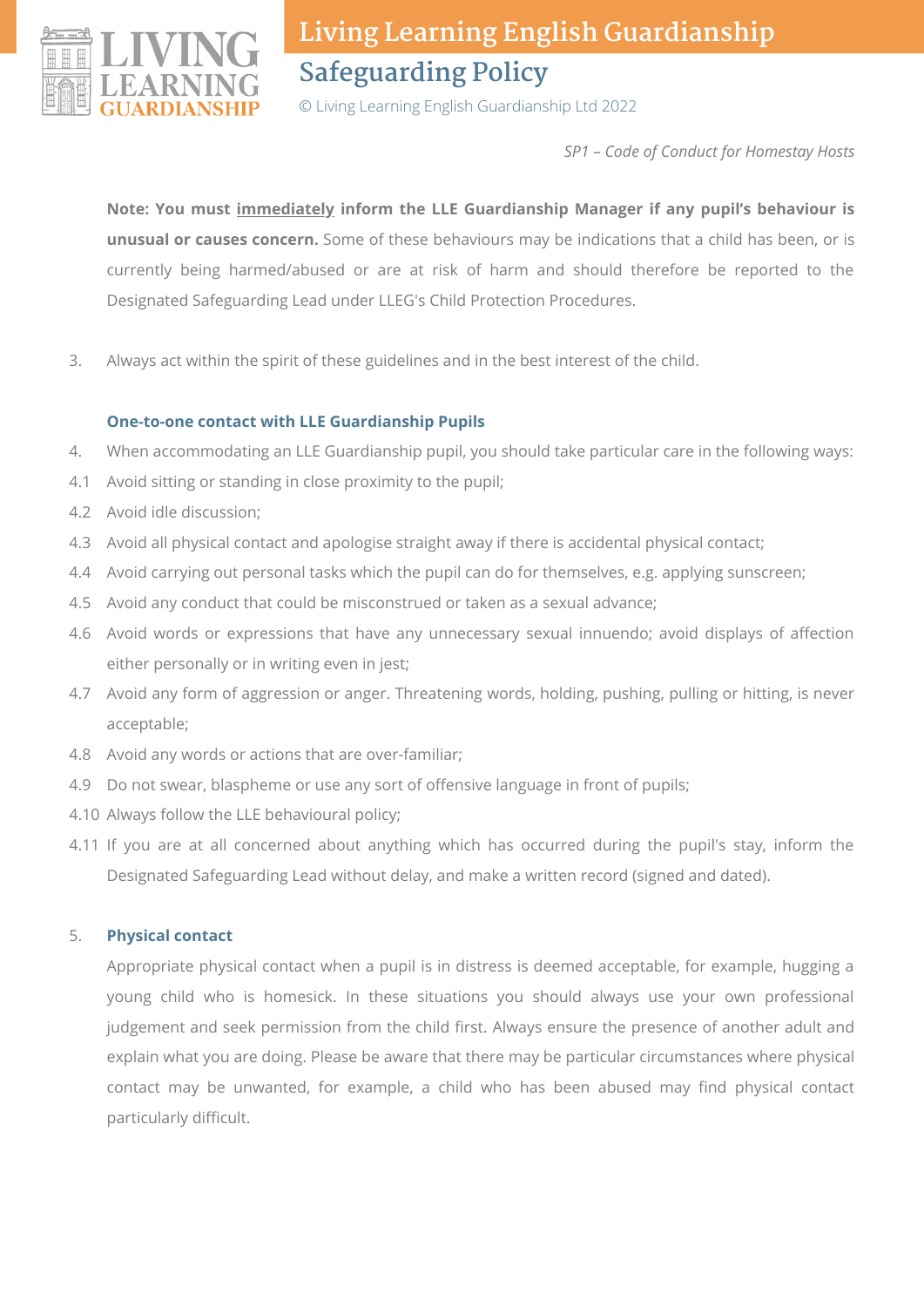*SP1 – Code of Conduct for Homestay Hosts*

**Note: You must <u>immediately</u> inform the LLE Guardianship Manager if any pupil's behaviour is unusual or causes concern.** Some of these behaviours may be indications that a child has been, or is currently being harmed/abused or are at risk of harm and should therefore be reported to the Designated Safeguarding Lead under LLEG's Child Protection Procedures.

3. Always act within the spirit of these guidelines and in the best interest of the child.

### One-to-one contact with LLE Guardianship Pupils

4. When accommodating an LLE Guardianship pupil, you should take particular care in the following ways:

4.1 Avoid sitting or standing in close proximity to the pupil;

4.2 Avoid idle discussion;

4.3 Avoid all physical contact and apologise straight away if there is accidental physical contact;

4.4 Avoid carrying out personal tasks which the pupil can do for themselves, e.g. applying sunscreen;

4.5 Avoid any conduct that could be misconstrued or taken as a sexual advance;

4.6 Avoid words or expressions that have any unnecessary sexual innuendo; avoid displays of affection either personally or in writing even in jest;

4.7 Avoid any form of aggression or anger. Threatening words, holding, pushing, pulling or hitting, is never acceptable;

4.8 Avoid any words or actions that are over-familiar;

4.9 Do not swear, blaspheme or use any sort of offensive language in front of pupils;

4.10 Always follow the LLE behavioural policy;

4.11 If you are at all concerned about anything which has occurred during the pupil's stay, inform the Designated Safeguarding Lead without delay, and make a written record (signed and dated).

### 5. Physical contact

Appropriate physical contact when a pupil is in distress is deemed acceptable, for example, hugging a young child who is homesick. In these situations you should always use your own professional judgement and seek permission from the child first. Always ensure the presence of another adult and explain what you are doing. Please be aware that there may be particular circumstances where physical contact may be unwanted, for example, a child who has been abused may find physical contact particularly difficult.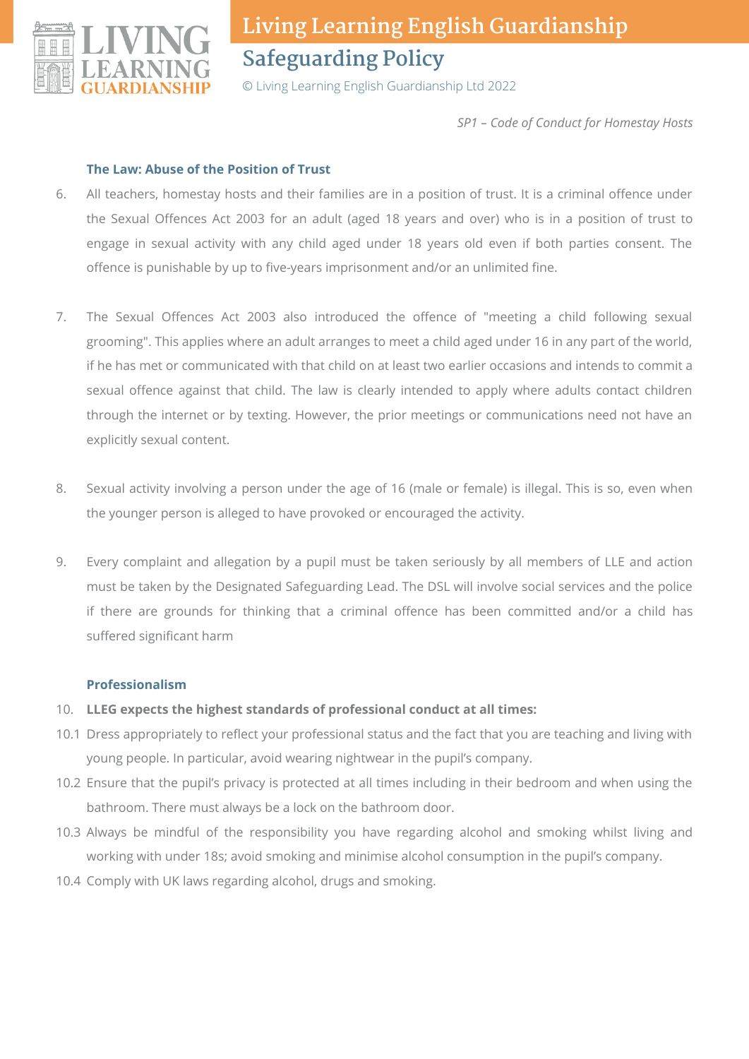### The Law: Abuse of the Position of Trust

6. All teachers, homestay hosts and their families are in a position of trust. It is a criminal offence under the Sexual Offences Act 2003 for an adult (aged 18 years and over) who is in a position of trust to engage in sexual activity with any child aged under 18 years old even if both parties consent. The offence is punishable by up to five-years imprisonment and/or an unlimited fine.

7. The Sexual Offences Act 2003 also introduced the offence of "meeting a child following sexual grooming". This applies where an adult arranges to meet a child aged under 16 in any part of the world, if he has met or communicated with that child on at least two earlier occasions and intends to commit a sexual offence against that child. The law is clearly intended to apply where adults contact children through the internet or by texting. However, the prior meetings or communications need not have an explicitly sexual content.

8. Sexual activity involving a person under the age of 16 (male or female) is illegal. This is so, even when the younger person is alleged to have provoked or encouraged the activity.

9. Every complaint and allegation by a pupil must be taken seriously by all members of LLE and action must be taken by the Designated Safeguarding Lead. The DSL will involve social services and the police if there are grounds for thinking that a criminal offence has been committed and/or a child has suffered significant harm

### Professionalism

10. **LLEG expects the highest standards of professional conduct at all times:**

10.1 Dress appropriately to reflect your professional status and the fact that you are teaching and living with young people. In particular, avoid wearing nightwear in the pupil's company.

10.2 Ensure that the pupil's privacy is protected at all times including in their bedroom and when using the bathroom. There must always be a lock on the bathroom door.

10.3 Always be mindful of the responsibility you have regarding alcohol and smoking whilst living and working with under 18s; avoid smoking and minimise alcohol consumption in the pupil's company.

10.4 Comply with UK laws regarding alcohol, drugs and smoking.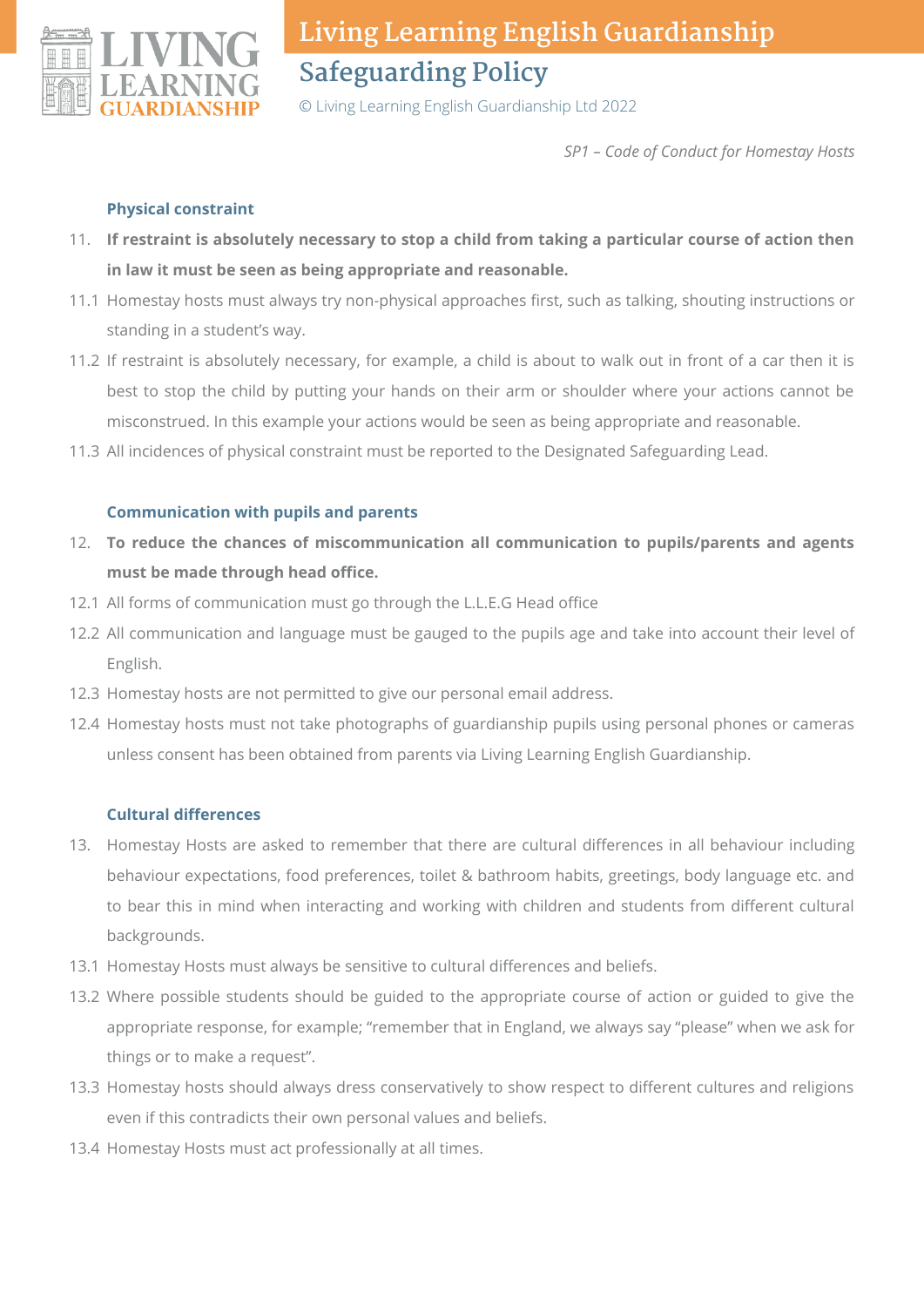### Physical constraint

11. **If restraint is absolutely necessary to stop a child from taking a particular course of action then in law it must be seen as being appropriate and reasonable.**

11.1 Homestay hosts must always try non-physical approaches first, such as talking, shouting instructions or standing in a student's way.

11.2 If restraint is absolutely necessary, for example, a child is about to walk out in front of a car then it is best to stop the child by putting your hands on their arm or shoulder where your actions cannot be misconstrued. In this example your actions would be seen as being appropriate and reasonable.

11.3 All incidences of physical constraint must be reported to the Designated Safeguarding Lead.

### Communication with pupils and parents

12. **To reduce the chances of miscommunication all communication to pupils/parents and agents must be made through head office.**

12.1 All forms of communication must go through the L.L.E.G Head office

12.2 All communication and language must be gauged to the pupils age and take into account their level of English.

12.3 Homestay hosts are not permitted to give our personal email address.

12.4 Homestay hosts must not take photographs of guardianship pupils using personal phones or cameras unless consent has been obtained from parents via Living Learning English Guardianship.

### Cultural differences

13. Homestay Hosts are asked to remember that there are cultural differences in all behaviour including behaviour expectations, food preferences, toilet & bathroom habits, greetings, body language etc. and to bear this in mind when interacting and working with children and students from different cultural backgrounds.

13.1 Homestay Hosts must always be sensitive to cultural differences and beliefs.

13.2 Where possible students should be guided to the appropriate course of action or guided to give the appropriate response, for example; "remember that in England, we always say "please" when we ask for things or to make a request".

13.3 Homestay hosts should always dress conservatively to show respect to different cultures and religions even if this contradicts their own personal values and beliefs.

13.4 Homestay Hosts must act professionally at all times.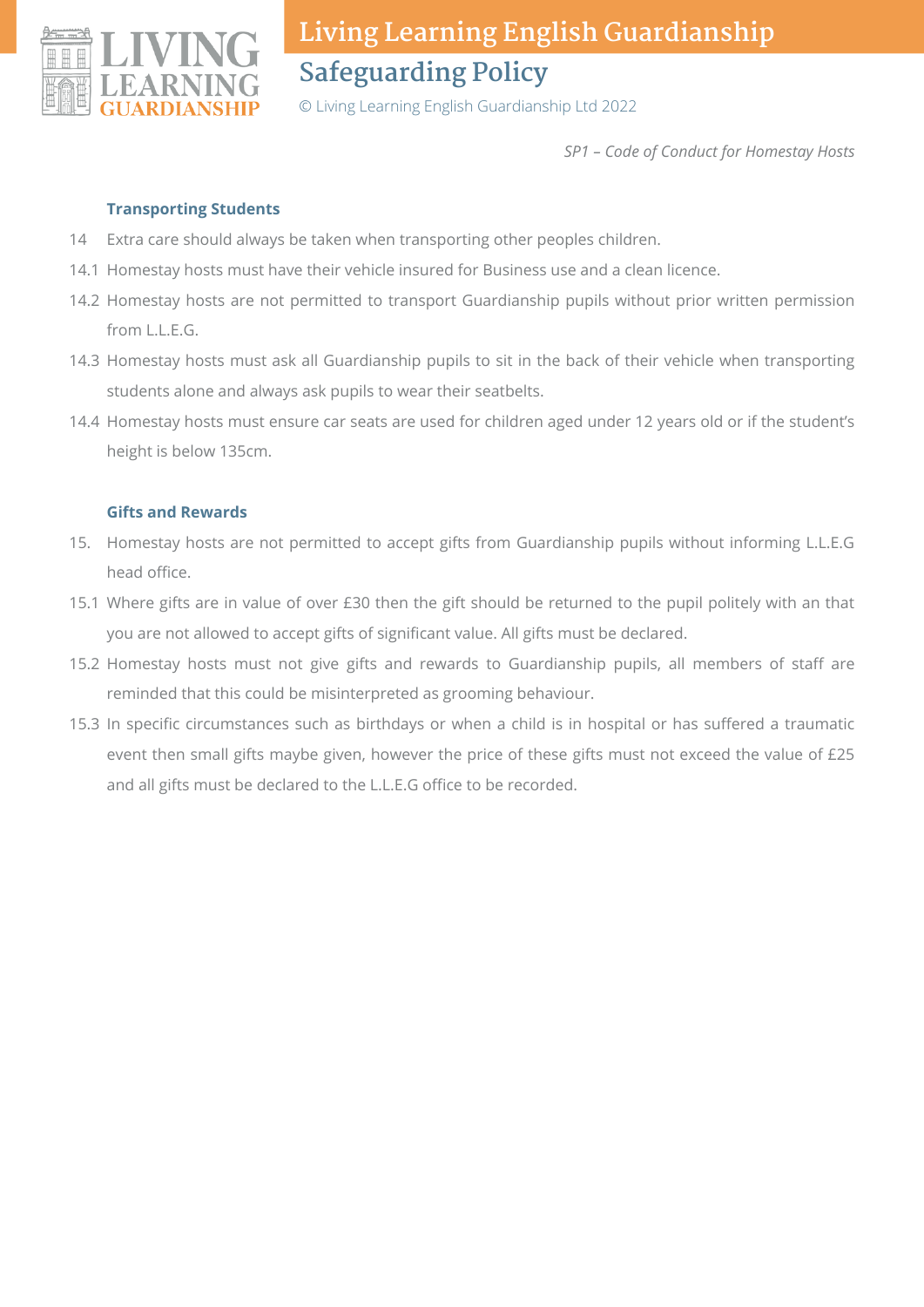### Transporting Students

14 Extra care should always be taken when transporting other peoples children.

14.1 Homestay hosts must have their vehicle insured for Business use and a clean licence.

14.2 Homestay hosts are not permitted to transport Guardianship pupils without prior written permission from L.L.E.G.

14.3 Homestay hosts must ask all Guardianship pupils to sit in the back of their vehicle when transporting students alone and always ask pupils to wear their seatbelts.

14.4 Homestay hosts must ensure car seats are used for children aged under 12 years old or if the student's height is below 135cm.

### Gifts and Rewards

15. Homestay hosts are not permitted to accept gifts from Guardianship pupils without informing L.L.E.G head office.

15.1 Where gifts are in value of over £30 then the gift should be returned to the pupil politely with an that you are not allowed to accept gifts of significant value. All gifts must be declared.

15.2 Homestay hosts must not give gifts and rewards to Guardianship pupils, all members of staff are reminded that this could be misinterpreted as grooming behaviour.

15.3 In specific circumstances such as birthdays or when a child is in hospital or has suffered a traumatic event then small gifts maybe given, however the price of these gifts must not exceed the value of £25 and all gifts must be declared to the L.L.E.G office to be recorded.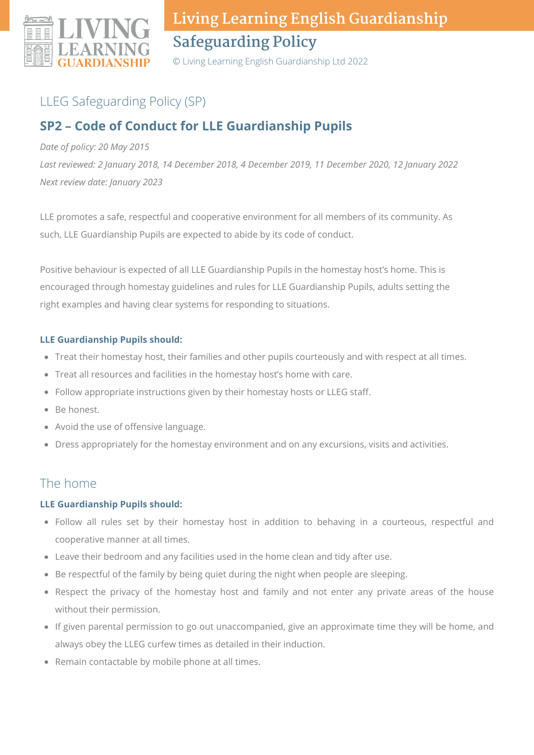## LLEG Safeguarding Policy (SP)

### SP2 – Code of Conduct for LLE Guardianship Pupils

*Date of policy: 20 May 2015*

*Last reviewed: 2 January 2018, 14 December 2018, 4 December 2019, 11 December 2020, 12 January 2022*

*Next review date: January 2023*

LLE promotes a safe, respectful and cooperative environment for all members of its community. As such, LLE Guardianship Pupils are expected to abide by its code of conduct.

Positive behaviour is expected of all LLE Guardianship Pupils in the homestay host's home. This is encouraged through homestay guidelines and rules for LLE Guardianship Pupils, adults setting the right examples and having clear systems for responding to situations.

**LLE Guardianship Pupils should:**

- Treat their homestay host, their families and other pupils courteously and with respect at all times.
- Treat all resources and facilities in the homestay host's home with care.
- Follow appropriate instructions given by their homestay hosts or LLEG staff.
- Be honest.
- Avoid the use of offensive language.
- Dress appropriately for the homestay environment and on any excursions, visits and activities.

## The home

**LLE Guardianship Pupils should:**

- Follow all rules set by their homestay host in addition to behaving in a courteous, respectful and cooperative manner at all times.
- Leave their bedroom and any facilities used in the home clean and tidy after use.
- Be respectful of the family by being quiet during the night when people are sleeping.
- Respect the privacy of the homestay host and family and not enter any private areas of the house without their permission.
- If given parental permission to go out unaccompanied, give an approximate time they will be home, and always obey the LLEG curfew times as detailed in their induction.
- Remain contactable by mobile phone at all times.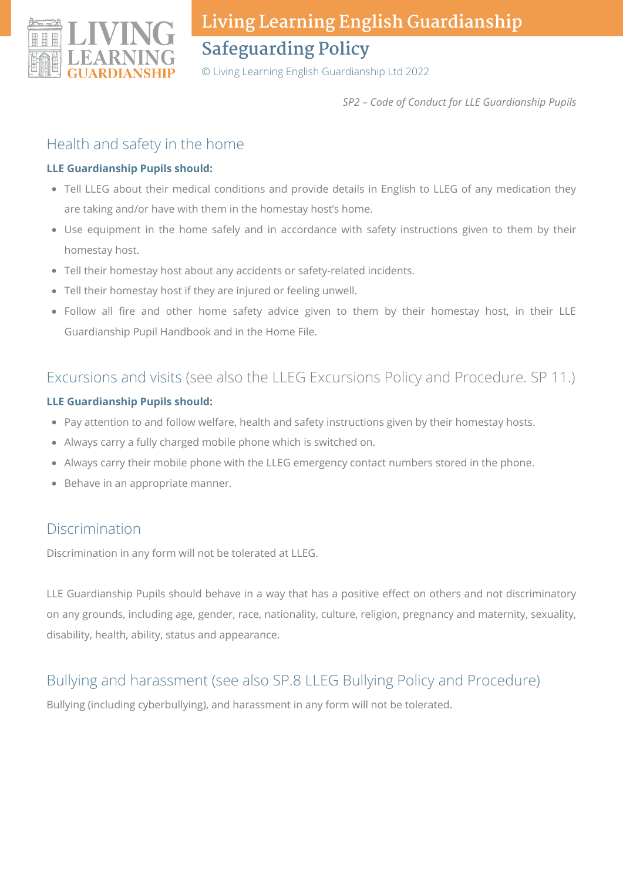*SP2 – Code of Conduct for LLE Guardianship Pupils*

## Health and safety in the home

**LLE Guardianship Pupils should:**

- Tell LLEG about their medical conditions and provide details in English to LLEG of any medication they are taking and/or have with them in the homestay host's home.
- Use equipment in the home safely and in accordance with safety instructions given to them by their homestay host.
- Tell their homestay host about any accidents or safety-related incidents.
- Tell their homestay host if they are injured or feeling unwell.
- Follow all fire and other home safety advice given to them by their homestay host, in their LLE Guardianship Pupil Handbook and in the Home File.

## Excursions and visits (see also the LLEG Excursions Policy and Procedure. SP 11.)

**LLE Guardianship Pupils should:**

- Pay attention to and follow welfare, health and safety instructions given by their homestay hosts.
- Always carry a fully charged mobile phone which is switched on.
- Always carry their mobile phone with the LLEG emergency contact numbers stored in the phone.
- Behave in an appropriate manner.

## Discrimination

Discrimination in any form will not be tolerated at LLEG.

LLE Guardianship Pupils should behave in a way that has a positive effect on others and not discriminatory on any grounds, including age, gender, race, nationality, culture, religion, pregnancy and maternity, sexuality, disability, health, ability, status and appearance.

## Bullying and harassment (see also SP.8 LLEG Bullying Policy and Procedure)

Bullying (including cyberbullying), and harassment in any form will not be tolerated.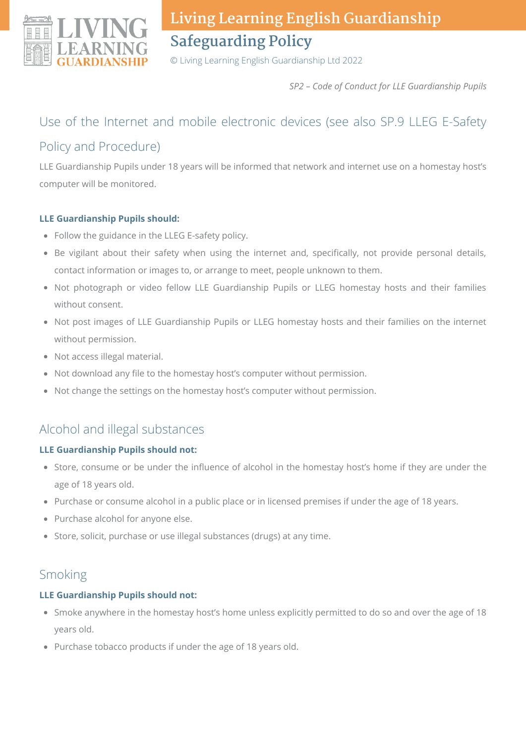*SP2 – Code of Conduct for LLE Guardianship Pupils*

## Use of the Internet and mobile electronic devices (see also SP.9 LLEG E-Safety Policy and Procedure)

LLE Guardianship Pupils under 18 years will be informed that network and internet use on a homestay host's computer will be monitored.

**LLE Guardianship Pupils should:**

- Follow the guidance in the LLEG E-safety policy.
- Be vigilant about their safety when using the internet and, specifically, not provide personal details, contact information or images to, or arrange to meet, people unknown to them.
- Not photograph or video fellow LLE Guardianship Pupils or LLEG homestay hosts and their families without consent.
- Not post images of LLE Guardianship Pupils or LLEG homestay hosts and their families on the internet without permission.
- Not access illegal material.
- Not download any file to the homestay host's computer without permission.
- Not change the settings on the homestay host's computer without permission.

## Alcohol and illegal substances

**LLE Guardianship Pupils should not:**

- Store, consume or be under the influence of alcohol in the homestay host's home if they are under the age of 18 years old.
- Purchase or consume alcohol in a public place or in licensed premises if under the age of 18 years.
- Purchase alcohol for anyone else.
- Store, solicit, purchase or use illegal substances (drugs) at any time.

## Smoking

**LLE Guardianship Pupils should not:**

- Smoke anywhere in the homestay host's home unless explicitly permitted to do so and over the age of 18 years old.
- Purchase tobacco products if under the age of 18 years old.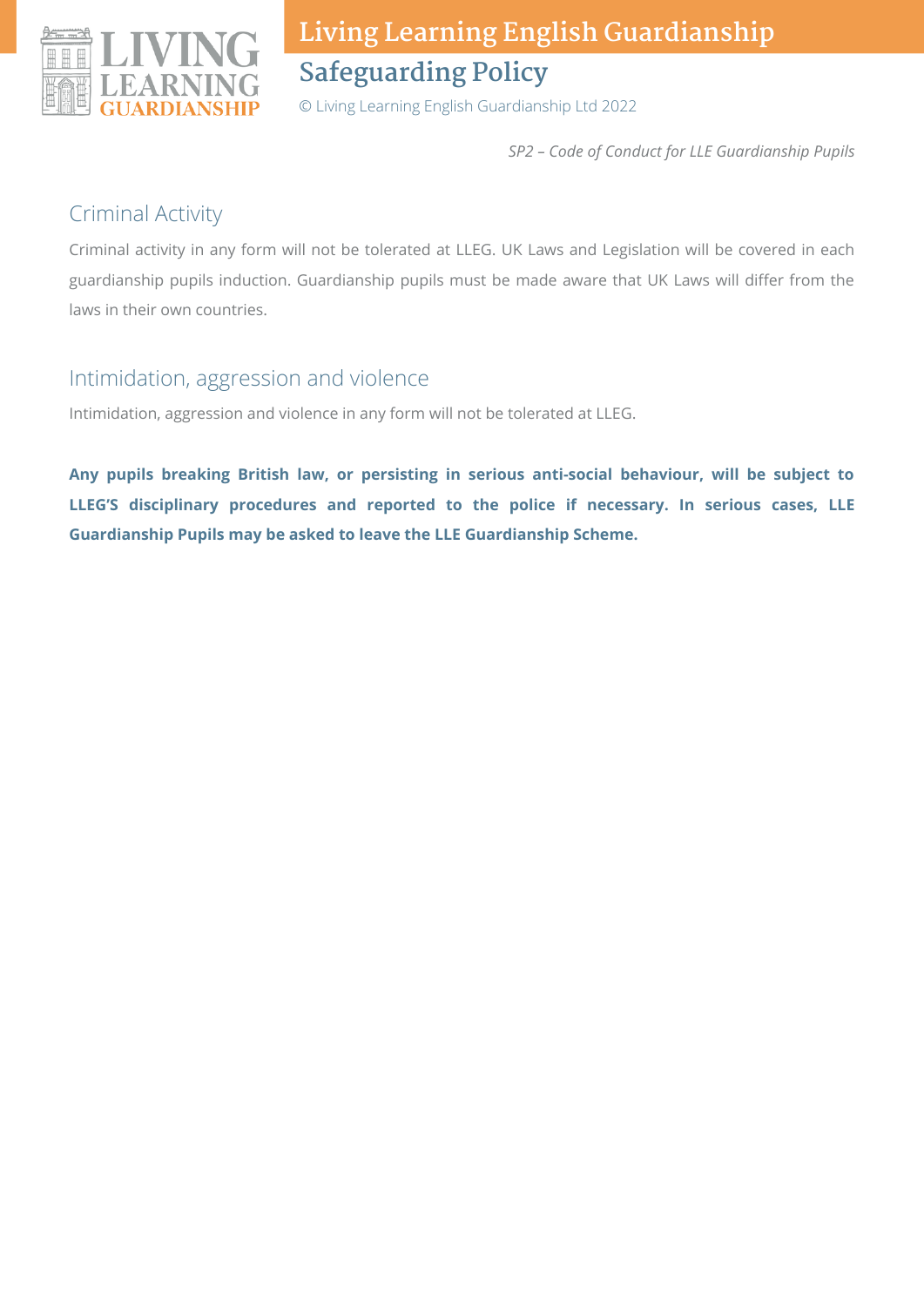*SP2 – Code of Conduct for LLE Guardianship Pupils*

## Criminal Activity

Criminal activity in any form will not be tolerated at LLEG. UK Laws and Legislation will be covered in each guardianship pupils induction. Guardianship pupils must be made aware that UK Laws will differ from the laws in their own countries.

## Intimidation, aggression and violence

Intimidation, aggression and violence in any form will not be tolerated at LLEG.

**Any pupils breaking British law, or persisting in serious anti-social behaviour, will be subject to LLEG'S disciplinary procedures and reported to the police if necessary. In serious cases, LLE Guardianship Pupils may be asked to leave the LLE Guardianship Scheme.**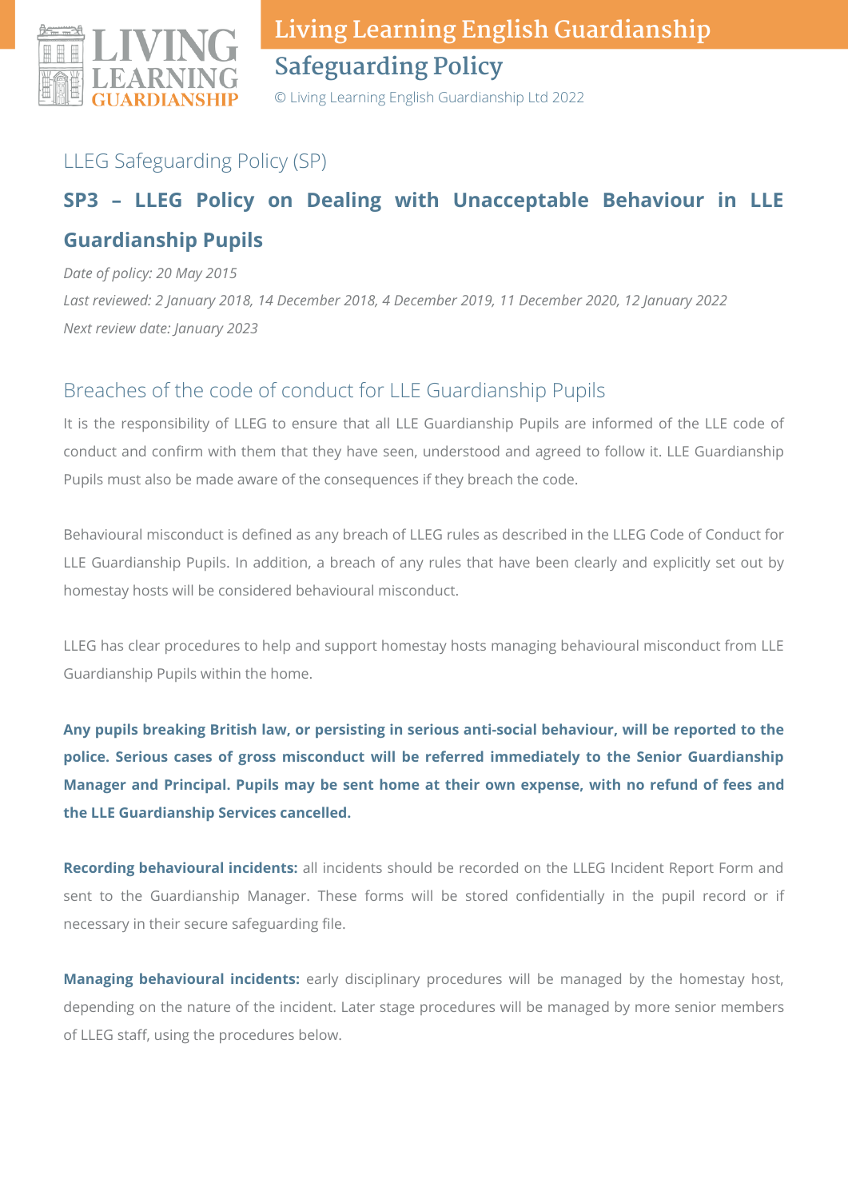LLEG Safeguarding Policy (SP)

## SP3 – LLEG Policy on Dealing with Unacceptable Behaviour in LLE Guardianship Pupils

*Date of policy: 20 May 2015*

*Last reviewed: 2 January 2018, 14 December 2018, 4 December 2019, 11 December 2020, 12 January 2022*

*Next review date: January 2023*

### Breaches of the code of conduct for LLE Guardianship Pupils

It is the responsibility of LLEG to ensure that all LLE Guardianship Pupils are informed of the LLE code of conduct and confirm with them that they have seen, understood and agreed to follow it. LLE Guardianship Pupils must also be made aware of the consequences if they breach the code.

Behavioural misconduct is defined as any breach of LLEG rules as described in the LLEG Code of Conduct for LLE Guardianship Pupils. In addition, a breach of any rules that have been clearly and explicitly set out by homestay hosts will be considered behavioural misconduct.

LLEG has clear procedures to help and support homestay hosts managing behavioural misconduct from LLE Guardianship Pupils within the home.

**Any pupils breaking British law, or persisting in serious anti-social behaviour, will be reported to the police. Serious cases of gross misconduct will be referred immediately to the Senior Guardianship Manager and Principal. Pupils may be sent home at their own expense, with no refund of fees and the LLE Guardianship Services cancelled.**

**Recording behavioural incidents:** all incidents should be recorded on the LLEG Incident Report Form and sent to the Guardianship Manager. These forms will be stored confidentially in the pupil record or if necessary in their secure safeguarding file.

**Managing behavioural incidents:** early disciplinary procedures will be managed by the homestay host, depending on the nature of the incident. Later stage procedures will be managed by more senior members of LLEG staff, using the procedures below.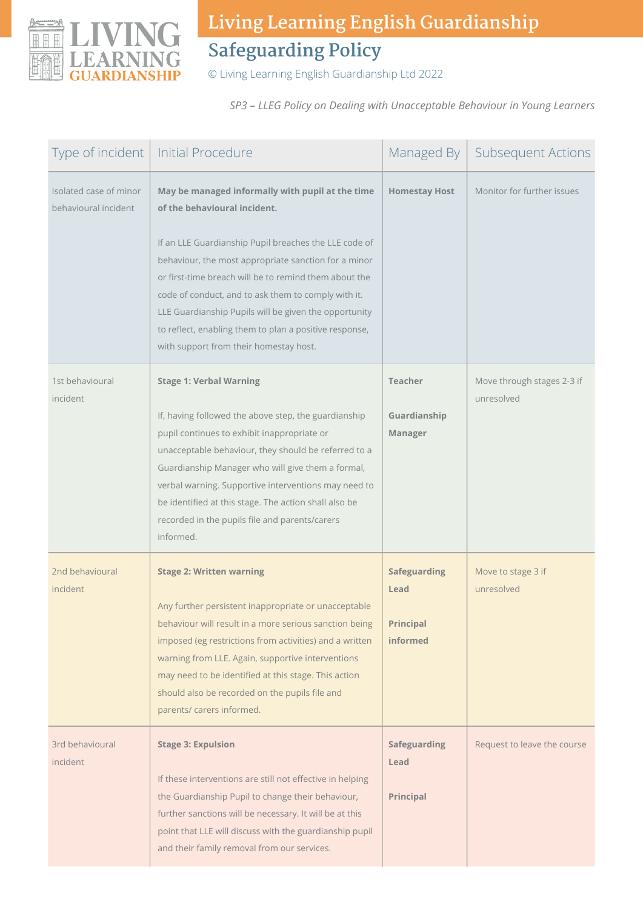SP3 – LLEG Policy on Dealing with Unacceptable Behaviour in Young Learners

| Type of incident | Initial Procedure | Managed By | Subsequent Actions |
|---|---|---|---|
| Isolated case of minor behavioural incident | **May be managed informally with pupil at the time of the behavioural incident.**<br><br>If an LLE Guardianship Pupil breaches the LLE code of behaviour, the most appropriate sanction for a minor or first-time breach will be to remind them about the code of conduct, and to ask them to comply with it. LLE Guardianship Pupils will be given the opportunity to reflect, enabling them to plan a positive response, with support from their homestay host. | **Homestay Host** | Monitor for further issues |
| 1st behavioural incident | **Stage 1: Verbal Warning**<br><br>If, having followed the above step, the guardianship pupil continues to exhibit inappropriate or unacceptable behaviour, they should be referred to a Guardianship Manager who will give them a formal, verbal warning. Supportive interventions may need to be identified at this stage. The action shall also be recorded in the pupils file and parents/carers informed. | **Teacher**<br><br>**Guardianship Manager** | Move through stages 2-3 if unresolved |
| 2nd behavioural incident | **Stage 2: Written warning**<br><br>Any further persistent inappropriate or unacceptable behaviour will result in a more serious sanction being imposed (eg restrictions from activities) and a written warning from LLE. Again, supportive interventions may need to be identified at this stage. This action should also be recorded on the pupils file and parents/ carers informed. | **Safeguarding Lead**<br><br>**Principal informed** | Move to stage 3 if unresolved |
| 3rd behavioural incident | **Stage 3: Expulsion**<br><br>If these interventions are still not effective in helping the Guardianship Pupil to change their behaviour, further sanctions will be necessary. It will be at this point that LLE will discuss with the guardianship pupil and their family removal from our services. | **Safeguarding Lead**<br><br>**Principal** | Request to leave the course |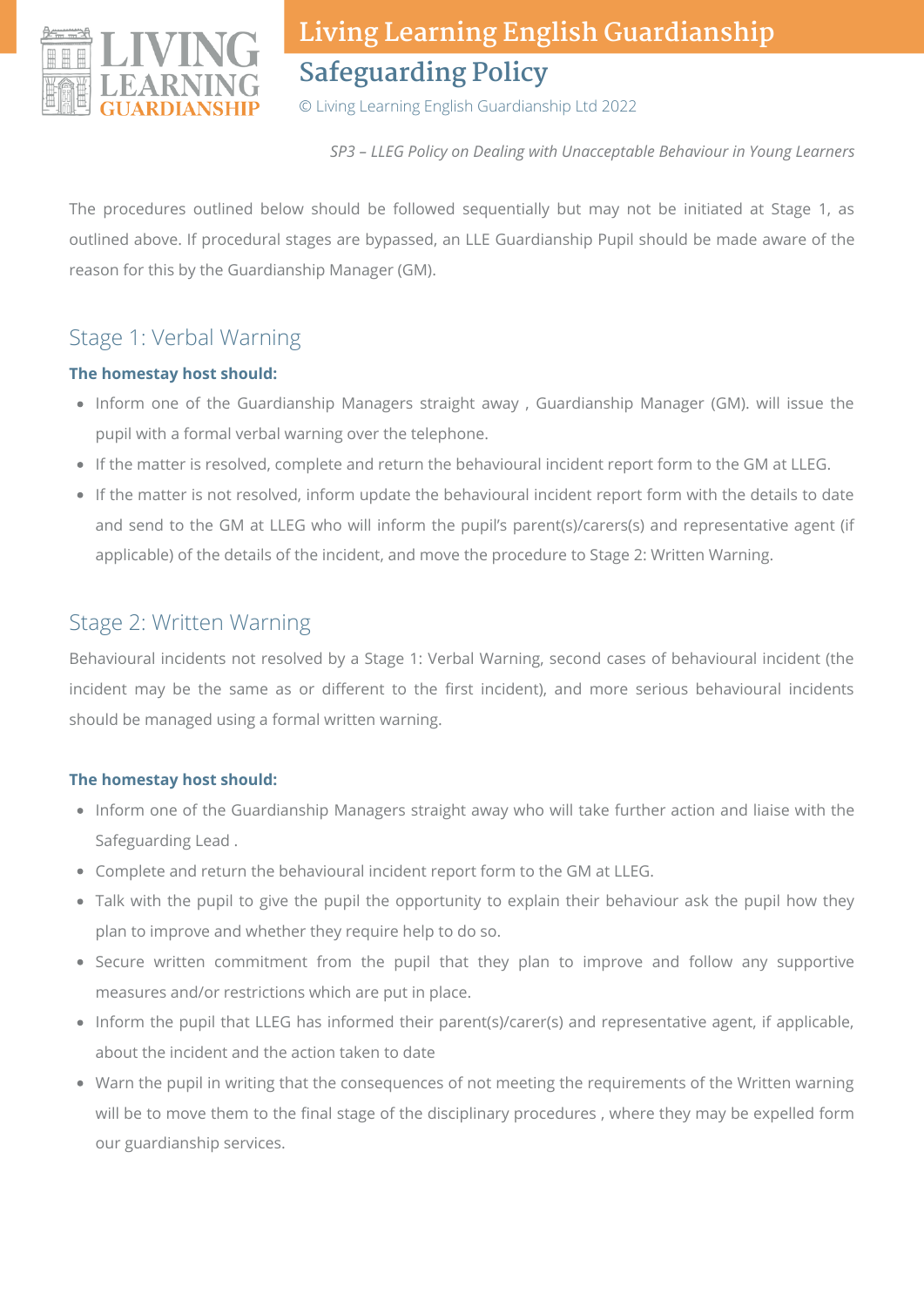*SP3 – LLEG Policy on Dealing with Unacceptable Behaviour in Young Learners*

The procedures outlined below should be followed sequentially but may not be initiated at Stage 1, as outlined above. If procedural stages are bypassed, an LLE Guardianship Pupil should be made aware of the reason for this by the Guardianship Manager (GM).

## Stage 1: Verbal Warning

**The homestay host should:**

- Inform one of the Guardianship Managers straight away , Guardianship Manager (GM). will issue the pupil with a formal verbal warning over the telephone.
- If the matter is resolved, complete and return the behavioural incident report form to the GM at LLEG.
- If the matter is not resolved, inform update the behavioural incident report form with the details to date and send to the GM at LLEG who will inform the pupil's parent(s)/carers(s) and representative agent (if applicable) of the details of the incident, and move the procedure to Stage 2: Written Warning.

## Stage 2: Written Warning

Behavioural incidents not resolved by a Stage 1: Verbal Warning, second cases of behavioural incident (the incident may be the same as or different to the first incident), and more serious behavioural incidents should be managed using a formal written warning.

**The homestay host should:**

- Inform one of the Guardianship Managers straight away who will take further action and liaise with the Safeguarding Lead .
- Complete and return the behavioural incident report form to the GM at LLEG.
- Talk with the pupil to give the pupil the opportunity to explain their behaviour ask the pupil how they plan to improve and whether they require help to do so.
- Secure written commitment from the pupil that they plan to improve and follow any supportive measures and/or restrictions which are put in place.
- Inform the pupil that LLEG has informed their parent(s)/carer(s) and representative agent, if applicable, about the incident and the action taken to date
- Warn the pupil in writing that the consequences of not meeting the requirements of the Written warning will be to move them to the final stage of the disciplinary procedures , where they may be expelled form our guardianship services.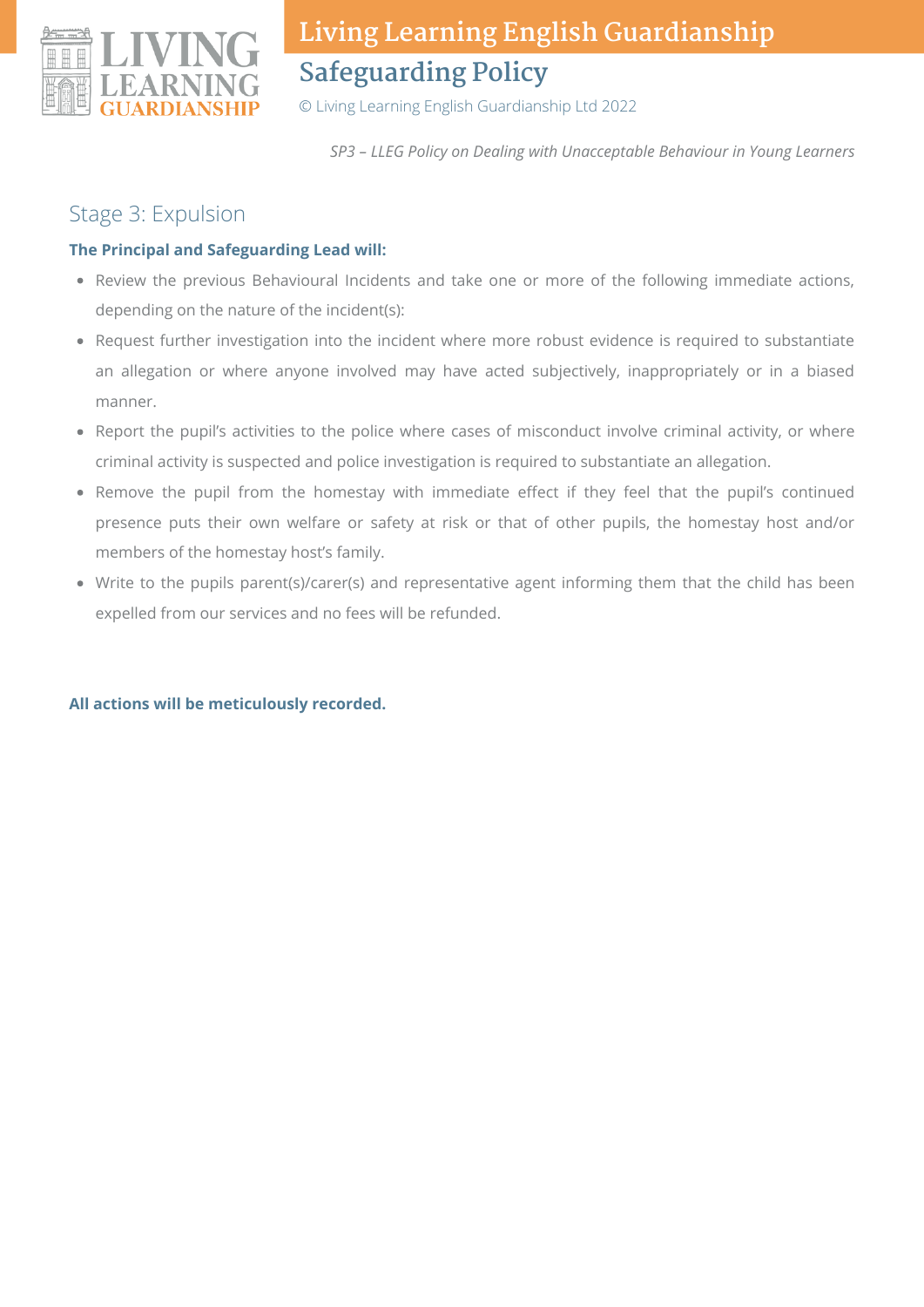## Stage 3: Expulsion

**The Principal and Safeguarding Lead will:**

- Review the previous Behavioural Incidents and take one or more of the following immediate actions, depending on the nature of the incident(s):
- Request further investigation into the incident where more robust evidence is required to substantiate an allegation or where anyone involved may have acted subjectively, inappropriately or in a biased manner.
- Report the pupil's activities to the police where cases of misconduct involve criminal activity, or where criminal activity is suspected and police investigation is required to substantiate an allegation.
- Remove the pupil from the homestay with immediate effect if they feel that the pupil's continued presence puts their own welfare or safety at risk or that of other pupils, the homestay host and/or members of the homestay host's family.
- Write to the pupils parent(s)/carer(s) and representative agent informing them that the child has been expelled from our services and no fees will be refunded.

**All actions will be meticulously recorded.**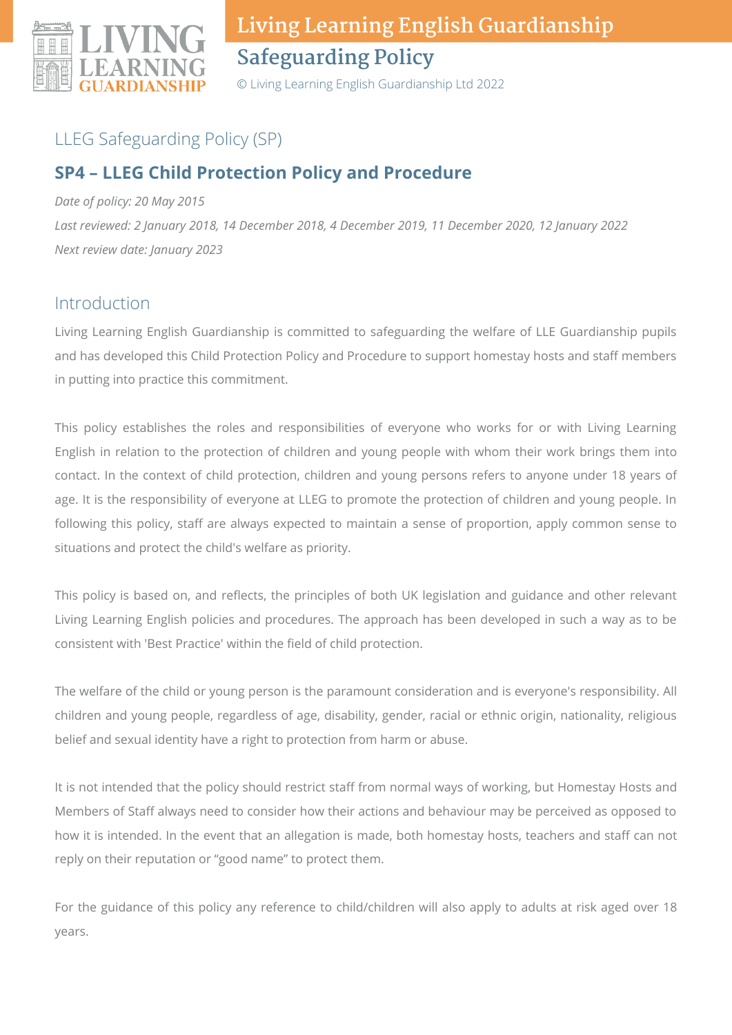## LLEG Safeguarding Policy (SP)

### SP4 – LLEG Child Protection Policy and Procedure

*Date of policy: 20 May 2015*

*Last reviewed: 2 January 2018, 14 December 2018, 4 December 2019, 11 December 2020, 12 January 2022*

*Next review date: January 2023*

## Introduction

Living Learning English Guardianship is committed to safeguarding the welfare of LLE Guardianship pupils and has developed this Child Protection Policy and Procedure to support homestay hosts and staff members in putting into practice this commitment.

This policy establishes the roles and responsibilities of everyone who works for or with Living Learning English in relation to the protection of children and young people with whom their work brings them into contact. In the context of child protection, children and young persons refers to anyone under 18 years of age. It is the responsibility of everyone at LLEG to promote the protection of children and young people. In following this policy, staff are always expected to maintain a sense of proportion, apply common sense to situations and protect the child's welfare as priority.

This policy is based on, and reflects, the principles of both UK legislation and guidance and other relevant Living Learning English policies and procedures. The approach has been developed in such a way as to be consistent with 'Best Practice' within the field of child protection.

The welfare of the child or young person is the paramount consideration and is everyone's responsibility. All children and young people, regardless of age, disability, gender, racial or ethnic origin, nationality, religious belief and sexual identity have a right to protection from harm or abuse.

It is not intended that the policy should restrict staff from normal ways of working, but Homestay Hosts and Members of Staff always need to consider how their actions and behaviour may be perceived as opposed to how it is intended. In the event that an allegation is made, both homestay hosts, teachers and staff can not reply on their reputation or "good name" to protect them.

For the guidance of this policy any reference to child/children will also apply to adults at risk aged over 18 years.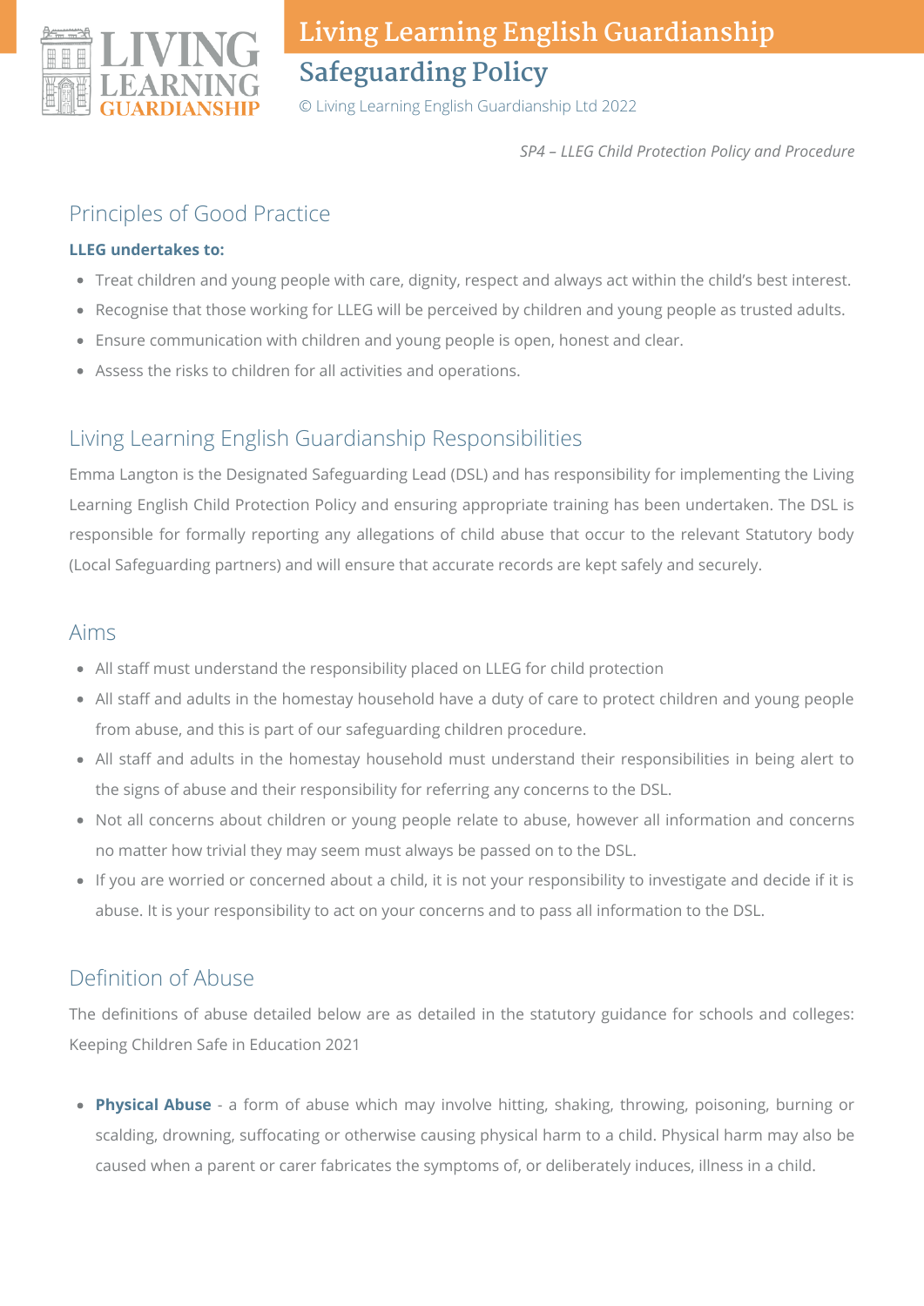*SP4 – LLEG Child Protection Policy and Procedure*

## Principles of Good Practice

**LLEG undertakes to:**

- Treat children and young people with care, dignity, respect and always act within the child's best interest.
- Recognise that those working for LLEG will be perceived by children and young people as trusted adults.
- Ensure communication with children and young people is open, honest and clear.
- Assess the risks to children for all activities and operations.

## Living Learning English Guardianship Responsibilities

Emma Langton is the Designated Safeguarding Lead (DSL) and has responsibility for implementing the Living Learning English Child Protection Policy and ensuring appropriate training has been undertaken. The DSL is responsible for formally reporting any allegations of child abuse that occur to the relevant Statutory body (Local Safeguarding partners) and will ensure that accurate records are kept safely and securely.

## Aims

- All staff must understand the responsibility placed on LLEG for child protection
- All staff and adults in the homestay household have a duty of care to protect children and young people from abuse, and this is part of our safeguarding children procedure.
- All staff and adults in the homestay household must understand their responsibilities in being alert to the signs of abuse and their responsibility for referring any concerns to the DSL.
- Not all concerns about children or young people relate to abuse, however all information and concerns no matter how trivial they may seem must always be passed on to the DSL.
- If you are worried or concerned about a child, it is not your responsibility to investigate and decide if it is abuse. It is your responsibility to act on your concerns and to pass all information to the DSL.

## Definition of Abuse

The definitions of abuse detailed below are as detailed in the statutory guidance for schools and colleges: Keeping Children Safe in Education 2021

- **Physical Abuse** - a form of abuse which may involve hitting, shaking, throwing, poisoning, burning or scalding, drowning, suffocating or otherwise causing physical harm to a child. Physical harm may also be caused when a parent or carer fabricates the symptoms of, or deliberately induces, illness in a child.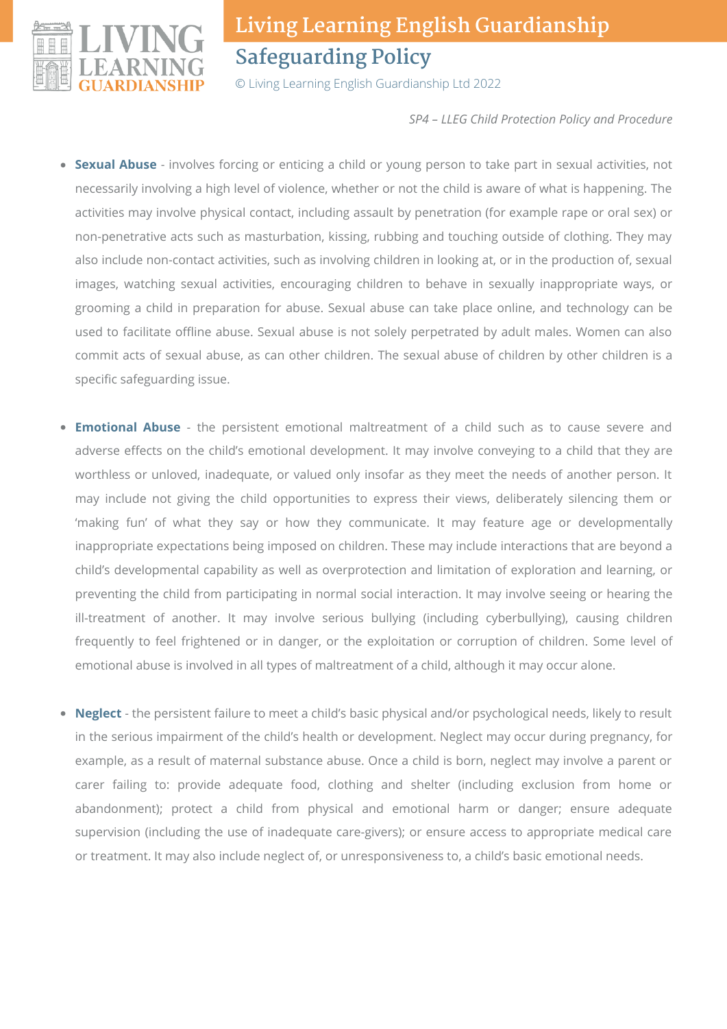- **Sexual Abuse** - involves forcing or enticing a child or young person to take part in sexual activities, not necessarily involving a high level of violence, whether or not the child is aware of what is happening. The activities may involve physical contact, including assault by penetration (for example rape or oral sex) or non-penetrative acts such as masturbation, kissing, rubbing and touching outside of clothing. They may also include non-contact activities, such as involving children in looking at, or in the production of, sexual images, watching sexual activities, encouraging children to behave in sexually inappropriate ways, or grooming a child in preparation for abuse. Sexual abuse can take place online, and technology can be used to facilitate offline abuse. Sexual abuse is not solely perpetrated by adult males. Women can also commit acts of sexual abuse, as can other children. The sexual abuse of children by other children is a specific safeguarding issue.

- **Emotional Abuse** - the persistent emotional maltreatment of a child such as to cause severe and adverse effects on the child's emotional development. It may involve conveying to a child that they are worthless or unloved, inadequate, or valued only insofar as they meet the needs of another person. It may include not giving the child opportunities to express their views, deliberately silencing them or 'making fun' of what they say or how they communicate. It may feature age or developmentally inappropriate expectations being imposed on children. These may include interactions that are beyond a child's developmental capability as well as overprotection and limitation of exploration and learning, or preventing the child from participating in normal social interaction. It may involve seeing or hearing the ill-treatment of another. It may involve serious bullying (including cyberbullying), causing children frequently to feel frightened or in danger, or the exploitation or corruption of children. Some level of emotional abuse is involved in all types of maltreatment of a child, although it may occur alone.

- **Neglect** - the persistent failure to meet a child's basic physical and/or psychological needs, likely to result in the serious impairment of the child's health or development. Neglect may occur during pregnancy, for example, as a result of maternal substance abuse. Once a child is born, neglect may involve a parent or carer failing to: provide adequate food, clothing and shelter (including exclusion from home or abandonment); protect a child from physical and emotional harm or danger; ensure adequate supervision (including the use of inadequate care-givers); or ensure access to appropriate medical care or treatment. It may also include neglect of, or unresponsiveness to, a child's basic emotional needs.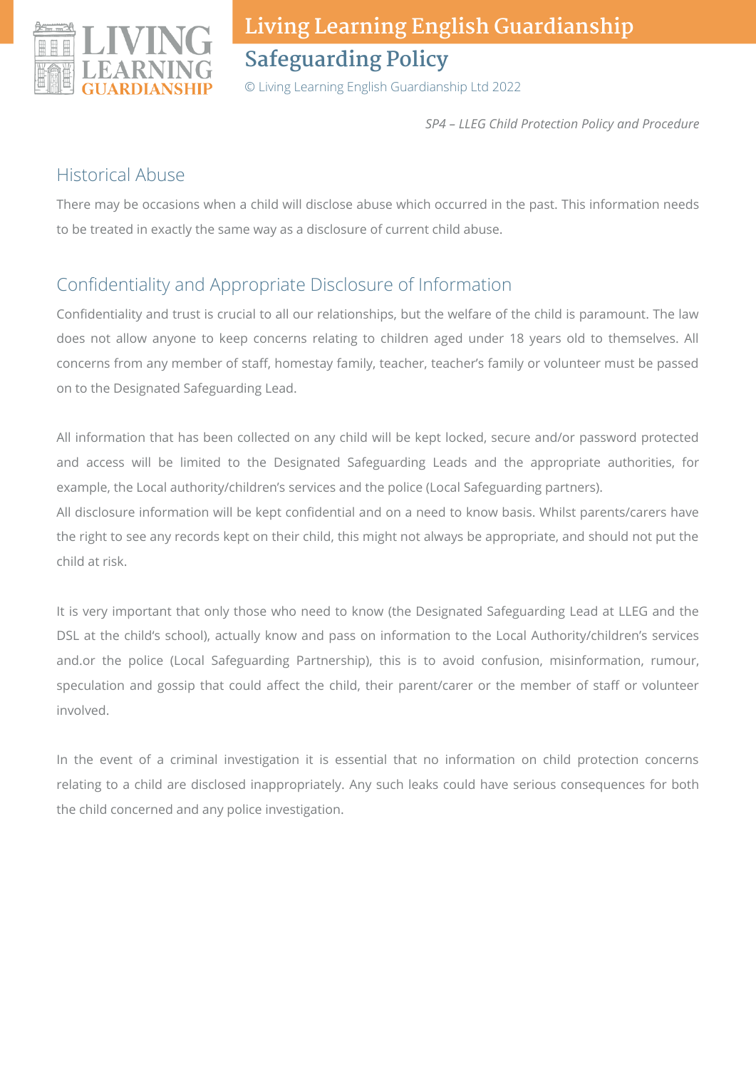## Historical Abuse

There may be occasions when a child will disclose abuse which occurred in the past. This information needs to be treated in exactly the same way as a disclosure of current child abuse.

## Confidentiality and Appropriate Disclosure of Information

Confidentiality and trust is crucial to all our relationships, but the welfare of the child is paramount. The law does not allow anyone to keep concerns relating to children aged under 18 years old to themselves. All concerns from any member of staff, homestay family, teacher, teacher's family or volunteer must be passed on to the Designated Safeguarding Lead.

All information that has been collected on any child will be kept locked, secure and/or password protected and access will be limited to the Designated Safeguarding Leads and the appropriate authorities, for example, the Local authority/children's services and the police (Local Safeguarding partners).
All disclosure information will be kept confidential and on a need to know basis. Whilst parents/carers have the right to see any records kept on their child, this might not always be appropriate, and should not put the child at risk.

It is very important that only those who need to know (the Designated Safeguarding Lead at LLEG and the DSL at the child's school), actually know and pass on information to the Local Authority/children's services and.or the police (Local Safeguarding Partnership), this is to avoid confusion, misinformation, rumour, speculation and gossip that could affect the child, their parent/carer or the member of staff or volunteer involved.

In the event of a criminal investigation it is essential that no information on child protection concerns relating to a child are disclosed inappropriately. Any such leaks could have serious consequences for both the child concerned and any police investigation.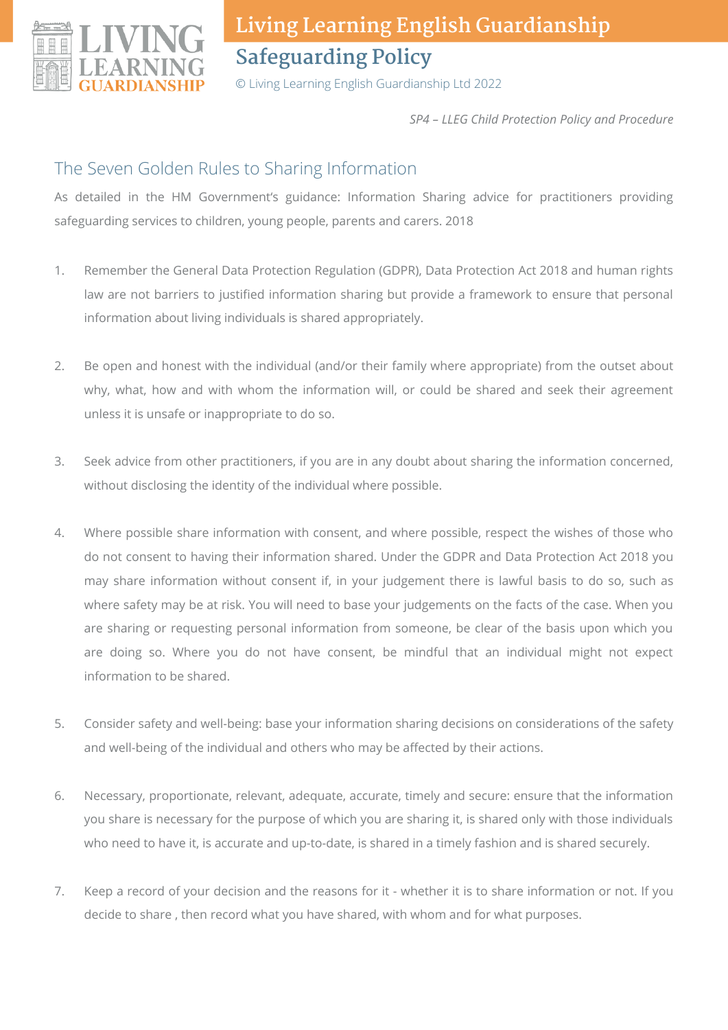*SP4 – LLEG Child Protection Policy and Procedure*

## The Seven Golden Rules to Sharing Information

As detailed in the HM Government's guidance: Information Sharing advice for practitioners providing safeguarding services to children, young people, parents and carers. 2018

1. Remember the General Data Protection Regulation (GDPR), Data Protection Act 2018 and human rights law are not barriers to justified information sharing but provide a framework to ensure that personal information about living individuals is shared appropriately.

2. Be open and honest with the individual (and/or their family where appropriate) from the outset about why, what, how and with whom the information will, or could be shared and seek their agreement unless it is unsafe or inappropriate to do so.

3. Seek advice from other practitioners, if you are in any doubt about sharing the information concerned, without disclosing the identity of the individual where possible.

4. Where possible share information with consent, and where possible, respect the wishes of those who do not consent to having their information shared. Under the GDPR and Data Protection Act 2018 you may share information without consent if, in your judgement there is lawful basis to do so, such as where safety may be at risk. You will need to base your judgements on the facts of the case. When you are sharing or requesting personal information from someone, be clear of the basis upon which you are doing so. Where you do not have consent, be mindful that an individual might not expect information to be shared.

5. Consider safety and well-being: base your information sharing decisions on considerations of the safety and well-being of the individual and others who may be affected by their actions.

6. Necessary, proportionate, relevant, adequate, accurate, timely and secure: ensure that the information you share is necessary for the purpose of which you are sharing it, is shared only with those individuals who need to have it, is accurate and up-to-date, is shared in a timely fashion and is shared securely.

7. Keep a record of your decision and the reasons for it - whether it is to share information or not. If you decide to share , then record what you have shared, with whom and for what purposes.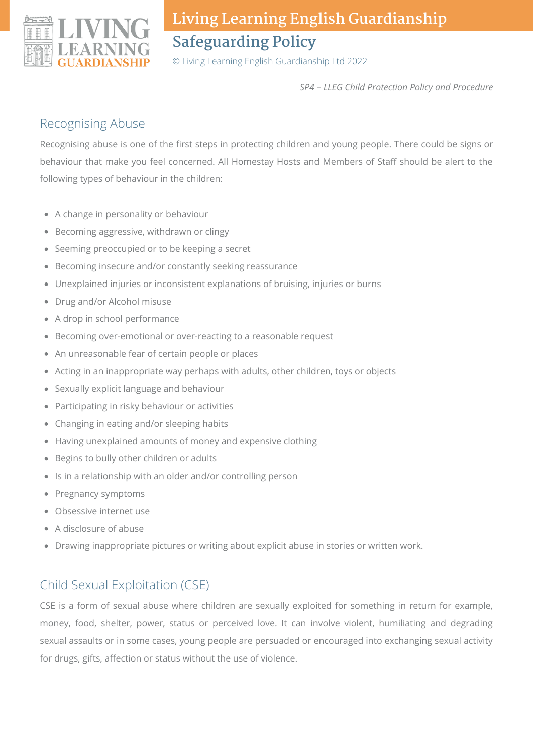## Recognising Abuse

Recognising abuse is one of the first steps in protecting children and young people. There could be signs or behaviour that make you feel concerned. All Homestay Hosts and Members of Staff should be alert to the following types of behaviour in the children:

- A change in personality or behaviour
- Becoming aggressive, withdrawn or clingy
- Seeming preoccupied or to be keeping a secret
- Becoming insecure and/or constantly seeking reassurance
- Unexplained injuries or inconsistent explanations of bruising, injuries or burns
- Drug and/or Alcohol misuse
- A drop in school performance
- Becoming over-emotional or over-reacting to a reasonable request
- An unreasonable fear of certain people or places
- Acting in an inappropriate way perhaps with adults, other children, toys or objects
- Sexually explicit language and behaviour
- Participating in risky behaviour or activities
- Changing in eating and/or sleeping habits
- Having unexplained amounts of money and expensive clothing
- Begins to bully other children or adults
- Is in a relationship with an older and/or controlling person
- Pregnancy symptoms
- Obsessive internet use
- A disclosure of abuse
- Drawing inappropriate pictures or writing about explicit abuse in stories or written work.

## Child Sexual Exploitation (CSE)

CSE is a form of sexual abuse where children are sexually exploited for something in return for example, money, food, shelter, power, status or perceived love. It can involve violent, humiliating and degrading sexual assaults or in some cases, young people are persuaded or encouraged into exchanging sexual activity for drugs, gifts, affection or status without the use of violence.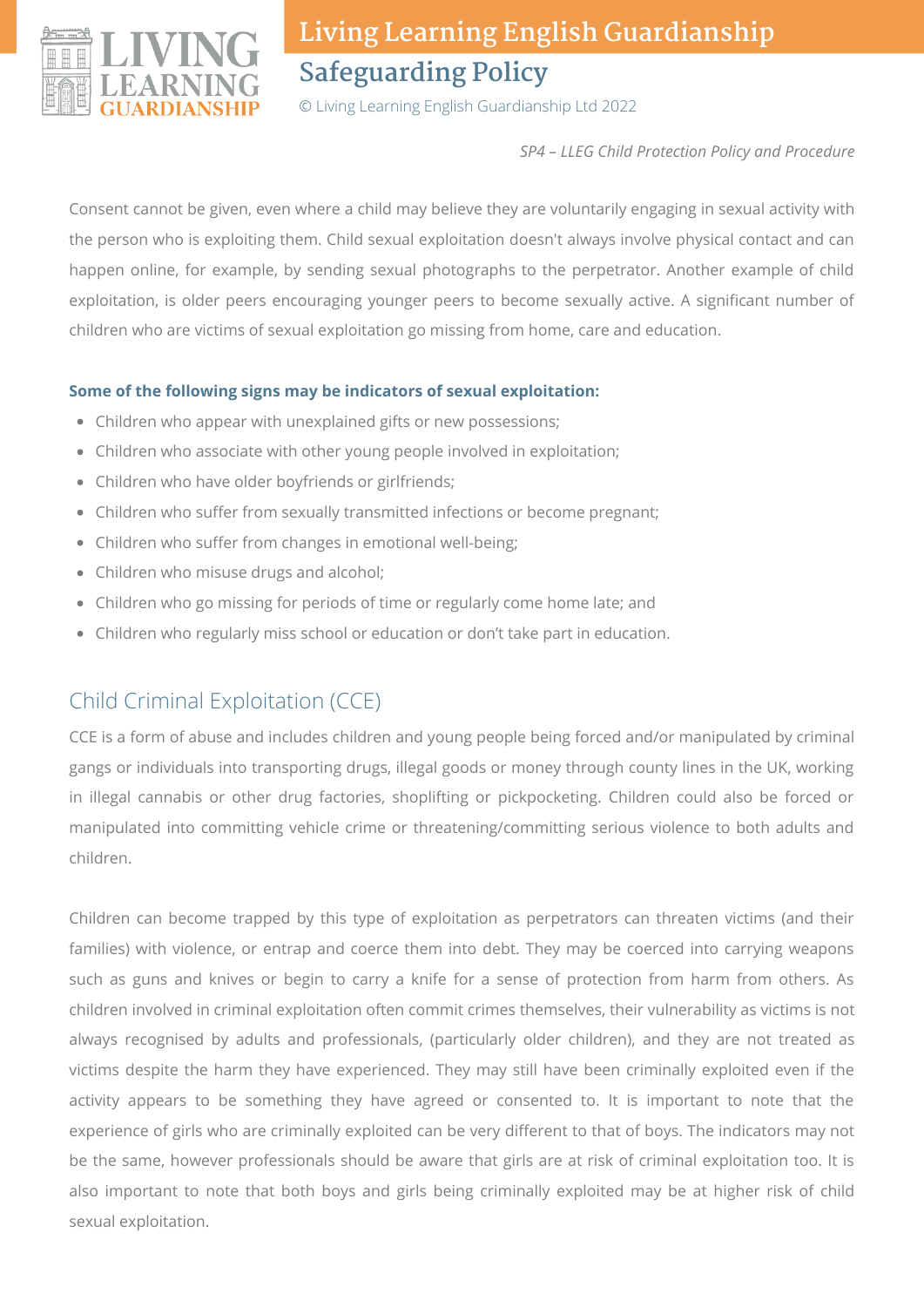Consent cannot be given, even where a child may believe they are voluntarily engaging in sexual activity with the person who is exploiting them. Child sexual exploitation doesn't always involve physical contact and can happen online, for example, by sending sexual photographs to the perpetrator. Another example of child exploitation, is older peers encouraging younger peers to become sexually active. A significant number of children who are victims of sexual exploitation go missing from home, care and education.

**Some of the following signs may be indicators of sexual exploitation:**

- Children who appear with unexplained gifts or new possessions;
- Children who associate with other young people involved in exploitation;
- Children who have older boyfriends or girlfriends;
- Children who suffer from sexually transmitted infections or become pregnant;
- Children who suffer from changes in emotional well-being;
- Children who misuse drugs and alcohol;
- Children who go missing for periods of time or regularly come home late; and
- Children who regularly miss school or education or don't take part in education.

## Child Criminal Exploitation (CCE)

CCE is a form of abuse and includes children and young people being forced and/or manipulated by criminal gangs or individuals into transporting drugs, illegal goods or money through county lines in the UK, working in illegal cannabis or other drug factories, shoplifting or pickpocketing. Children could also be forced or manipulated into committing vehicle crime or threatening/committing serious violence to both adults and children.

Children can become trapped by this type of exploitation as perpetrators can threaten victims (and their families) with violence, or entrap and coerce them into debt. They may be coerced into carrying weapons such as guns and knives or begin to carry a knife for a sense of protection from harm from others. As children involved in criminal exploitation often commit crimes themselves, their vulnerability as victims is not always recognised by adults and professionals, (particularly older children), and they are not treated as victims despite the harm they have experienced. They may still have been criminally exploited even if the activity appears to be something they have agreed or consented to. It is important to note that the experience of girls who are criminally exploited can be very different to that of boys. The indicators may not be the same, however professionals should be aware that girls are at risk of criminal exploitation too. It is also important to note that both boys and girls being criminally exploited may be at higher risk of child sexual exploitation.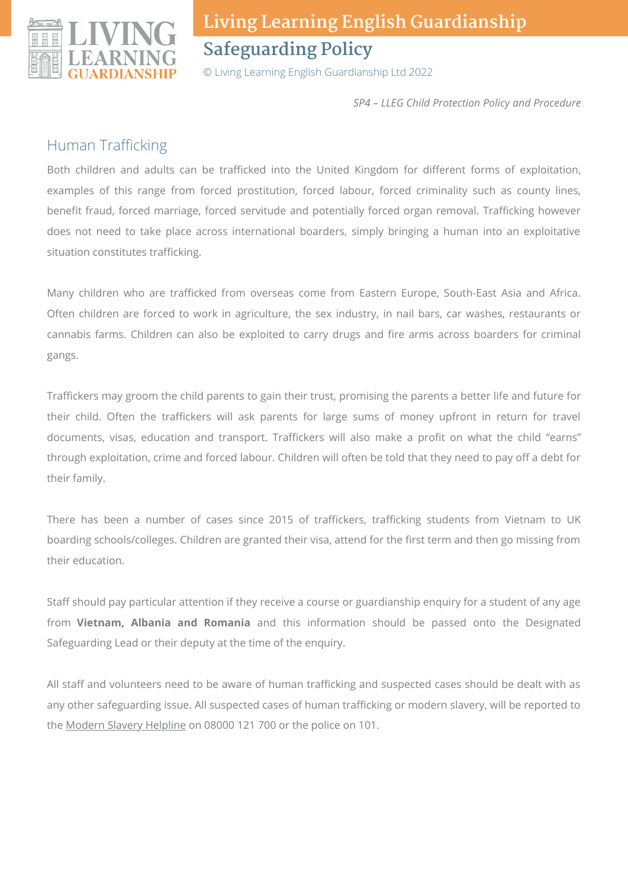## Human Trafficking

Both children and adults can be trafficked into the United Kingdom for different forms of exploitation, examples of this range from forced prostitution, forced labour, forced criminality such as county lines, benefit fraud, forced marriage, forced servitude and potentially forced organ removal. Trafficking however does not need to take place across international boarders, simply bringing a human into an exploitative situation constitutes trafficking.

Many children who are trafficked from overseas come from Eastern Europe, South-East Asia and Africa. Often children are forced to work in agriculture, the sex industry, in nail bars, car washes, restaurants or cannabis farms. Children can also be exploited to carry drugs and fire arms across boarders for criminal gangs.

Traffickers may groom the child parents to gain their trust, promising the parents a better life and future for their child. Often the traffickers will ask parents for large sums of money upfront in return for travel documents, visas, education and transport. Traffickers will also make a profit on what the child "earns" through exploitation, crime and forced labour. Children will often be told that they need to pay off a debt for their family.

There has been a number of cases since 2015 of traffickers, trafficking students from Vietnam to UK boarding schools/colleges. Children are granted their visa, attend for the first term and then go missing from their education.

Staff should pay particular attention if they receive a course or guardianship enquiry for a student of any age from **Vietnam, Albania and Romania** and this information should be passed onto the Designated Safeguarding Lead or their deputy at the time of the enquiry.

All staff and volunteers need to be aware of human trafficking and suspected cases should be dealt with as any other safeguarding issue. All suspected cases of human trafficking or modern slavery, will be reported to the Modern Slavery Helpline on 08000 121 700 or the police on 101.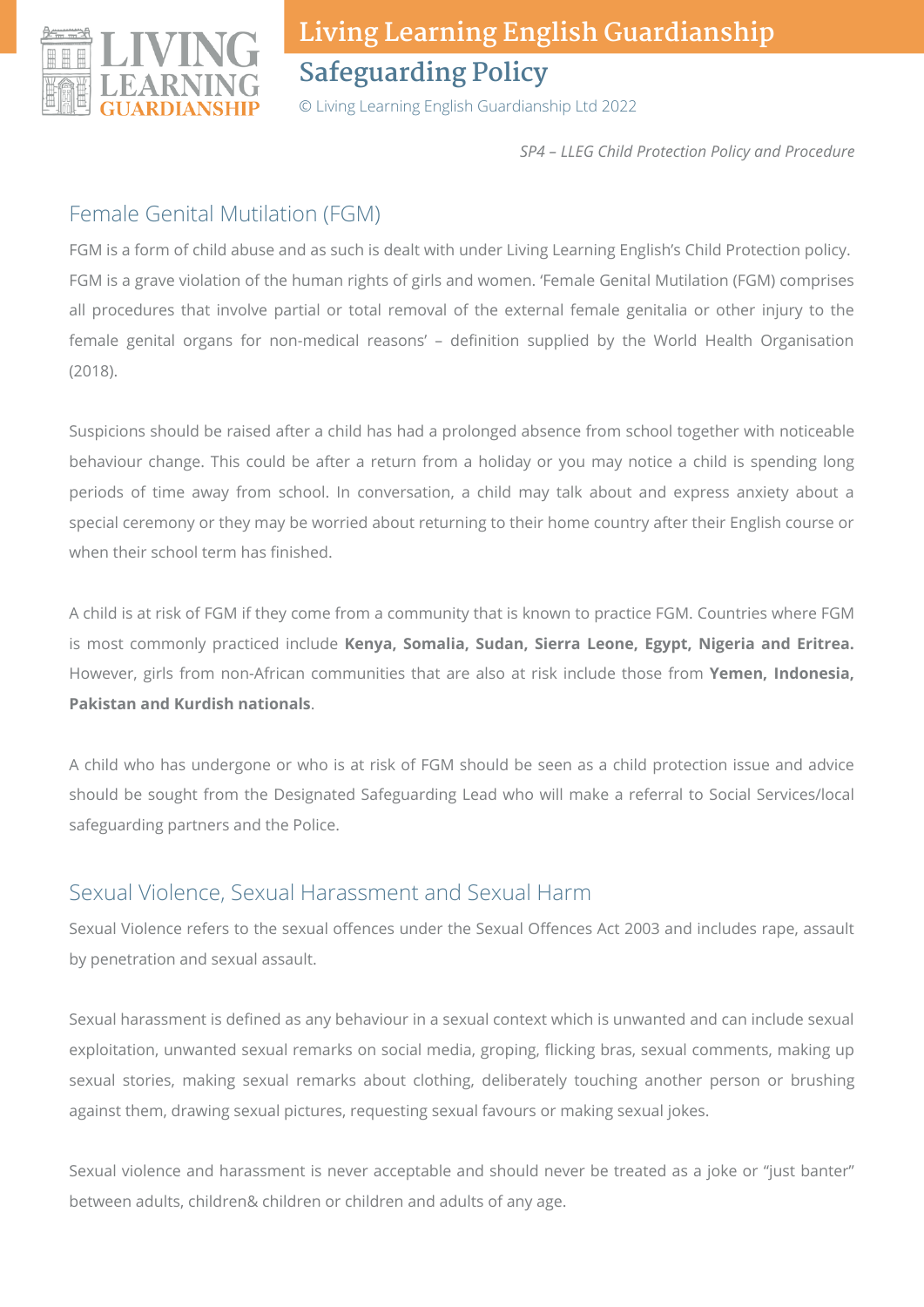## Female Genital Mutilation (FGM)

FGM is a form of child abuse and as such is dealt with under Living Learning English's Child Protection policy. FGM is a grave violation of the human rights of girls and women. 'Female Genital Mutilation (FGM) comprises all procedures that involve partial or total removal of the external female genitalia or other injury to the female genital organs for non-medical reasons' – definition supplied by the World Health Organisation (2018).

Suspicions should be raised after a child has had a prolonged absence from school together with noticeable behaviour change. This could be after a return from a holiday or you may notice a child is spending long periods of time away from school. In conversation, a child may talk about and express anxiety about a special ceremony or they may be worried about returning to their home country after their English course or when their school term has finished.

A child is at risk of FGM if they come from a community that is known to practice FGM. Countries where FGM is most commonly practiced include **Kenya, Somalia, Sudan, Sierra Leone, Egypt, Nigeria and Eritrea.** However, girls from non-African communities that are also at risk include those from **Yemen, Indonesia, Pakistan and Kurdish nationals**.

A child who has undergone or who is at risk of FGM should be seen as a child protection issue and advice should be sought from the Designated Safeguarding Lead who will make a referral to Social Services/local safeguarding partners and the Police.

## Sexual Violence, Sexual Harassment and Sexual Harm

Sexual Violence refers to the sexual offences under the Sexual Offences Act 2003 and includes rape, assault by penetration and sexual assault.

Sexual harassment is defined as any behaviour in a sexual context which is unwanted and can include sexual exploitation, unwanted sexual remarks on social media, groping, flicking bras, sexual comments, making up sexual stories, making sexual remarks about clothing, deliberately touching another person or brushing against them, drawing sexual pictures, requesting sexual favours or making sexual jokes.

Sexual violence and harassment is never acceptable and should never be treated as a joke or "just banter" between adults, children& children or children and adults of any age.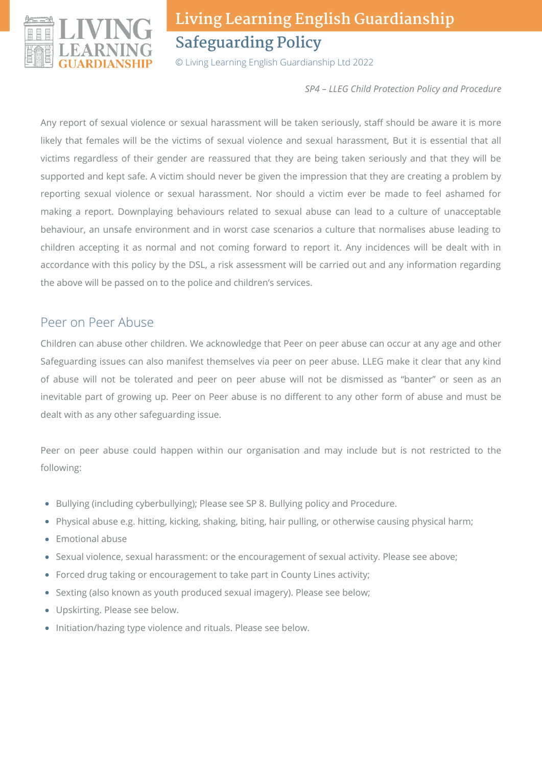Any report of sexual violence or sexual harassment will be taken seriously, staff should be aware it is more likely that females will be the victims of sexual violence and sexual harassment, But it is essential that all victims regardless of their gender are reassured that they are being taken seriously and that they will be supported and kept safe. A victim should never be given the impression that they are creating a problem by reporting sexual violence or sexual harassment. Nor should a victim ever be made to feel ashamed for making a report. Downplaying behaviours related to sexual abuse can lead to a culture of unacceptable behaviour, an unsafe environment and in worst case scenarios a culture that normalises abuse leading to children accepting it as normal and not coming forward to report it. Any incidences will be dealt with in accordance with this policy by the DSL, a risk assessment will be carried out and any information regarding the above will be passed on to the police and children's services.

## Peer on Peer Abuse

Children can abuse other children. We acknowledge that Peer on peer abuse can occur at any age and other Safeguarding issues can also manifest themselves via peer on peer abuse. LLEG make it clear that any kind of abuse will not be tolerated and peer on peer abuse will not be dismissed as "banter" or seen as an inevitable part of growing up. Peer on Peer abuse is no different to any other form of abuse and must be dealt with as any other safeguarding issue.

Peer on peer abuse could happen within our organisation and may include but is not restricted to the following:

- Bullying (including cyberbullying); Please see SP 8. Bullying policy and Procedure.
- Physical abuse e.g. hitting, kicking, shaking, biting, hair pulling, or otherwise causing physical harm;
- Emotional abuse
- Sexual violence, sexual harassment: or the encouragement of sexual activity. Please see above;
- Forced drug taking or encouragement to take part in County Lines activity;
- Sexting (also known as youth produced sexual imagery). Please see below;
- Upskirting. Please see below.
- Initiation/hazing type violence and rituals. Please see below.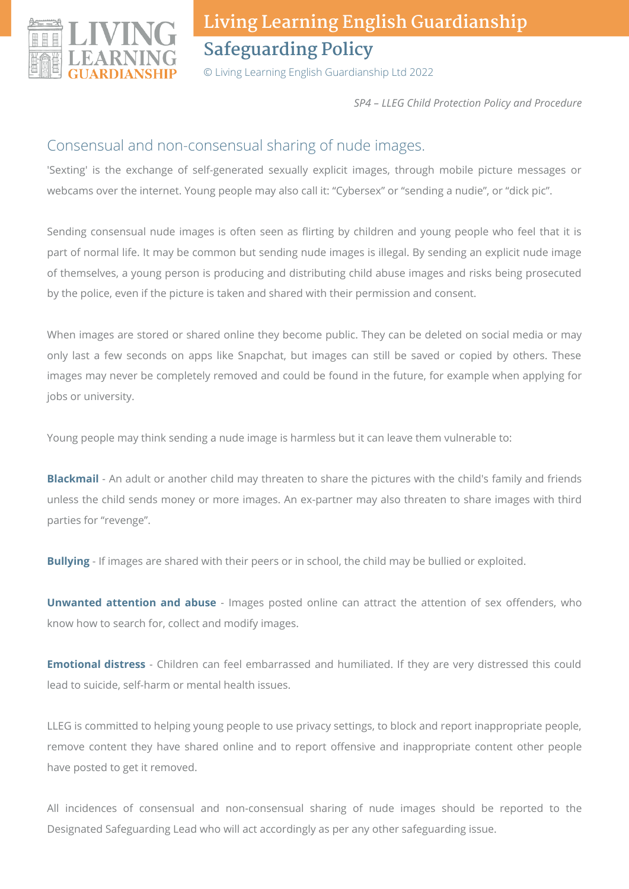## Consensual and non-consensual sharing of nude images.

'Sexting' is the exchange of self-generated sexually explicit images, through mobile picture messages or webcams over the internet. Young people may also call it: "Cybersex" or "sending a nudie", or "dick pic".

Sending consensual nude images is often seen as flirting by children and young people who feel that it is part of normal life. It may be common but sending nude images is illegal. By sending an explicit nude image of themselves, a young person is producing and distributing child abuse images and risks being prosecuted by the police, even if the picture is taken and shared with their permission and consent.

When images are stored or shared online they become public. They can be deleted on social media or may only last a few seconds on apps like Snapchat, but images can still be saved or copied by others. These images may never be completely removed and could be found in the future, for example when applying for jobs or university.

Young people may think sending a nude image is harmless but it can leave them vulnerable to:

**Blackmail** - An adult or another child may threaten to share the pictures with the child's family and friends unless the child sends money or more images. An ex-partner may also threaten to share images with third parties for "revenge".

**Bullying** - If images are shared with their peers or in school, the child may be bullied or exploited.

**Unwanted attention and abuse** - Images posted online can attract the attention of sex offenders, who know how to search for, collect and modify images.

**Emotional distress** - Children can feel embarrassed and humiliated. If they are very distressed this could lead to suicide, self-harm or mental health issues.

LLEG is committed to helping young people to use privacy settings, to block and report inappropriate people, remove content they have shared online and to report offensive and inappropriate content other people have posted to get it removed.

All incidences of consensual and non-consensual sharing of nude images should be reported to the Designated Safeguarding Lead who will act accordingly as per any other safeguarding issue.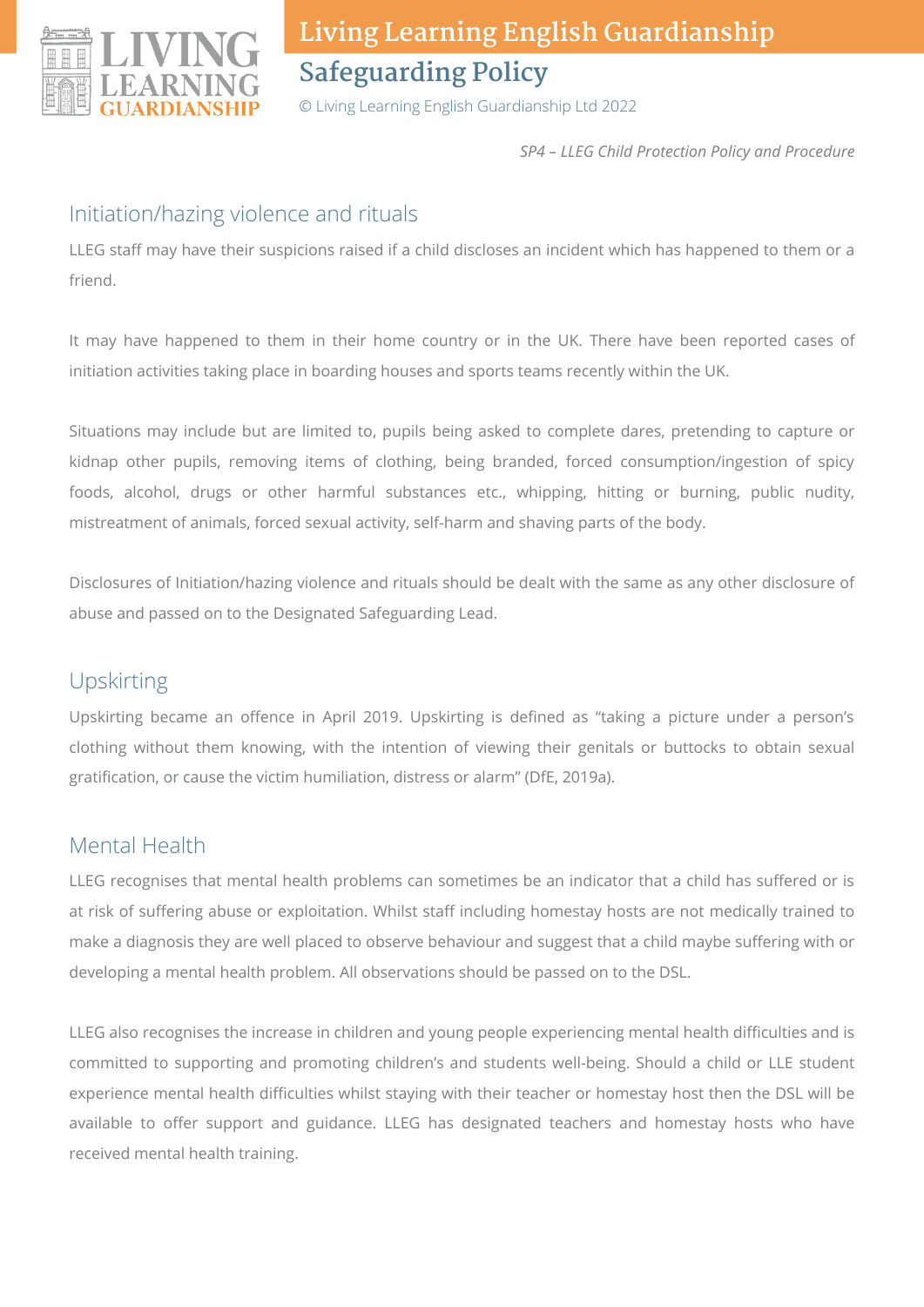*SP4 – LLEG Child Protection Policy and Procedure*

## Initiation/hazing violence and rituals

LLEG staff may have their suspicions raised if a child discloses an incident which has happened to them or a friend.

It may have happened to them in their home country or in the UK. There have been reported cases of initiation activities taking place in boarding houses and sports teams recently within the UK.

Situations may include but are limited to, pupils being asked to complete dares, pretending to capture or kidnap other pupils, removing items of clothing, being branded, forced consumption/ingestion of spicy foods, alcohol, drugs or other harmful substances etc., whipping, hitting or burning, public nudity, mistreatment of animals, forced sexual activity, self-harm and shaving parts of the body.

Disclosures of Initiation/hazing violence and rituals should be dealt with the same as any other disclosure of abuse and passed on to the Designated Safeguarding Lead.

## Upskirting

Upskirting became an offence in April 2019. Upskirting is defined as "taking a picture under a person's clothing without them knowing, with the intention of viewing their genitals or buttocks to obtain sexual gratification, or cause the victim humiliation, distress or alarm" (DfE, 2019a).

## Mental Health

LLEG recognises that mental health problems can sometimes be an indicator that a child has suffered or is at risk of suffering abuse or exploitation. Whilst staff including homestay hosts are not medically trained to make a diagnosis they are well placed to observe behaviour and suggest that a child maybe suffering with or developing a mental health problem. All observations should be passed on to the DSL.

LLEG also recognises the increase in children and young people experiencing mental health difficulties and is committed to supporting and promoting children's and students well-being. Should a child or LLE student experience mental health difficulties whilst staying with their teacher or homestay host then the DSL will be available to offer support and guidance. LLEG has designated teachers and homestay hosts who have received mental health training.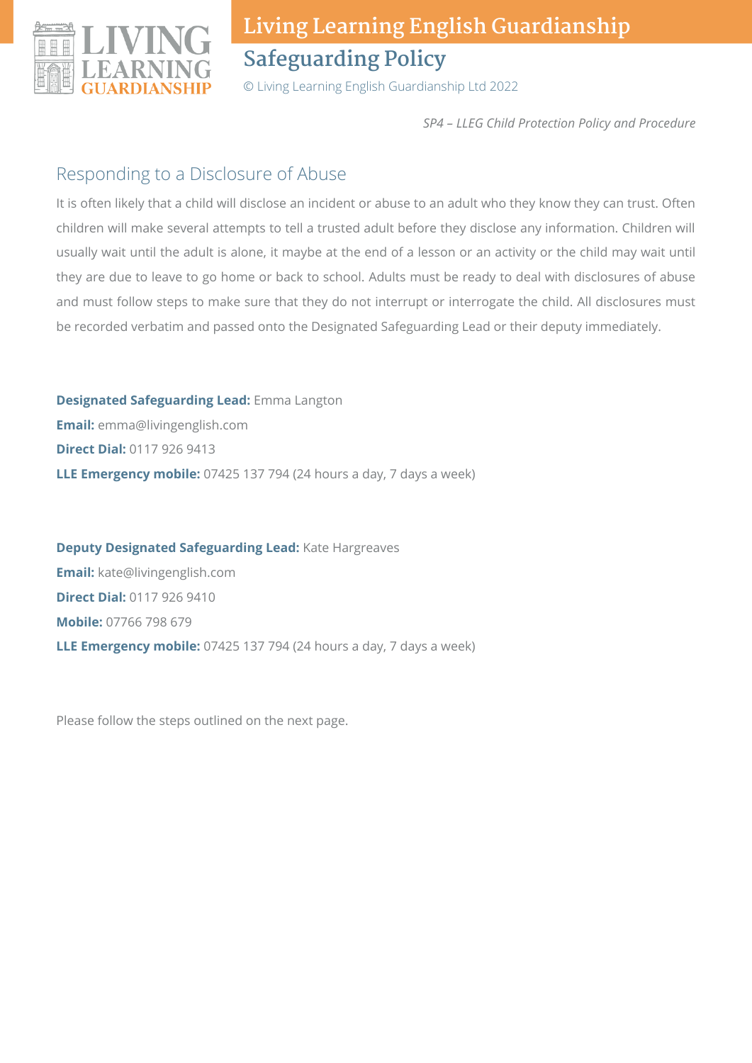*SP4 – LLEG Child Protection Policy and Procedure*

## Responding to a Disclosure of Abuse

It is often likely that a child will disclose an incident or abuse to an adult who they know they can trust. Often children will make several attempts to tell a trusted adult before they disclose any information. Children will usually wait until the adult is alone, it maybe at the end of a lesson or an activity or the child may wait until they are due to leave to go home or back to school. Adults must be ready to deal with disclosures of abuse and must follow steps to make sure that they do not interrupt or interrogate the child. All disclosures must be recorded verbatim and passed onto the Designated Safeguarding Lead or their deputy immediately.

**Designated Safeguarding Lead:** Emma Langton
**Email:** emma@livingenglish.com
**Direct Dial:** 0117 926 9413
**LLE Emergency mobile:** 07425 137 794 (24 hours a day, 7 days a week)

**Deputy Designated Safeguarding Lead:** Kate Hargreaves
**Email:** kate@livingenglish.com
**Direct Dial:** 0117 926 9410
**Mobile:** 07766 798 679
**LLE Emergency mobile:** 07425 137 794 (24 hours a day, 7 days a week)

Please follow the steps outlined on the next page.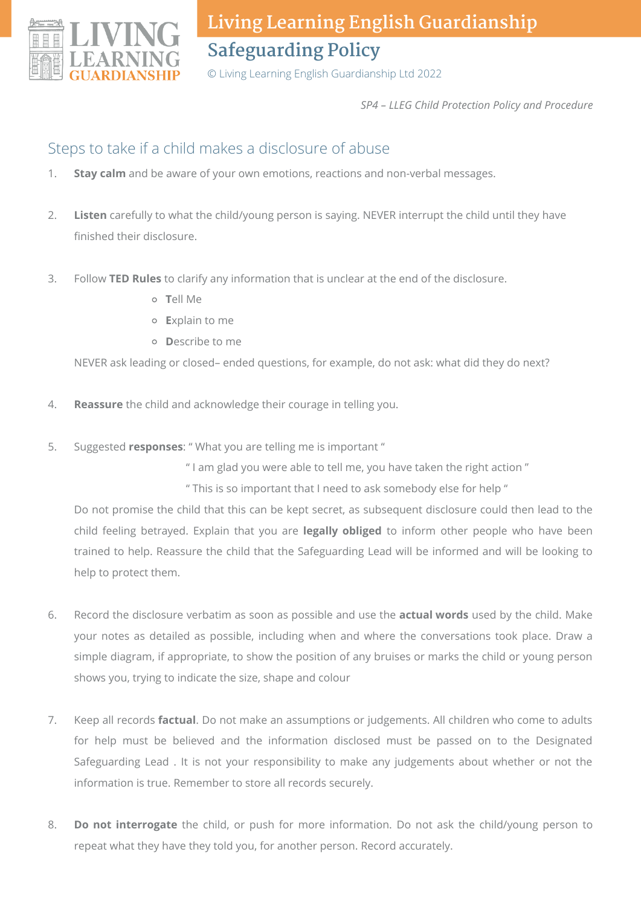*SP4 – LLEG Child Protection Policy and Procedure*

## Steps to take if a child makes a disclosure of abuse

1. **Stay calm** and be aware of your own emotions, reactions and non-verbal messages.

2. **Listen** carefully to what the child/young person is saying. NEVER interrupt the child until they have finished their disclosure.

3. Follow **TED Rules** to clarify any information that is unclear at the end of the disclosure.
   - **T**ell Me
   - **E**xplain to me
   - **D**escribe to me

   NEVER ask leading or closed– ended questions, for example, do not ask: what did they do next?

4. **Reassure** the child and acknowledge their courage in telling you.

5. Suggested **responses**: " What you are telling me is important "
   " I am glad you were able to tell me, you have taken the right action "
   " This is so important that I need to ask somebody else for help "

   Do not promise the child that this can be kept secret, as subsequent disclosure could then lead to the child feeling betrayed. Explain that you are **legally obliged** to inform other people who have been trained to help. Reassure the child that the Safeguarding Lead will be informed and will be looking to help to protect them.

6. Record the disclosure verbatim as soon as possible and use the **actual words** used by the child. Make your notes as detailed as possible, including when and where the conversations took place. Draw a simple diagram, if appropriate, to show the position of any bruises or marks the child or young person shows you, trying to indicate the size, shape and colour

7. Keep all records **factual**. Do not make an assumptions or judgements. All children who come to adults for help must be believed and the information disclosed must be passed on to the Designated Safeguarding Lead . It is not your responsibility to make any judgements about whether or not the information is true. Remember to store all records securely.

8. **Do not interrogate** the child, or push for more information. Do not ask the child/young person to repeat what they have they told you, for another person. Record accurately.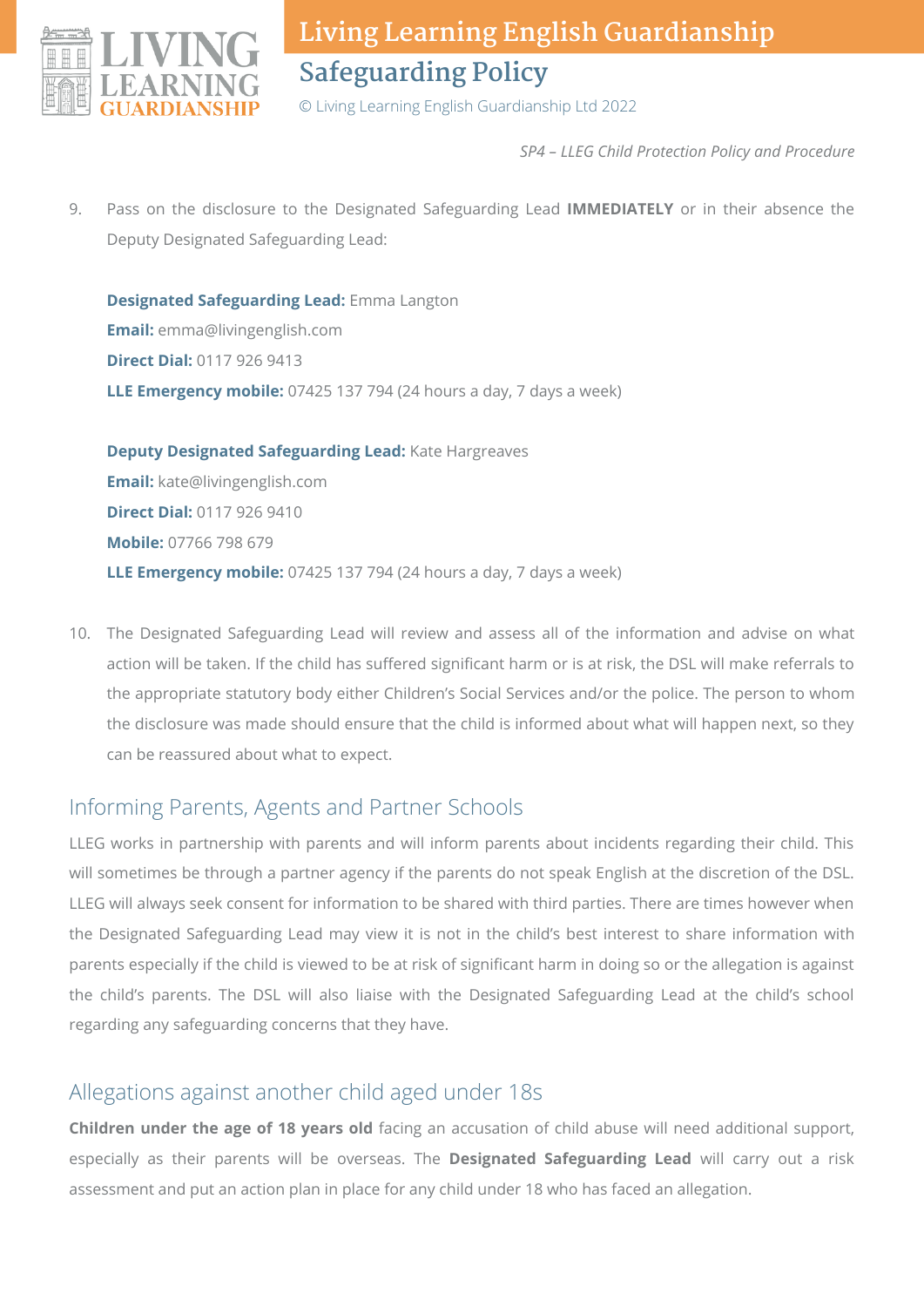9. Pass on the disclosure to the Designated Safeguarding Lead **IMMEDIATELY** or in their absence the Deputy Designated Safeguarding Lead:

   **Designated Safeguarding Lead:** Emma Langton
   **Email:** emma@livingenglish.com
   **Direct Dial:** 0117 926 9413
   **LLE Emergency mobile:** 07425 137 794 (24 hours a day, 7 days a week)

   **Deputy Designated Safeguarding Lead:** Kate Hargreaves
   **Email:** kate@livingenglish.com
   **Direct Dial:** 0117 926 9410
   **Mobile:** 07766 798 679
   **LLE Emergency mobile:** 07425 137 794 (24 hours a day, 7 days a week)

10. The Designated Safeguarding Lead will review and assess all of the information and advise on what action will be taken. If the child has suffered significant harm or is at risk, the DSL will make referrals to the appropriate statutory body either Children's Social Services and/or the police. The person to whom the disclosure was made should ensure that the child is informed about what will happen next, so they can be reassured about what to expect.

## Informing Parents, Agents and Partner Schools

LLEG works in partnership with parents and will inform parents about incidents regarding their child. This will sometimes be through a partner agency if the parents do not speak English at the discretion of the DSL. LLEG will always seek consent for information to be shared with third parties. There are times however when the Designated Safeguarding Lead may view it is not in the child's best interest to share information with parents especially if the child is viewed to be at risk of significant harm in doing so or the allegation is against the child's parents. The DSL will also liaise with the Designated Safeguarding Lead at the child's school regarding any safeguarding concerns that they have.

## Allegations against another child aged under 18s

**Children under the age of 18 years old** facing an accusation of child abuse will need additional support, especially as their parents will be overseas. The **Designated Safeguarding Lead** will carry out a risk assessment and put an action plan in place for any child under 18 who has faced an allegation.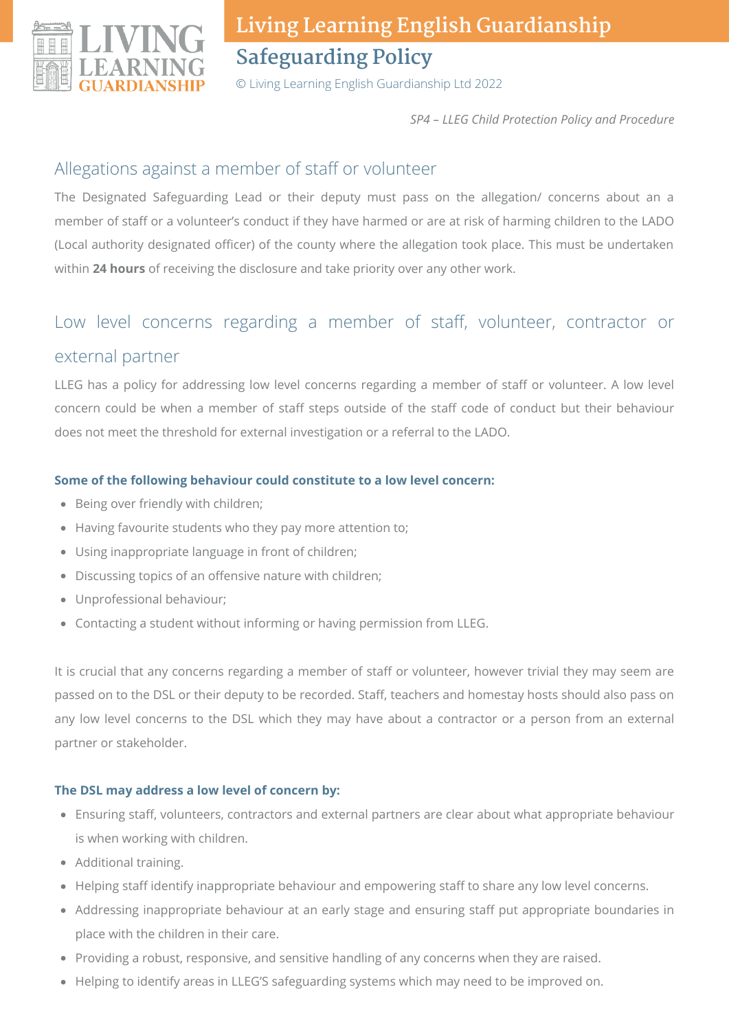*SP4 – LLEG Child Protection Policy and Procedure*

## Allegations against a member of staff or volunteer

The Designated Safeguarding Lead or their deputy must pass on the allegation/ concerns about an a member of staff or a volunteer's conduct if they have harmed or are at risk of harming children to the LADO (Local authority designated officer) of the county where the allegation took place. This must be undertaken within **24 hours** of receiving the disclosure and take priority over any other work.

## Low level concerns regarding a member of staff, volunteer, contractor or external partner

LLEG has a policy for addressing low level concerns regarding a member of staff or volunteer. A low level concern could be when a member of staff steps outside of the staff code of conduct but their behaviour does not meet the threshold for external investigation or a referral to the LADO.

**Some of the following behaviour could constitute to a low level concern:**

- Being over friendly with children;
- Having favourite students who they pay more attention to;
- Using inappropriate language in front of children;
- Discussing topics of an offensive nature with children;
- Unprofessional behaviour;
- Contacting a student without informing or having permission from LLEG.

It is crucial that any concerns regarding a member of staff or volunteer, however trivial they may seem are passed on to the DSL or their deputy to be recorded. Staff, teachers and homestay hosts should also pass on any low level concerns to the DSL which they may have about a contractor or a person from an external partner or stakeholder.

**The DSL may address a low level of concern by:**

- Ensuring staff, volunteers, contractors and external partners are clear about what appropriate behaviour is when working with children.
- Additional training.
- Helping staff identify inappropriate behaviour and empowering staff to share any low level concerns.
- Addressing inappropriate behaviour at an early stage and ensuring staff put appropriate boundaries in place with the children in their care.
- Providing a robust, responsive, and sensitive handling of any concerns when they are raised.
- Helping to identify areas in LLEG'S safeguarding systems which may need to be improved on.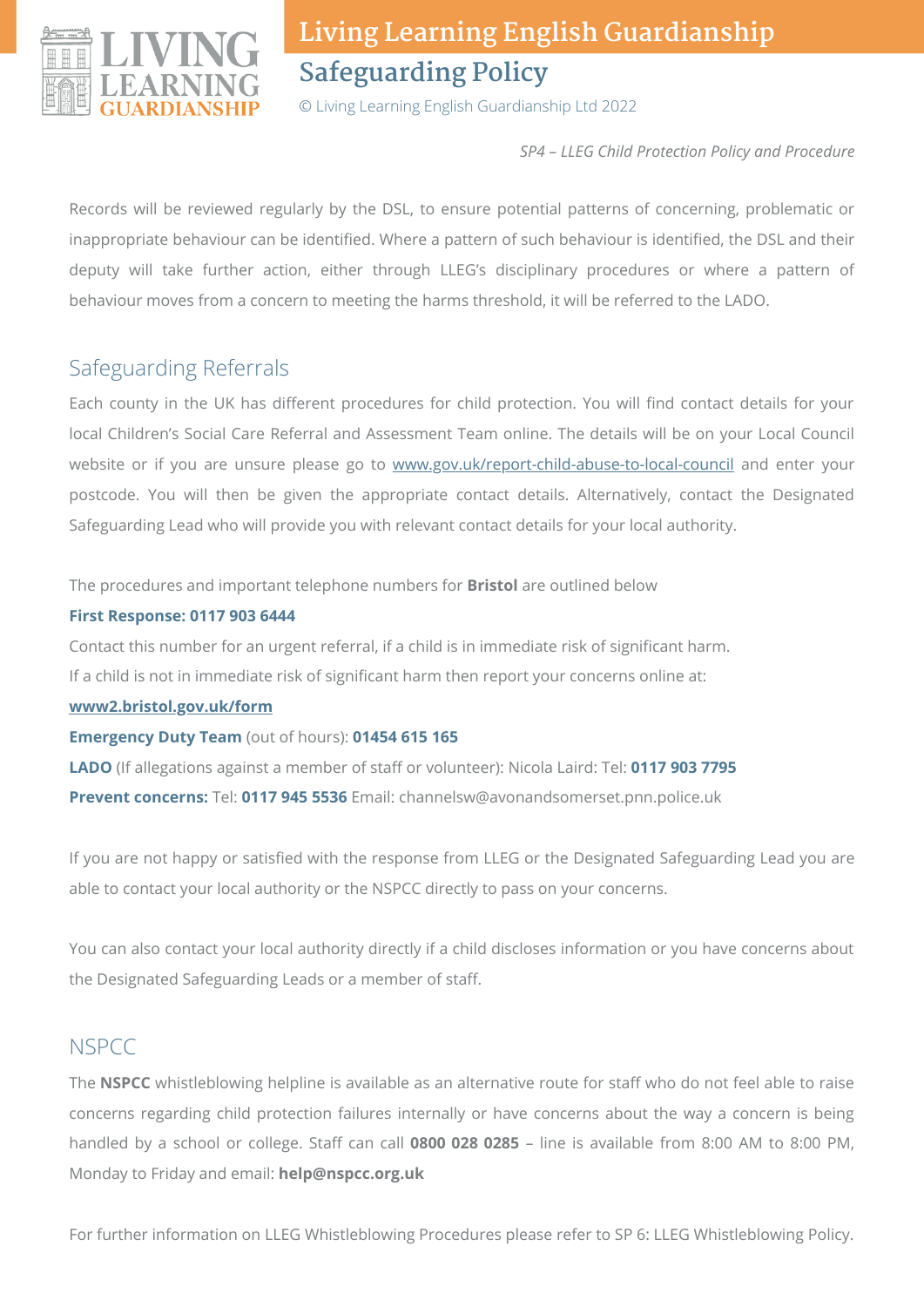Records will be reviewed regularly by the DSL, to ensure potential patterns of concerning, problematic or inappropriate behaviour can be identified. Where a pattern of such behaviour is identified, the DSL and their deputy will take further action, either through LLEG's disciplinary procedures or where a pattern of behaviour moves from a concern to meeting the harms threshold, it will be referred to the LADO.

## Safeguarding Referrals

Each county in the UK has different procedures for child protection. You will find contact details for your local Children's Social Care Referral and Assessment Team online. The details will be on your Local Council website or if you are unsure please go to [www.gov.uk/report-child-abuse-to-local-council](www.gov.uk/report-child-abuse-to-local-council) and enter your postcode. You will then be given the appropriate contact details. Alternatively, contact the Designated Safeguarding Lead who will provide you with relevant contact details for your local authority.

The procedures and important telephone numbers for **Bristol** are outlined below

**First Response: 0117 903 6444**

Contact this number for an urgent referral, if a child is in immediate risk of significant harm.

If a child is not in immediate risk of significant harm then report your concerns online at:

**[www2.bristol.gov.uk/form](www2.bristol.gov.uk/form)**

**Emergency Duty Team** (out of hours): **01454 615 165**

**LADO** (If allegations against a member of staff or volunteer): Nicola Laird: Tel: **0117 903 7795**

**Prevent concerns:** Tel: **0117 945 5536** Email: channelsw@avonandsomerset.pnn.police.uk

If you are not happy or satisfied with the response from LLEG or the Designated Safeguarding Lead you are able to contact your local authority or the NSPCC directly to pass on your concerns.

You can also contact your local authority directly if a child discloses information or you have concerns about the Designated Safeguarding Leads or a member of staff.

## NSPCC

The **NSPCC** whistleblowing helpline is available as an alternative route for staff who do not feel able to raise concerns regarding child protection failures internally or have concerns about the way a concern is being handled by a school or college. Staff can call **0800 028 0285** – line is available from 8:00 AM to 8:00 PM, Monday to Friday and email: **help@nspcc.org.uk**

For further information on LLEG Whistleblowing Procedures please refer to SP 6: LLEG Whistleblowing Policy.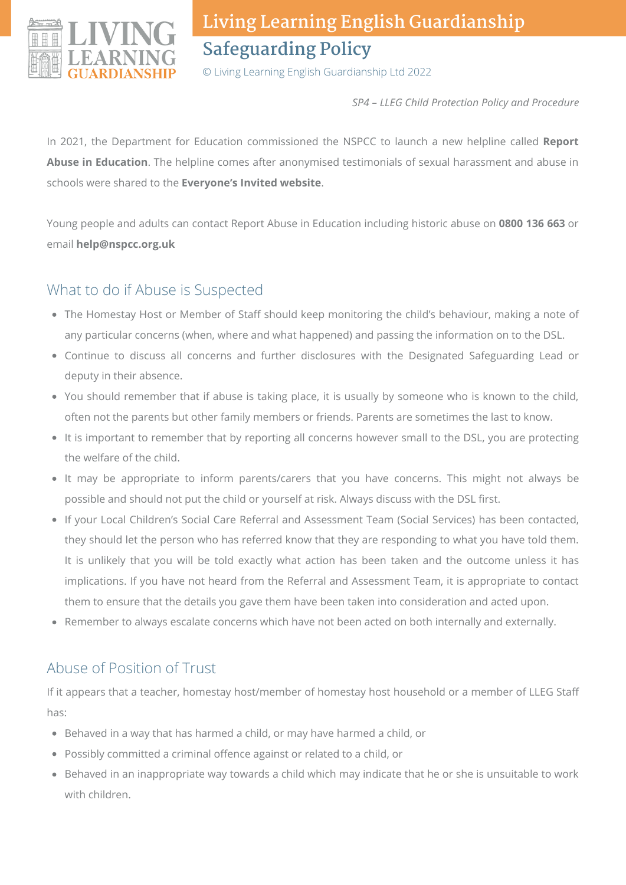*SP4 – LLEG Child Protection Policy and Procedure*

In 2021, the Department for Education commissioned the NSPCC to launch a new helpline called **Report Abuse in Education**. The helpline comes after anonymised testimonials of sexual harassment and abuse in schools were shared to the **Everyone's Invited website**.

Young people and adults can contact Report Abuse in Education including historic abuse on **0800 136 663** or email **help@nspcc.org.uk**

## What to do if Abuse is Suspected

- The Homestay Host or Member of Staff should keep monitoring the child's behaviour, making a note of any particular concerns (when, where and what happened) and passing the information on to the DSL.
- Continue to discuss all concerns and further disclosures with the Designated Safeguarding Lead or deputy in their absence.
- You should remember that if abuse is taking place, it is usually by someone who is known to the child, often not the parents but other family members or friends. Parents are sometimes the last to know.
- It is important to remember that by reporting all concerns however small to the DSL, you are protecting the welfare of the child.
- It may be appropriate to inform parents/carers that you have concerns. This might not always be possible and should not put the child or yourself at risk. Always discuss with the DSL first.
- If your Local Children's Social Care Referral and Assessment Team (Social Services) has been contacted, they should let the person who has referred know that they are responding to what you have told them. It is unlikely that you will be told exactly what action has been taken and the outcome unless it has implications. If you have not heard from the Referral and Assessment Team, it is appropriate to contact them to ensure that the details you gave them have been taken into consideration and acted upon.
- Remember to always escalate concerns which have not been acted on both internally and externally.

## Abuse of Position of Trust

If it appears that a teacher, homestay host/member of homestay host household or a member of LLEG Staff has:

- Behaved in a way that has harmed a child, or may have harmed a child, or
- Possibly committed a criminal offence against or related to a child, or
- Behaved in an inappropriate way towards a child which may indicate that he or she is unsuitable to work with children.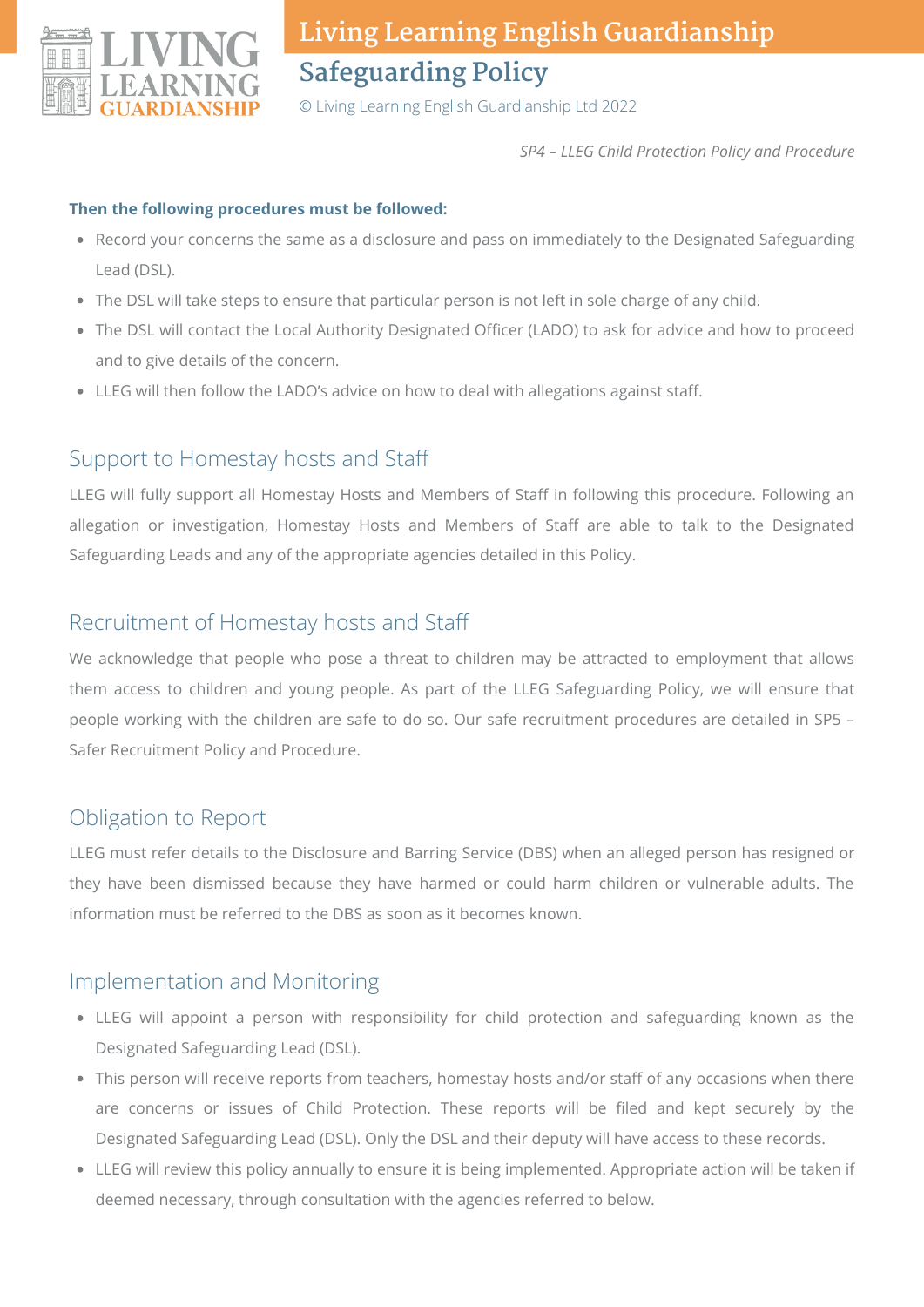**Then the following procedures must be followed:**

- Record your concerns the same as a disclosure and pass on immediately to the Designated Safeguarding Lead (DSL).
- The DSL will take steps to ensure that particular person is not left in sole charge of any child.
- The DSL will contact the Local Authority Designated Officer (LADO) to ask for advice and how to proceed and to give details of the concern.
- LLEG will then follow the LADO's advice on how to deal with allegations against staff.

## Support to Homestay hosts and Staff

LLEG will fully support all Homestay Hosts and Members of Staff in following this procedure. Following an allegation or investigation, Homestay Hosts and Members of Staff are able to talk to the Designated Safeguarding Leads and any of the appropriate agencies detailed in this Policy.

## Recruitment of Homestay hosts and Staff

We acknowledge that people who pose a threat to children may be attracted to employment that allows them access to children and young people. As part of the LLEG Safeguarding Policy, we will ensure that people working with the children are safe to do so. Our safe recruitment procedures are detailed in SP5 – Safer Recruitment Policy and Procedure.

## Obligation to Report

LLEG must refer details to the Disclosure and Barring Service (DBS) when an alleged person has resigned or they have been dismissed because they have harmed or could harm children or vulnerable adults. The information must be referred to the DBS as soon as it becomes known.

## Implementation and Monitoring

- LLEG will appoint a person with responsibility for child protection and safeguarding known as the Designated Safeguarding Lead (DSL).
- This person will receive reports from teachers, homestay hosts and/or staff of any occasions when there are concerns or issues of Child Protection. These reports will be filed and kept securely by the Designated Safeguarding Lead (DSL). Only the DSL and their deputy will have access to these records.
- LLEG will review this policy annually to ensure it is being implemented. Appropriate action will be taken if deemed necessary, through consultation with the agencies referred to below.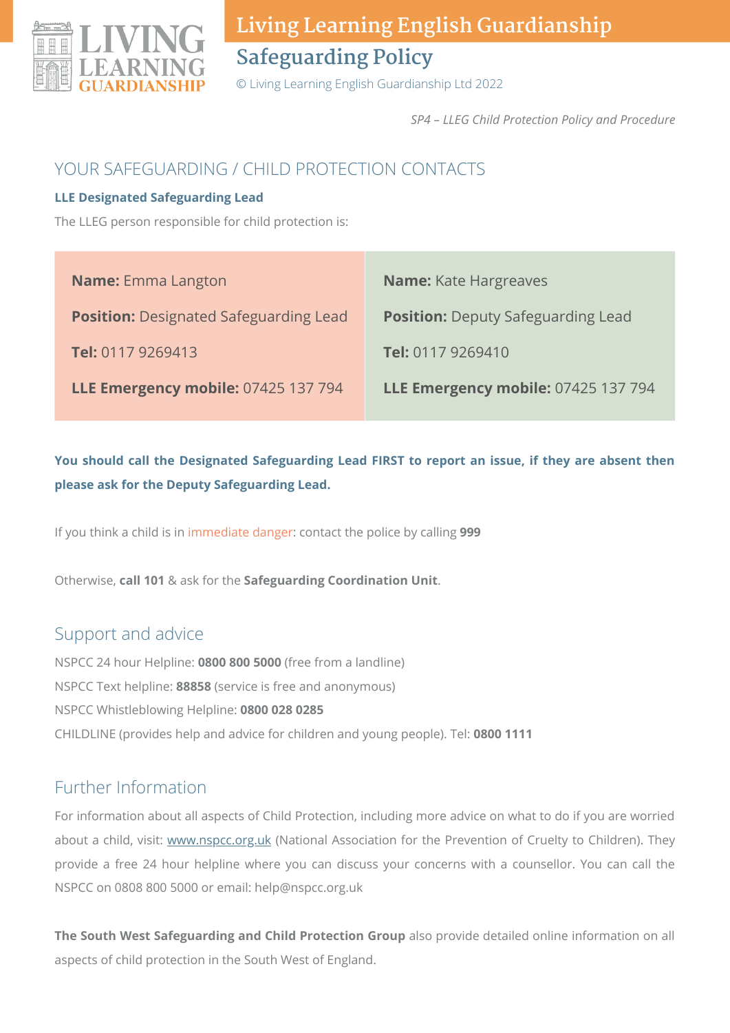SP4 – LLEG Child Protection Policy and Procedure

## YOUR SAFEGUARDING / CHILD PROTECTION CONTACTS

**LLE Designated Safeguarding Lead**

The LLEG person responsible for child protection is:

| | |
|---|---|
| **Name:** Emma Langton | **Name:** Kate Hargreaves |
| **Position:** Designated Safeguarding Lead | **Position:** Deputy Safeguarding Lead |
| **Tel:** 0117 9269413 | **Tel:** 0117 9269410 |
| **LLE Emergency mobile:** 07425 137 794 | **LLE Emergency mobile:** 07425 137 794 |

**You should call the Designated Safeguarding Lead FIRST to report an issue, if they are absent then please ask for the Deputy Safeguarding Lead.**

If you think a child is in immediate danger: contact the police by calling **999**

Otherwise, **call 101** & ask for the **Safeguarding Coordination Unit**.

## Support and advice

NSPCC 24 hour Helpline: **0800 800 5000** (free from a landline)

NSPCC Text helpline: **88858** (service is free and anonymous)

NSPCC Whistleblowing Helpline: **0800 028 0285**

CHILDLINE (provides help and advice for children and young people). Tel: **0800 1111**

## Further Information

For information about all aspects of Child Protection, including more advice on what to do if you are worried about a child, visit: www.nspcc.org.uk (National Association for the Prevention of Cruelty to Children). They provide a free 24 hour helpline where you can discuss your concerns with a counsellor. You can call the NSPCC on 0808 800 5000 or email: help@nspcc.org.uk

**The South West Safeguarding and Child Protection Group** also provide detailed online information on all aspects of child protection in the South West of England.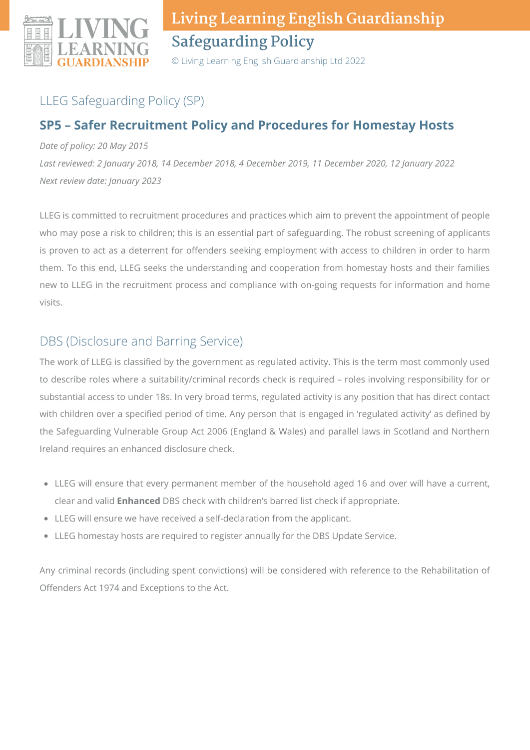## LLEG Safeguarding Policy (SP)

### SP5 – Safer Recruitment Policy and Procedures for Homestay Hosts

*Date of policy: 20 May 2015*

*Last reviewed: 2 January 2018, 14 December 2018, 4 December 2019, 11 December 2020, 12 January 2022*

*Next review date: January 2023*

LLEG is committed to recruitment procedures and practices which aim to prevent the appointment of people who may pose a risk to children; this is an essential part of safeguarding. The robust screening of applicants is proven to act as a deterrent for offenders seeking employment with access to children in order to harm them. To this end, LLEG seeks the understanding and cooperation from homestay hosts and their families new to LLEG in the recruitment process and compliance with on-going requests for information and home visits.

## DBS (Disclosure and Barring Service)

The work of LLEG is classified by the government as regulated activity. This is the term most commonly used to describe roles where a suitability/criminal records check is required – roles involving responsibility for or substantial access to under 18s. In very broad terms, regulated activity is any position that has direct contact with children over a specified period of time. Any person that is engaged in 'regulated activity' as defined by the Safeguarding Vulnerable Group Act 2006 (England & Wales) and parallel laws in Scotland and Northern Ireland requires an enhanced disclosure check.

- LLEG will ensure that every permanent member of the household aged 16 and over will have a current, clear and valid **Enhanced** DBS check with children's barred list check if appropriate.
- LLEG will ensure we have received a self-declaration from the applicant.
- LLEG homestay hosts are required to register annually for the DBS Update Service.

Any criminal records (including spent convictions) will be considered with reference to the Rehabilitation of Offenders Act 1974 and Exceptions to the Act.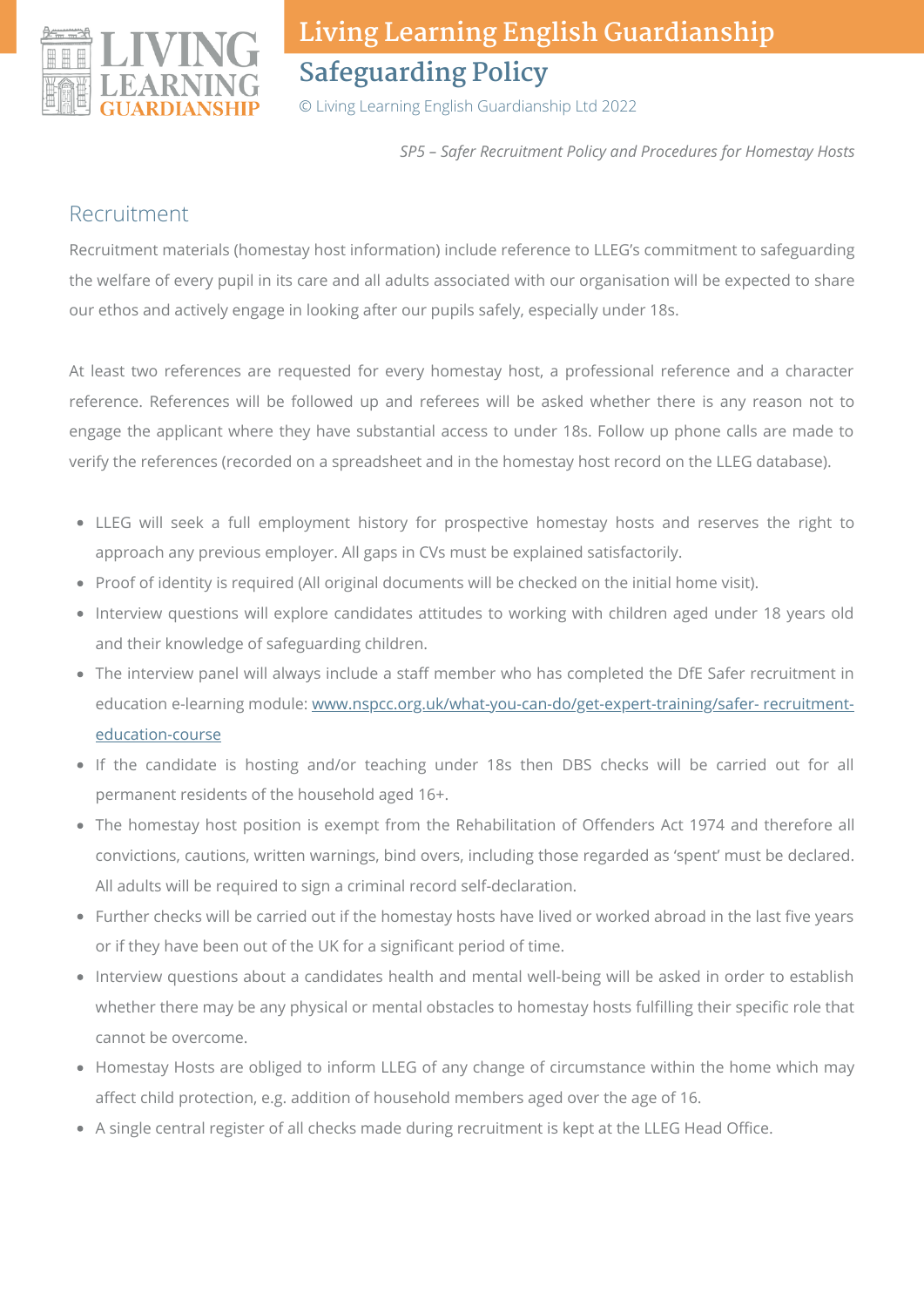*SP5 – Safer Recruitment Policy and Procedures for Homestay Hosts*

## Recruitment

Recruitment materials (homestay host information) include reference to LLEG's commitment to safeguarding the welfare of every pupil in its care and all adults associated with our organisation will be expected to share our ethos and actively engage in looking after our pupils safely, especially under 18s.

At least two references are requested for every homestay host, a professional reference and a character reference. References will be followed up and referees will be asked whether there is any reason not to engage the applicant where they have substantial access to under 18s. Follow up phone calls are made to verify the references (recorded on a spreadsheet and in the homestay host record on the LLEG database).

- LLEG will seek a full employment history for prospective homestay hosts and reserves the right to approach any previous employer. All gaps in CVs must be explained satisfactorily.
- Proof of identity is required (All original documents will be checked on the initial home visit).
- Interview questions will explore candidates attitudes to working with children aged under 18 years old and their knowledge of safeguarding children.
- The interview panel will always include a staff member who has completed the DfE Safer recruitment in education e-learning module: [www.nspcc.org.uk/what-you-can-do/get-expert-training/safer- recruitment-education-course](www.nspcc.org.uk/what-you-can-do/get-expert-training/safer-recruitment-education-course)
- If the candidate is hosting and/or teaching under 18s then DBS checks will be carried out for all permanent residents of the household aged 16+.
- The homestay host position is exempt from the Rehabilitation of Offenders Act 1974 and therefore all convictions, cautions, written warnings, bind overs, including those regarded as 'spent' must be declared. All adults will be required to sign a criminal record self-declaration.
- Further checks will be carried out if the homestay hosts have lived or worked abroad in the last five years or if they have been out of the UK for a significant period of time.
- Interview questions about a candidates health and mental well-being will be asked in order to establish whether there may be any physical or mental obstacles to homestay hosts fulfilling their specific role that cannot be overcome.
- Homestay Hosts are obliged to inform LLEG of any change of circumstance within the home which may affect child protection, e.g. addition of household members aged over the age of 16.
- A single central register of all checks made during recruitment is kept at the LLEG Head Office.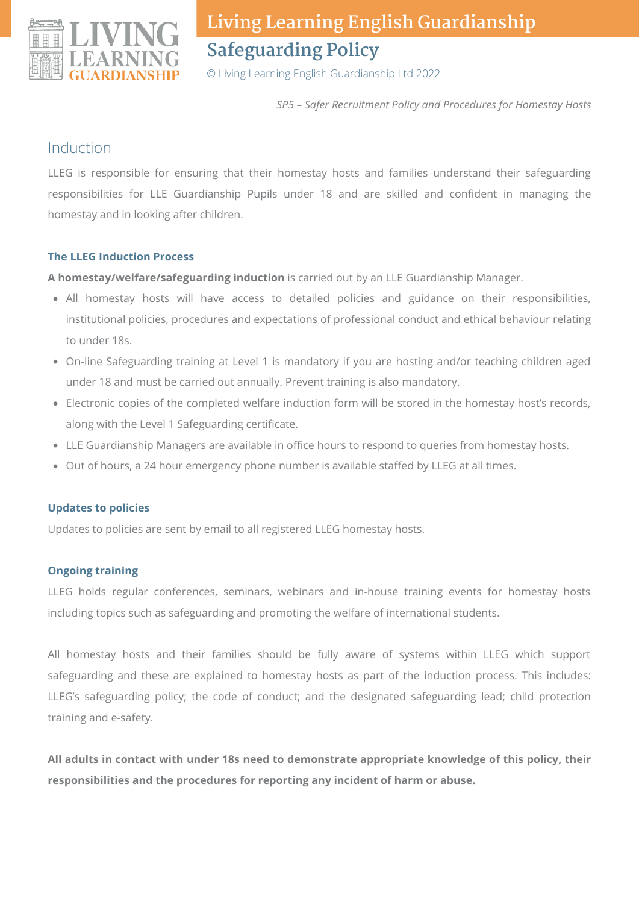*SP5 – Safer Recruitment Policy and Procedures for Homestay Hosts*

## Induction

LLEG is responsible for ensuring that their homestay hosts and families understand their safeguarding responsibilities for LLE Guardianship Pupils under 18 and are skilled and confident in managing the homestay and in looking after children.

### The LLEG Induction Process

**A homestay/welfare/safeguarding induction** is carried out by an LLE Guardianship Manager.

- All homestay hosts will have access to detailed policies and guidance on their responsibilities, institutional policies, procedures and expectations of professional conduct and ethical behaviour relating to under 18s.
- On-line Safeguarding training at Level 1 is mandatory if you are hosting and/or teaching children aged under 18 and must be carried out annually. Prevent training is also mandatory.
- Electronic copies of the completed welfare induction form will be stored in the homestay host's records, along with the Level 1 Safeguarding certificate.
- LLE Guardianship Managers are available in office hours to respond to queries from homestay hosts.
- Out of hours, a 24 hour emergency phone number is available staffed by LLEG at all times.

### Updates to policies

Updates to policies are sent by email to all registered LLEG homestay hosts.

### Ongoing training

LLEG holds regular conferences, seminars, webinars and in-house training events for homestay hosts including topics such as safeguarding and promoting the welfare of international students.

All homestay hosts and their families should be fully aware of systems within LLEG which support safeguarding and these are explained to homestay hosts as part of the induction process. This includes: LLEG's safeguarding policy; the code of conduct; and the designated safeguarding lead; child protection training and e-safety.

**All adults in contact with under 18s need to demonstrate appropriate knowledge of this policy, their responsibilities and the procedures for reporting any incident of harm or abuse.**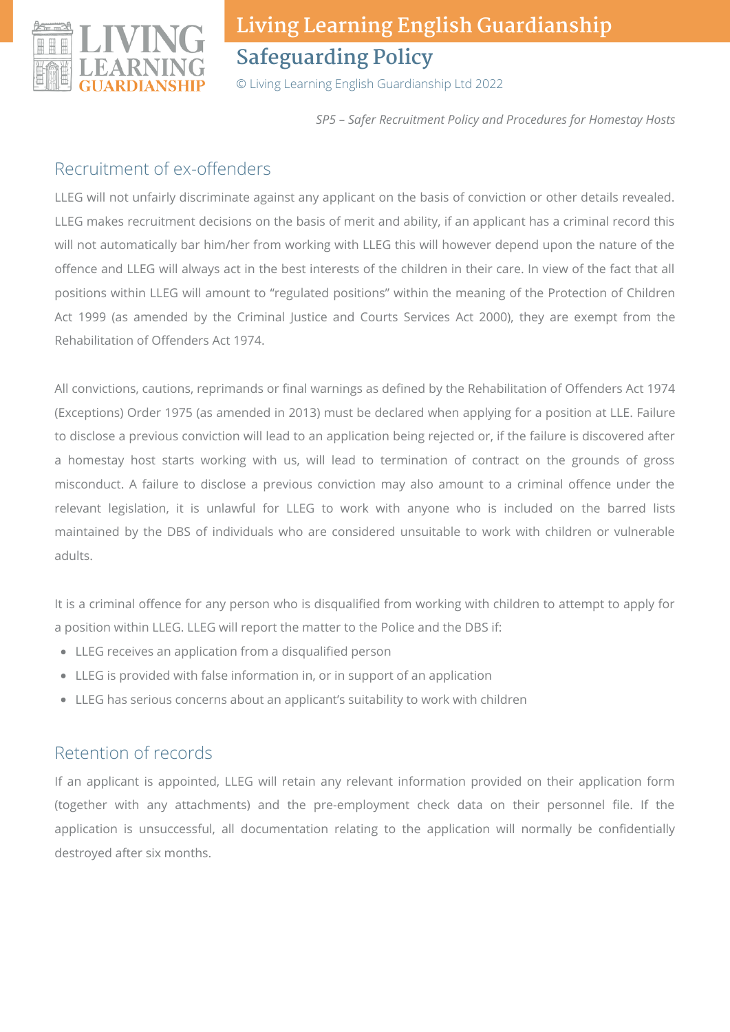*SP5 – Safer Recruitment Policy and Procedures for Homestay Hosts*

## Recruitment of ex-offenders

LLEG will not unfairly discriminate against any applicant on the basis of conviction or other details revealed. LLEG makes recruitment decisions on the basis of merit and ability, if an applicant has a criminal record this will not automatically bar him/her from working with LLEG this will however depend upon the nature of the offence and LLEG will always act in the best interests of the children in their care. In view of the fact that all positions within LLEG will amount to "regulated positions" within the meaning of the Protection of Children Act 1999 (as amended by the Criminal Justice and Courts Services Act 2000), they are exempt from the Rehabilitation of Offenders Act 1974.

All convictions, cautions, reprimands or final warnings as defined by the Rehabilitation of Offenders Act 1974 (Exceptions) Order 1975 (as amended in 2013) must be declared when applying for a position at LLE. Failure to disclose a previous conviction will lead to an application being rejected or, if the failure is discovered after a homestay host starts working with us, will lead to termination of contract on the grounds of gross misconduct. A failure to disclose a previous conviction may also amount to a criminal offence under the relevant legislation, it is unlawful for LLEG to work with anyone who is included on the barred lists maintained by the DBS of individuals who are considered unsuitable to work with children or vulnerable adults.

It is a criminal offence for any person who is disqualified from working with children to attempt to apply for a position within LLEG. LLEG will report the matter to the Police and the DBS if:

- LLEG receives an application from a disqualified person
- LLEG is provided with false information in, or in support of an application
- LLEG has serious concerns about an applicant's suitability to work with children

## Retention of records

If an applicant is appointed, LLEG will retain any relevant information provided on their application form (together with any attachments) and the pre-employment check data on their personnel file. If the application is unsuccessful, all documentation relating to the application will normally be confidentially destroyed after six months.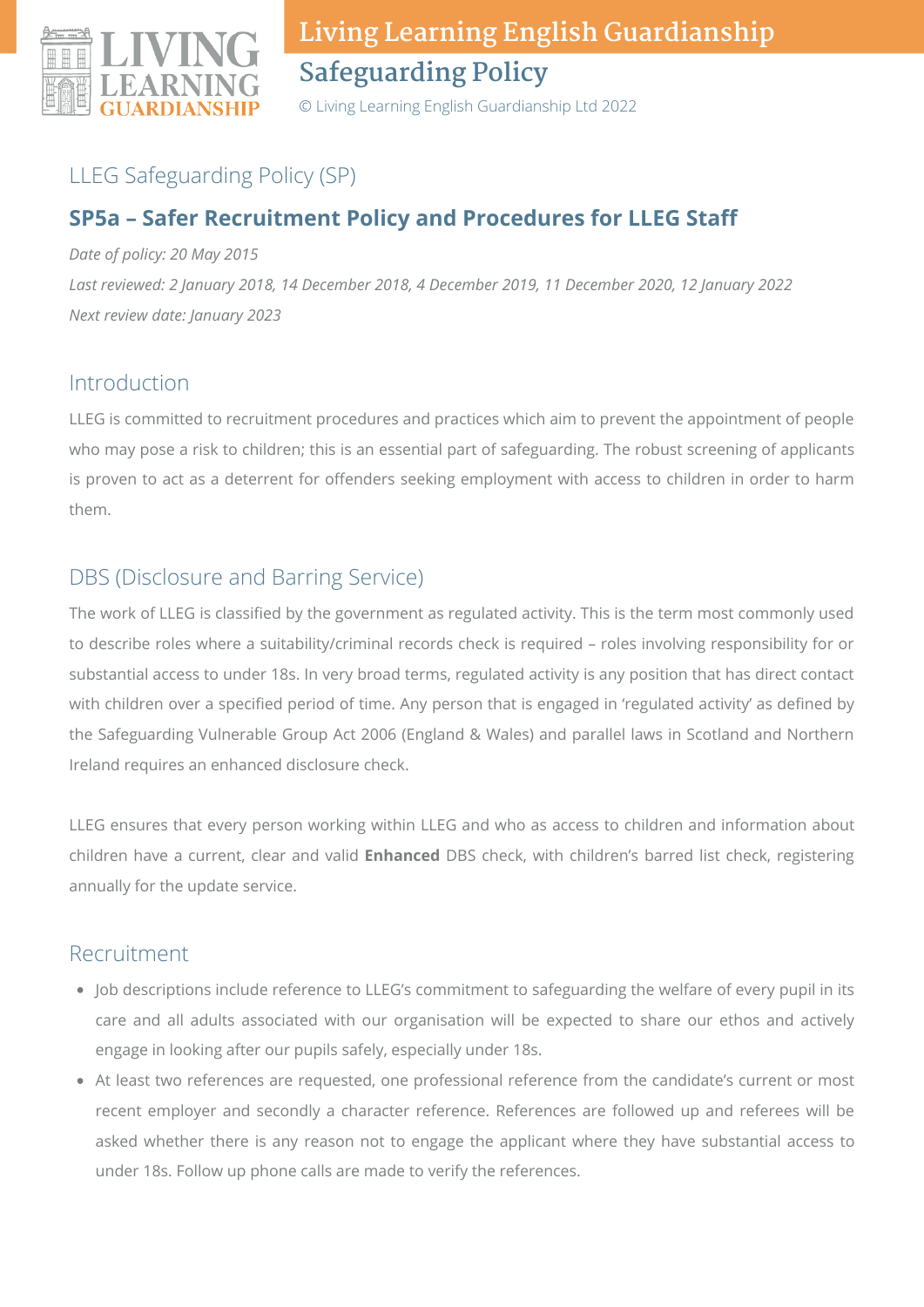## LLEG Safeguarding Policy (SP)

### SP5a – Safer Recruitment Policy and Procedures for LLEG Staff

*Date of policy: 20 May 2015*

*Last reviewed: 2 January 2018, 14 December 2018, 4 December 2019, 11 December 2020, 12 January 2022*

*Next review date: January 2023*

## Introduction

LLEG is committed to recruitment procedures and practices which aim to prevent the appointment of people who may pose a risk to children; this is an essential part of safeguarding. The robust screening of applicants is proven to act as a deterrent for offenders seeking employment with access to children in order to harm them.

## DBS (Disclosure and Barring Service)

The work of LLEG is classified by the government as regulated activity. This is the term most commonly used to describe roles where a suitability/criminal records check is required – roles involving responsibility for or substantial access to under 18s. In very broad terms, regulated activity is any position that has direct contact with children over a specified period of time. Any person that is engaged in 'regulated activity' as defined by the Safeguarding Vulnerable Group Act 2006 (England & Wales) and parallel laws in Scotland and Northern Ireland requires an enhanced disclosure check.

LLEG ensures that every person working within LLEG and who as access to children and information about children have a current, clear and valid **Enhanced** DBS check, with children's barred list check, registering annually for the update service.

## Recruitment

- Job descriptions include reference to LLEG's commitment to safeguarding the welfare of every pupil in its care and all adults associated with our organisation will be expected to share our ethos and actively engage in looking after our pupils safely, especially under 18s.
- At least two references are requested, one professional reference from the candidate's current or most recent employer and secondly a character reference. References are followed up and referees will be asked whether there is any reason not to engage the applicant where they have substantial access to under 18s. Follow up phone calls are made to verify the references.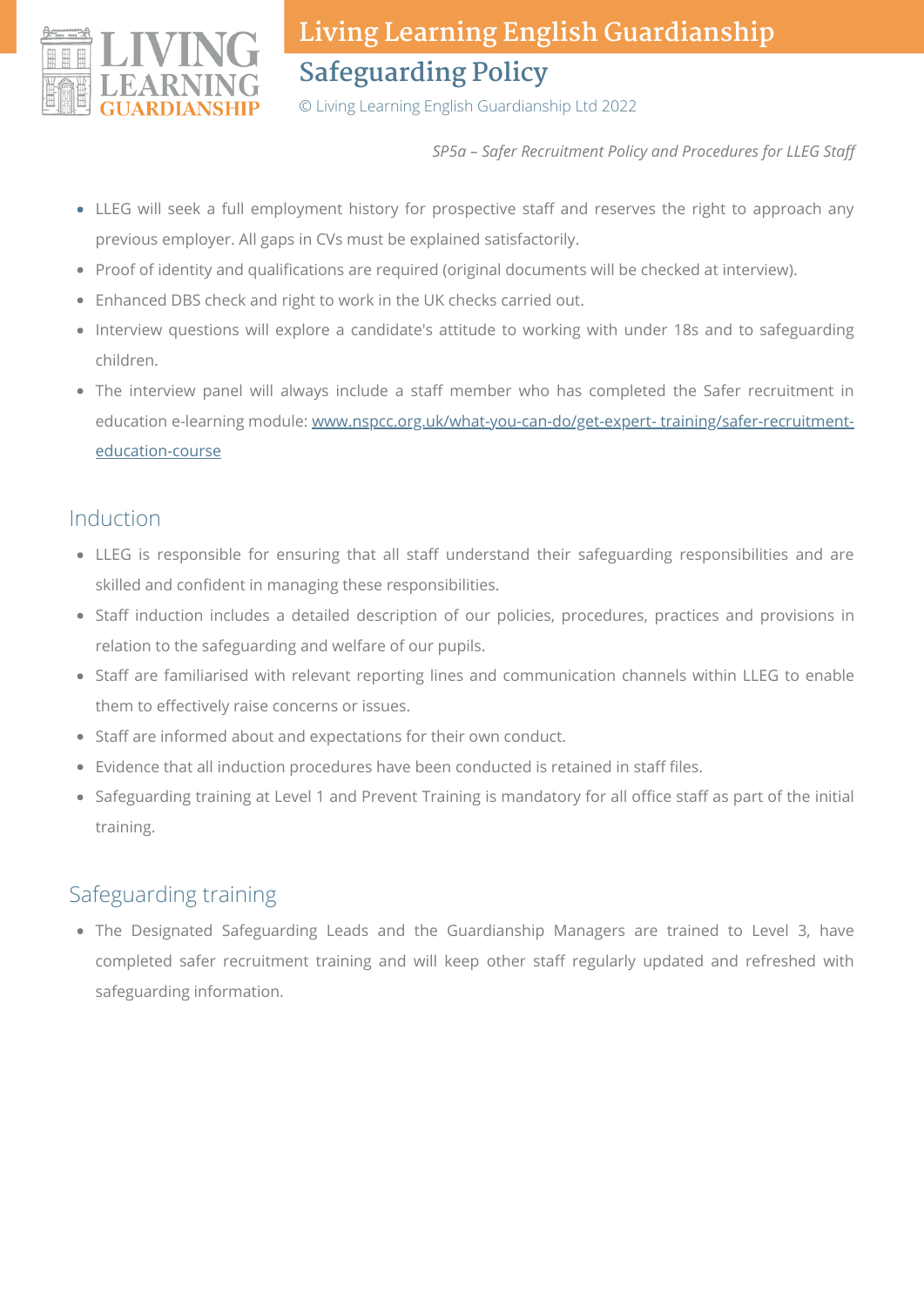*SP5a – Safer Recruitment Policy and Procedures for LLEG Staff*

- LLEG will seek a full employment history for prospective staff and reserves the right to approach any previous employer. All gaps in CVs must be explained satisfactorily.
- Proof of identity and qualifications are required (original documents will be checked at interview).
- Enhanced DBS check and right to work in the UK checks carried out.
- Interview questions will explore a candidate's attitude to working with under 18s and to safeguarding children.
- The interview panel will always include a staff member who has completed the Safer recruitment in education e-learning module: [www.nspcc.org.uk/what-you-can-do/get-expert- training/safer-recruitment-education-course](www.nspcc.org.uk/what-you-can-do/get-expert-training/safer-recruitment-education-course)

## Induction

- LLEG is responsible for ensuring that all staff understand their safeguarding responsibilities and are skilled and confident in managing these responsibilities.
- Staff induction includes a detailed description of our policies, procedures, practices and provisions in relation to the safeguarding and welfare of our pupils.
- Staff are familiarised with relevant reporting lines and communication channels within LLEG to enable them to effectively raise concerns or issues.
- Staff are informed about and expectations for their own conduct.
- Evidence that all induction procedures have been conducted is retained in staff files.
- Safeguarding training at Level 1 and Prevent Training is mandatory for all office staff as part of the initial training.

## Safeguarding training

- The Designated Safeguarding Leads and the Guardianship Managers are trained to Level 3, have completed safer recruitment training and will keep other staff regularly updated and refreshed with safeguarding information.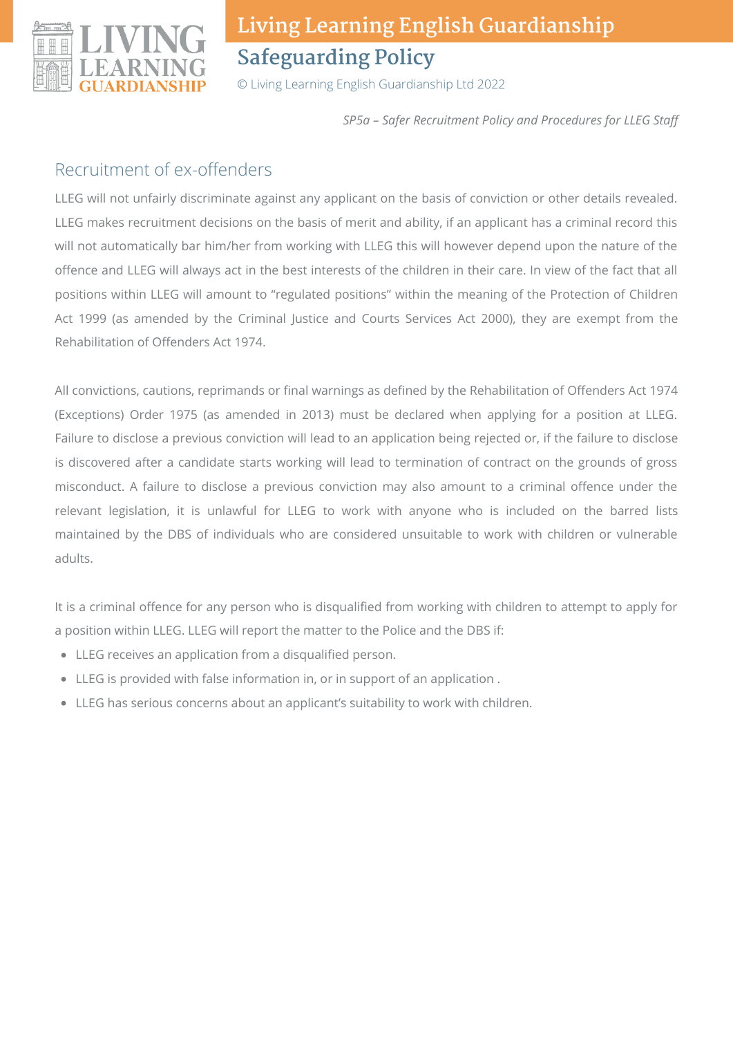*SP5a – Safer Recruitment Policy and Procedures for LLEG Staff*

## Recruitment of ex-offenders

LLEG will not unfairly discriminate against any applicant on the basis of conviction or other details revealed. LLEG makes recruitment decisions on the basis of merit and ability, if an applicant has a criminal record this will not automatically bar him/her from working with LLEG this will however depend upon the nature of the offence and LLEG will always act in the best interests of the children in their care. In view of the fact that all positions within LLEG will amount to "regulated positions" within the meaning of the Protection of Children Act 1999 (as amended by the Criminal Justice and Courts Services Act 2000), they are exempt from the Rehabilitation of Offenders Act 1974.

All convictions, cautions, reprimands or final warnings as defined by the Rehabilitation of Offenders Act 1974 (Exceptions) Order 1975 (as amended in 2013) must be declared when applying for a position at LLEG. Failure to disclose a previous conviction will lead to an application being rejected or, if the failure to disclose is discovered after a candidate starts working will lead to termination of contract on the grounds of gross misconduct. A failure to disclose a previous conviction may also amount to a criminal offence under the relevant legislation, it is unlawful for LLEG to work with anyone who is included on the barred lists maintained by the DBS of individuals who are considered unsuitable to work with children or vulnerable adults.

It is a criminal offence for any person who is disqualified from working with children to attempt to apply for a position within LLEG. LLEG will report the matter to the Police and the DBS if:

- LLEG receives an application from a disqualified person.
- LLEG is provided with false information in, or in support of an application .
- LLEG has serious concerns about an applicant's suitability to work with children.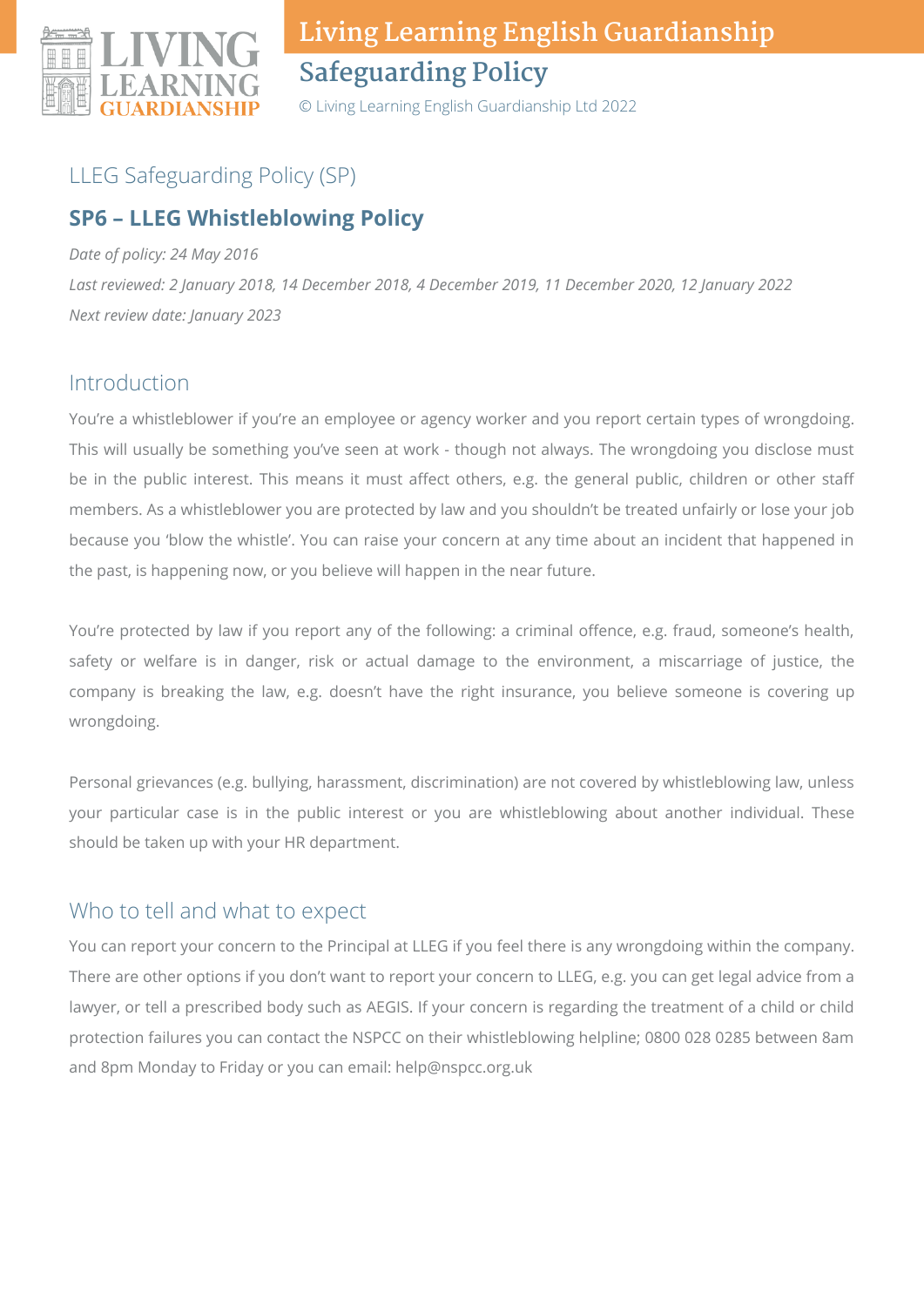## LLEG Safeguarding Policy (SP)

### SP6 – LLEG Whistleblowing Policy

*Date of policy: 24 May 2016*

*Last reviewed: 2 January 2018, 14 December 2018, 4 December 2019, 11 December 2020, 12 January 2022*

*Next review date: January 2023*

## Introduction

You're a whistleblower if you're an employee or agency worker and you report certain types of wrongdoing. This will usually be something you've seen at work - though not always. The wrongdoing you disclose must be in the public interest. This means it must affect others, e.g. the general public, children or other staff members. As a whistleblower you are protected by law and you shouldn't be treated unfairly or lose your job because you 'blow the whistle'. You can raise your concern at any time about an incident that happened in the past, is happening now, or you believe will happen in the near future.

You're protected by law if you report any of the following: a criminal offence, e.g. fraud, someone's health, safety or welfare is in danger, risk or actual damage to the environment, a miscarriage of justice, the company is breaking the law, e.g. doesn't have the right insurance, you believe someone is covering up wrongdoing.

Personal grievances (e.g. bullying, harassment, discrimination) are not covered by whistleblowing law, unless your particular case is in the public interest or you are whistleblowing about another individual. These should be taken up with your HR department.

## Who to tell and what to expect

You can report your concern to the Principal at LLEG if you feel there is any wrongdoing within the company. There are other options if you don't want to report your concern to LLEG, e.g. you can get legal advice from a lawyer, or tell a prescribed body such as AEGIS. If your concern is regarding the treatment of a child or child protection failures you can contact the NSPCC on their whistleblowing helpline; 0800 028 0285 between 8am and 8pm Monday to Friday or you can email: help@nspcc.org.uk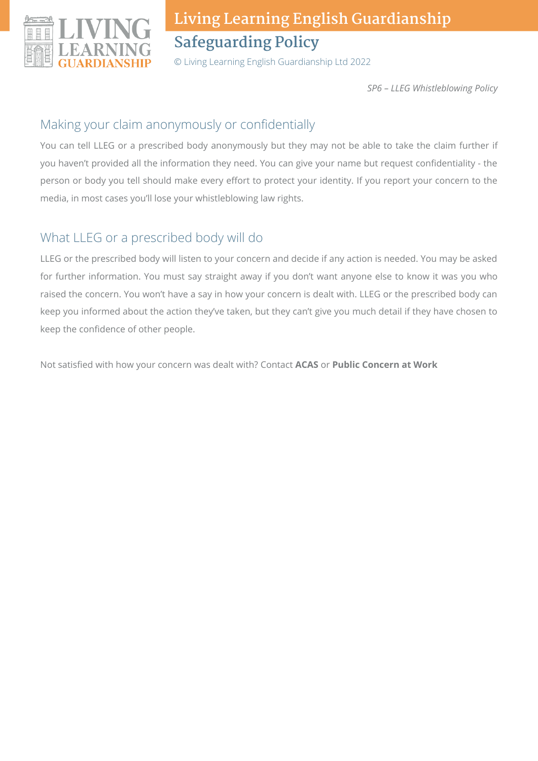*SP6 – LLEG Whistleblowing Policy*

## Making your claim anonymously or confidentially

You can tell LLEG or a prescribed body anonymously but they may not be able to take the claim further if you haven't provided all the information they need. You can give your name but request confidentiality - the person or body you tell should make every effort to protect your identity. If you report your concern to the media, in most cases you'll lose your whistleblowing law rights.

## What LLEG or a prescribed body will do

LLEG or the prescribed body will listen to your concern and decide if any action is needed. You may be asked for further information. You must say straight away if you don't want anyone else to know it was you who raised the concern. You won't have a say in how your concern is dealt with. LLEG or the prescribed body can keep you informed about the action they've taken, but they can't give you much detail if they have chosen to keep the confidence of other people.

Not satisfied with how your concern was dealt with? Contact **ACAS** or **Public Concern at Work**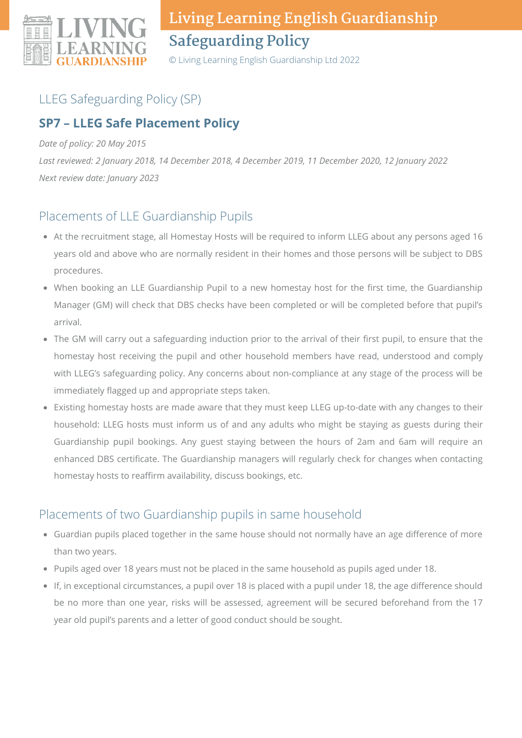## LLEG Safeguarding Policy (SP)

### SP7 – LLEG Safe Placement Policy

*Date of policy: 20 May 2015*

*Last reviewed: 2 January 2018, 14 December 2018, 4 December 2019, 11 December 2020, 12 January 2022*

*Next review date: January 2023*

## Placements of LLE Guardianship Pupils

- At the recruitment stage, all Homestay Hosts will be required to inform LLEG about any persons aged 16 years old and above who are normally resident in their homes and those persons will be subject to DBS procedures.
- When booking an LLE Guardianship Pupil to a new homestay host for the first time, the Guardianship Manager (GM) will check that DBS checks have been completed or will be completed before that pupil's arrival.
- The GM will carry out a safeguarding induction prior to the arrival of their first pupil, to ensure that the homestay host receiving the pupil and other household members have read, understood and comply with LLEG's safeguarding policy. Any concerns about non-compliance at any stage of the process will be immediately flagged up and appropriate steps taken.
- Existing homestay hosts are made aware that they must keep LLEG up-to-date with any changes to their household: LLEG hosts must inform us of and any adults who might be staying as guests during their Guardianship pupil bookings. Any guest staying between the hours of 2am and 6am will require an enhanced DBS certificate. The Guardianship managers will regularly check for changes when contacting homestay hosts to reaffirm availability, discuss bookings, etc.

## Placements of two Guardianship pupils in same household

- Guardian pupils placed together in the same house should not normally have an age difference of more than two years.
- Pupils aged over 18 years must not be placed in the same household as pupils aged under 18.
- If, in exceptional circumstances, a pupil over 18 is placed with a pupil under 18, the age difference should be no more than one year, risks will be assessed, agreement will be secured beforehand from the 17 year old pupil's parents and a letter of good conduct should be sought.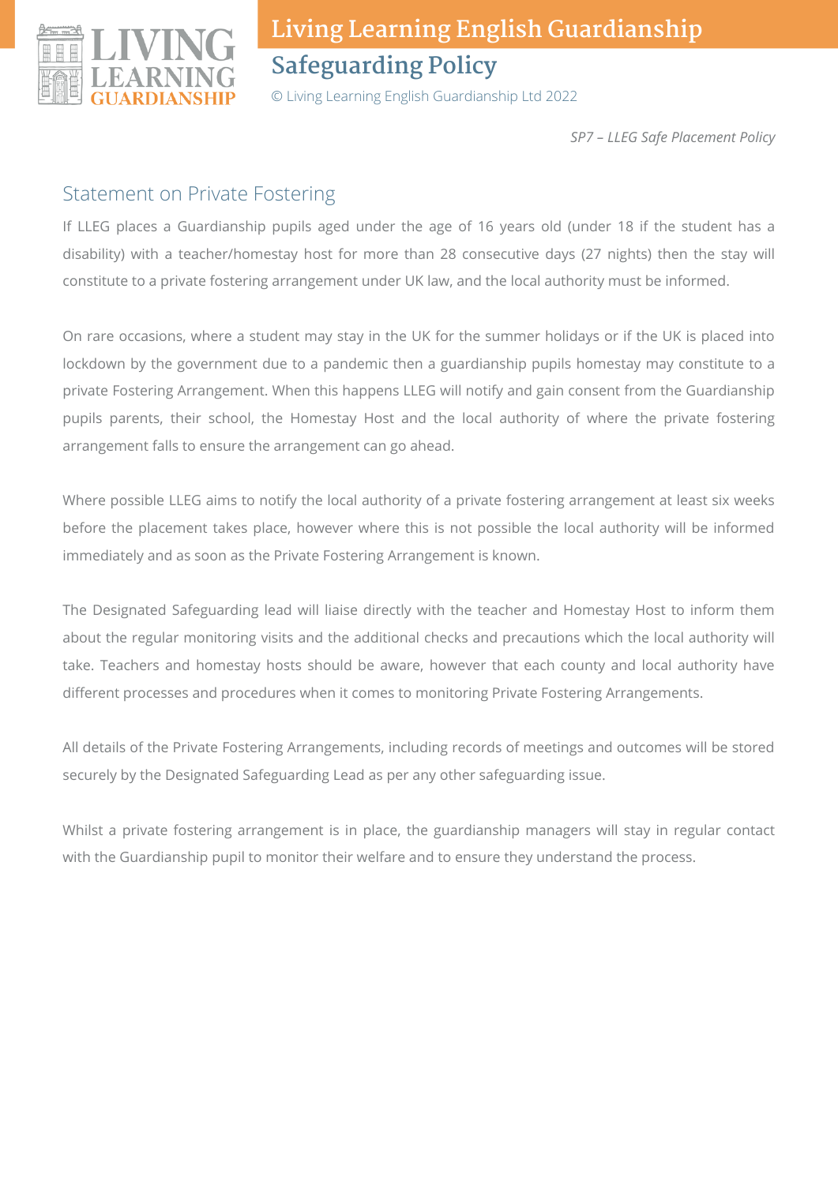*SP7 – LLEG Safe Placement Policy*

## Statement on Private Fostering

If LLEG places a Guardianship pupils aged under the age of 16 years old (under 18 if the student has a disability) with a teacher/homestay host for more than 28 consecutive days (27 nights) then the stay will constitute to a private fostering arrangement under UK law, and the local authority must be informed.

On rare occasions, where a student may stay in the UK for the summer holidays or if the UK is placed into lockdown by the government due to a pandemic then a guardianship pupils homestay may constitute to a private Fostering Arrangement. When this happens LLEG will notify and gain consent from the Guardianship pupils parents, their school, the Homestay Host and the local authority of where the private fostering arrangement falls to ensure the arrangement can go ahead.

Where possible LLEG aims to notify the local authority of a private fostering arrangement at least six weeks before the placement takes place, however where this is not possible the local authority will be informed immediately and as soon as the Private Fostering Arrangement is known.

The Designated Safeguarding lead will liaise directly with the teacher and Homestay Host to inform them about the regular monitoring visits and the additional checks and precautions which the local authority will take. Teachers and homestay hosts should be aware, however that each county and local authority have different processes and procedures when it comes to monitoring Private Fostering Arrangements.

All details of the Private Fostering Arrangements, including records of meetings and outcomes will be stored securely by the Designated Safeguarding Lead as per any other safeguarding issue.

Whilst a private fostering arrangement is in place, the guardianship managers will stay in regular contact with the Guardianship pupil to monitor their welfare and to ensure they understand the process.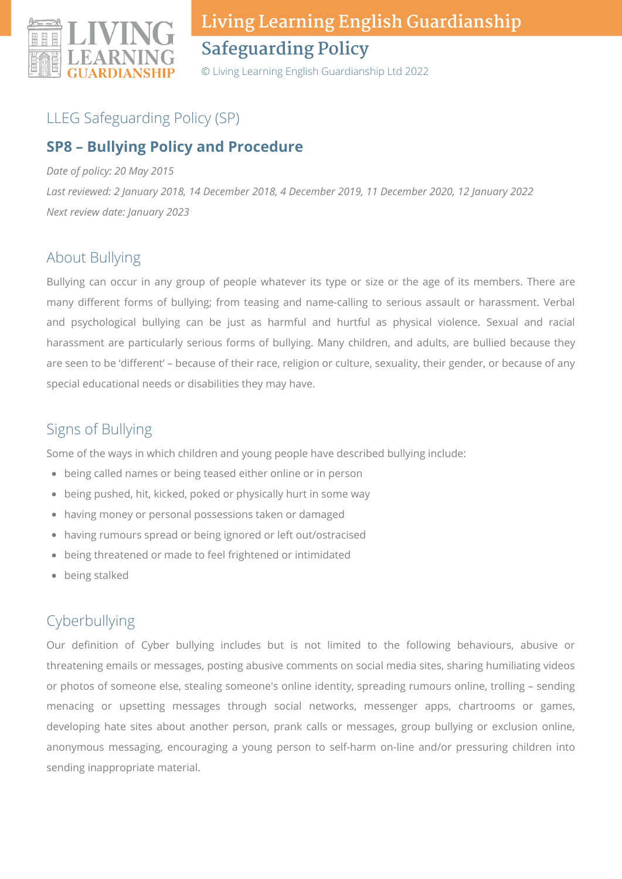## LLEG Safeguarding Policy (SP)

### SP8 – Bullying Policy and Procedure

*Date of policy: 20 May 2015*

*Last reviewed: 2 January 2018, 14 December 2018, 4 December 2019, 11 December 2020, 12 January 2022*

*Next review date: January 2023*

## About Bullying

Bullying can occur in any group of people whatever its type or size or the age of its members. There are many different forms of bullying; from teasing and name-calling to serious assault or harassment. Verbal and psychological bullying can be just as harmful and hurtful as physical violence. Sexual and racial harassment are particularly serious forms of bullying. Many children, and adults, are bullied because they are seen to be 'different' – because of their race, religion or culture, sexuality, their gender, or because of any special educational needs or disabilities they may have.

## Signs of Bullying

Some of the ways in which children and young people have described bullying include:

- being called names or being teased either online or in person
- being pushed, hit, kicked, poked or physically hurt in some way
- having money or personal possessions taken or damaged
- having rumours spread or being ignored or left out/ostracised
- being threatened or made to feel frightened or intimidated
- being stalked

## Cyberbullying

Our definition of Cyber bullying includes but is not limited to the following behaviours, abusive or threatening emails or messages, posting abusive comments on social media sites, sharing humiliating videos or photos of someone else, stealing someone's online identity, spreading rumours online, trolling – sending menacing or upsetting messages through social networks, messenger apps, chartrooms or games, developing hate sites about another person, prank calls or messages, group bullying or exclusion online, anonymous messaging, encouraging a young person to self-harm on-line and/or pressuring children into sending inappropriate material.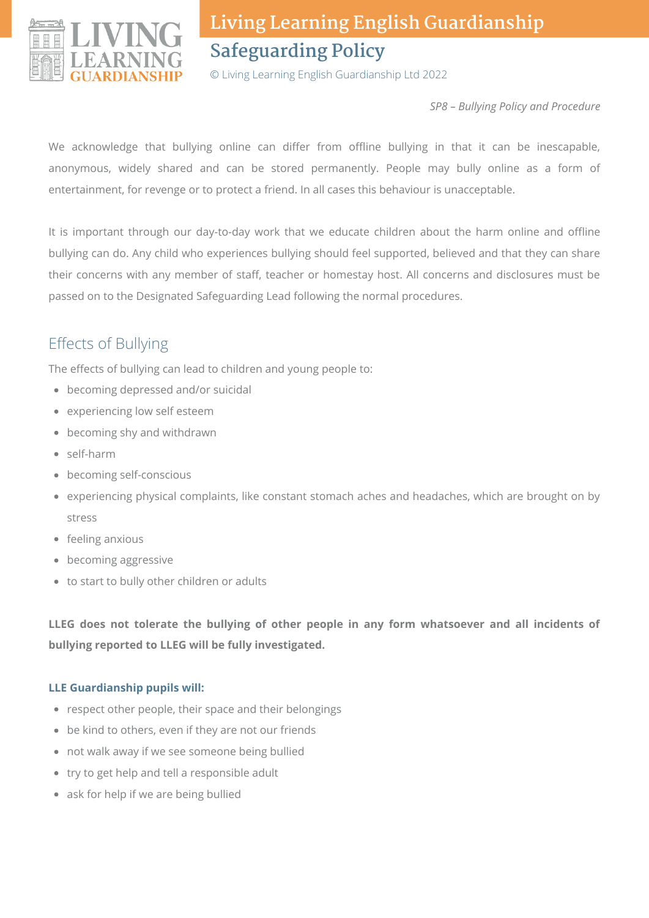*SP8 – Bullying Policy and Procedure*

We acknowledge that bullying online can differ from offline bullying in that it can be inescapable, anonymous, widely shared and can be stored permanently. People may bully online as a form of entertainment, for revenge or to protect a friend. In all cases this behaviour is unacceptable.

It is important through our day-to-day work that we educate children about the harm online and offline bullying can do. Any child who experiences bullying should feel supported, believed and that they can share their concerns with any member of staff, teacher or homestay host. All concerns and disclosures must be passed on to the Designated Safeguarding Lead following the normal procedures.

## Effects of Bullying

The effects of bullying can lead to children and young people to:

- becoming depressed and/or suicidal
- experiencing low self esteem
- becoming shy and withdrawn
- self-harm
- becoming self-conscious
- experiencing physical complaints, like constant stomach aches and headaches, which are brought on by stress
- feeling anxious
- becoming aggressive
- to start to bully other children or adults

**LLEG does not tolerate the bullying of other people in any form whatsoever and all incidents of bullying reported to LLEG will be fully investigated.**

**LLE Guardianship pupils will:**

- respect other people, their space and their belongings
- be kind to others, even if they are not our friends
- not walk away if we see someone being bullied
- try to get help and tell a responsible adult
- ask for help if we are being bullied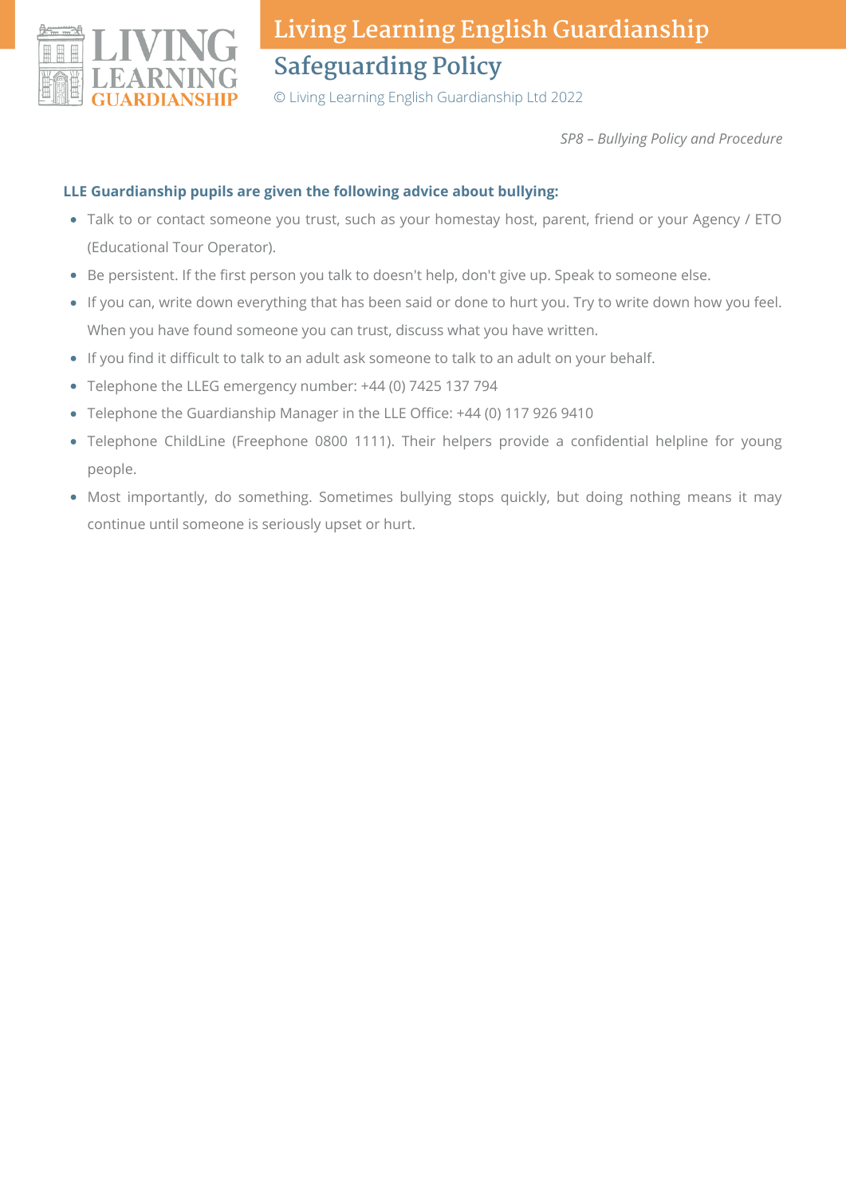**LLE Guardianship pupils are given the following advice about bullying:**

- Talk to or contact someone you trust, such as your homestay host, parent, friend or your Agency / ETO (Educational Tour Operator).
- Be persistent. If the first person you talk to doesn't help, don't give up. Speak to someone else.
- If you can, write down everything that has been said or done to hurt you. Try to write down how you feel. When you have found someone you can trust, discuss what you have written.
- If you find it difficult to talk to an adult ask someone to talk to an adult on your behalf.
- Telephone the LLEG emergency number: +44 (0) 7425 137 794
- Telephone the Guardianship Manager in the LLE Office: +44 (0) 117 926 9410
- Telephone ChildLine (Freephone 0800 1111). Their helpers provide a confidential helpline for young people.
- Most importantly, do something. Sometimes bullying stops quickly, but doing nothing means it may continue until someone is seriously upset or hurt.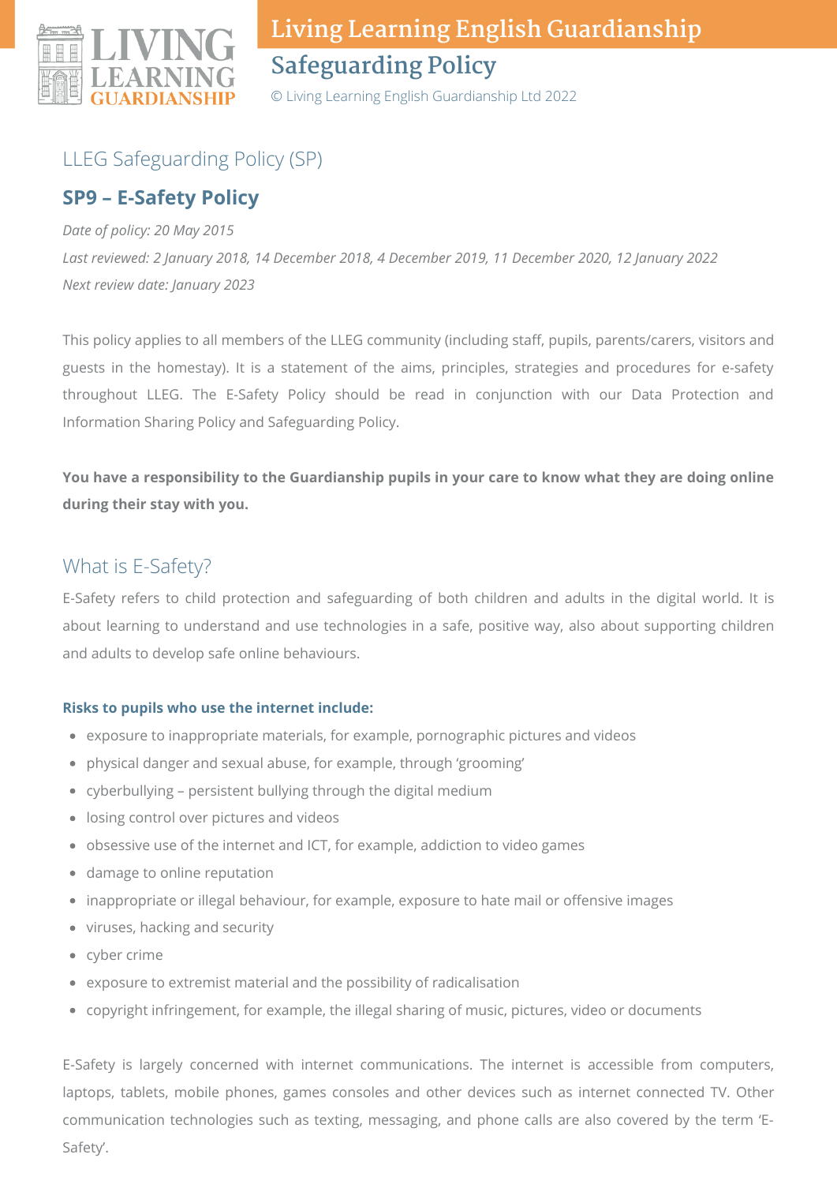LLEG Safeguarding Policy (SP)

## SP9 – E-Safety Policy

*Date of policy: 20 May 2015*

*Last reviewed: 2 January 2018, 14 December 2018, 4 December 2019, 11 December 2020, 12 January 2022*

*Next review date: January 2023*

This policy applies to all members of the LLEG community (including staff, pupils, parents/carers, visitors and guests in the homestay). It is a statement of the aims, principles, strategies and procedures for e-safety throughout LLEG. The E-Safety Policy should be read in conjunction with our Data Protection and Information Sharing Policy and Safeguarding Policy.

**You have a responsibility to the Guardianship pupils in your care to know what they are doing online during their stay with you.**

### What is E-Safety?

E-Safety refers to child protection and safeguarding of both children and adults in the digital world. It is about learning to understand and use technologies in a safe, positive way, also about supporting children and adults to develop safe online behaviours.

**Risks to pupils who use the internet include:**

- exposure to inappropriate materials, for example, pornographic pictures and videos
- physical danger and sexual abuse, for example, through 'grooming'
- cyberbullying – persistent bullying through the digital medium
- losing control over pictures and videos
- obsessive use of the internet and ICT, for example, addiction to video games
- damage to online reputation
- inappropriate or illegal behaviour, for example, exposure to hate mail or offensive images
- viruses, hacking and security
- cyber crime
- exposure to extremist material and the possibility of radicalisation
- copyright infringement, for example, the illegal sharing of music, pictures, video or documents

E-Safety is largely concerned with internet communications. The internet is accessible from computers, laptops, tablets, mobile phones, games consoles and other devices such as internet connected TV. Other communication technologies such as texting, messaging, and phone calls are also covered by the term 'E-Safety'.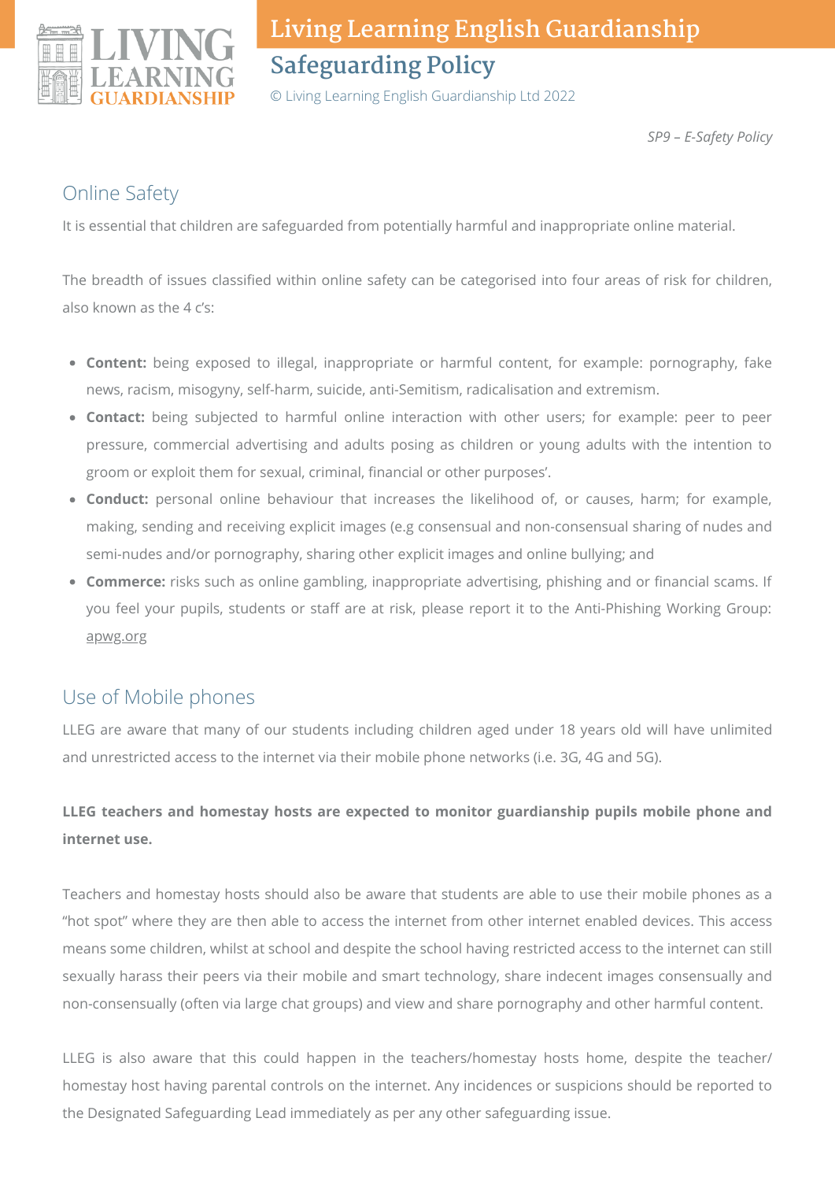*SP9 – E-Safety Policy*

## Online Safety

It is essential that children are safeguarded from potentially harmful and inappropriate online material.

The breadth of issues classified within online safety can be categorised into four areas of risk for children, also known as the 4 c's:

- **Content:** being exposed to illegal, inappropriate or harmful content, for example: pornography, fake news, racism, misogyny, self-harm, suicide, anti-Semitism, radicalisation and extremism.
- **Contact:** being subjected to harmful online interaction with other users; for example: peer to peer pressure, commercial advertising and adults posing as children or young adults with the intention to groom or exploit them for sexual, criminal, financial or other purposes'.
- **Conduct:** personal online behaviour that increases the likelihood of, or causes, harm; for example, making, sending and receiving explicit images (e.g consensual and non-consensual sharing of nudes and semi-nudes and/or pornography, sharing other explicit images and online bullying; and
- **Commerce:** risks such as online gambling, inappropriate advertising, phishing and or financial scams. If you feel your pupils, students or staff are at risk, please report it to the Anti-Phishing Working Group: apwg.org

## Use of Mobile phones

LLEG are aware that many of our students including children aged under 18 years old will have unlimited and unrestricted access to the internet via their mobile phone networks (i.e. 3G, 4G and 5G).

**LLEG teachers and homestay hosts are expected to monitor guardianship pupils mobile phone and internet use.**

Teachers and homestay hosts should also be aware that students are able to use their mobile phones as a "hot spot" where they are then able to access the internet from other internet enabled devices. This access means some children, whilst at school and despite the school having restricted access to the internet can still sexually harass their peers via their mobile and smart technology, share indecent images consensually and non-consensually (often via large chat groups) and view and share pornography and other harmful content.

LLEG is also aware that this could happen in the teachers/homestay hosts home, despite the teacher/ homestay host having parental controls on the internet. Any incidences or suspicions should be reported to the Designated Safeguarding Lead immediately as per any other safeguarding issue.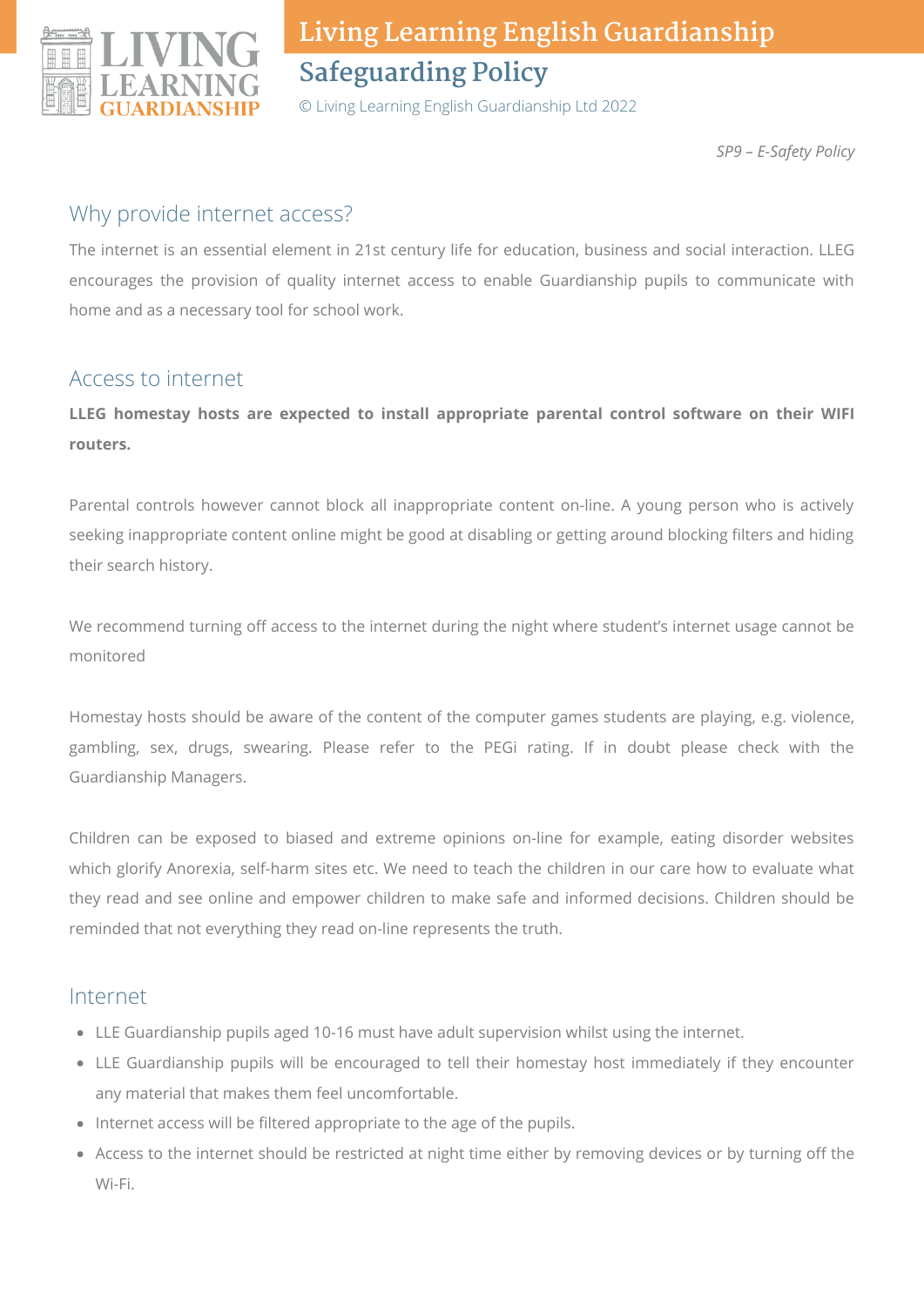*SP9 – E-Safety Policy*

## Why provide internet access?

The internet is an essential element in 21st century life for education, business and social interaction. LLEG encourages the provision of quality internet access to enable Guardianship pupils to communicate with home and as a necessary tool for school work.

## Access to internet

**LLEG homestay hosts are expected to install appropriate parental control software on their WIFI routers.**

Parental controls however cannot block all inappropriate content on-line. A young person who is actively seeking inappropriate content online might be good at disabling or getting around blocking filters and hiding their search history.

We recommend turning off access to the internet during the night where student's internet usage cannot be monitored

Homestay hosts should be aware of the content of the computer games students are playing, e.g. violence, gambling, sex, drugs, swearing. Please refer to the PEGi rating. If in doubt please check with the Guardianship Managers.

Children can be exposed to biased and extreme opinions on-line for example, eating disorder websites which glorify Anorexia, self-harm sites etc. We need to teach the children in our care how to evaluate what they read and see online and empower children to make safe and informed decisions. Children should be reminded that not everything they read on-line represents the truth.

## Internet

- LLE Guardianship pupils aged 10-16 must have adult supervision whilst using the internet.
- LLE Guardianship pupils will be encouraged to tell their homestay host immediately if they encounter any material that makes them feel uncomfortable.
- Internet access will be filtered appropriate to the age of the pupils.
- Access to the internet should be restricted at night time either by removing devices or by turning off the Wi-Fi.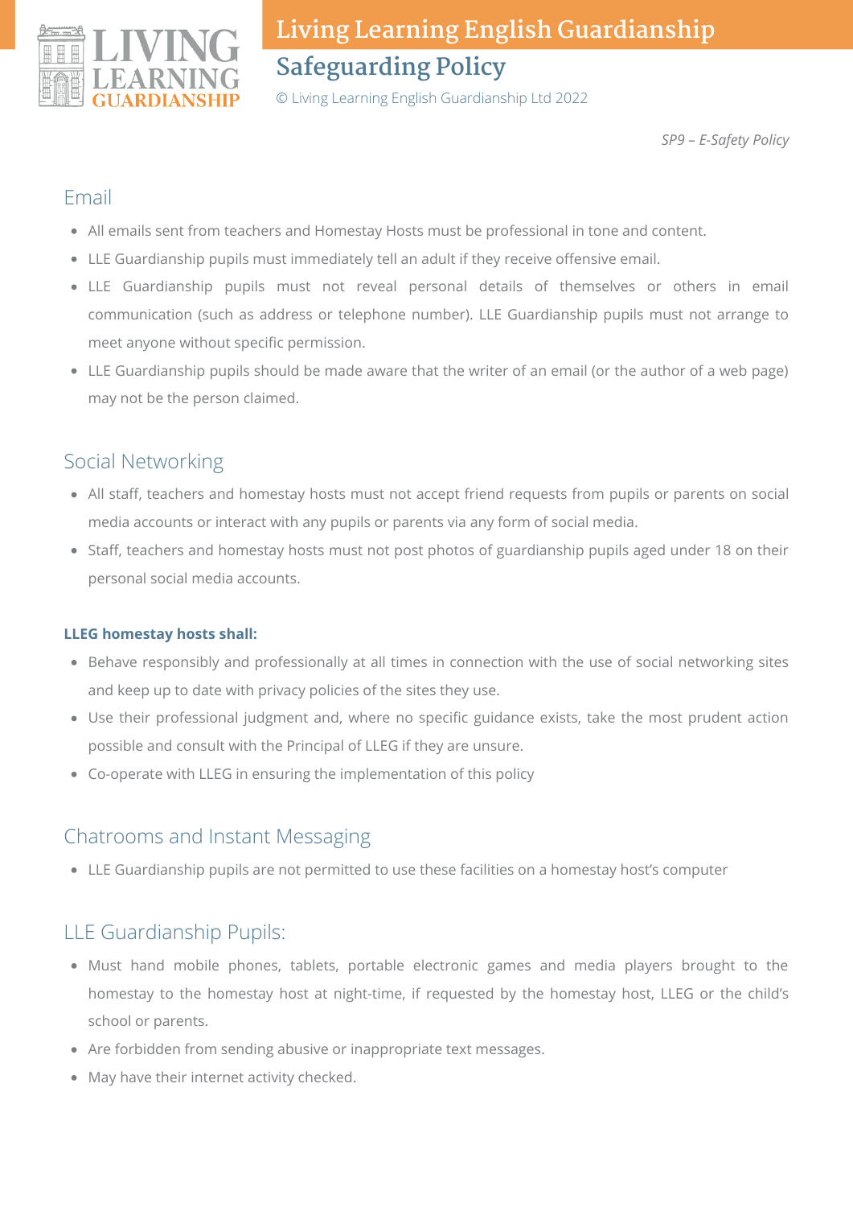*SP9 – E-Safety Policy*

## Email

- All emails sent from teachers and Homestay Hosts must be professional in tone and content.
- LLE Guardianship pupils must immediately tell an adult if they receive offensive email.
- LLE Guardianship pupils must not reveal personal details of themselves or others in email communication (such as address or telephone number). LLE Guardianship pupils must not arrange to meet anyone without specific permission.
- LLE Guardianship pupils should be made aware that the writer of an email (or the author of a web page) may not be the person claimed.

## Social Networking

- All staff, teachers and homestay hosts must not accept friend requests from pupils or parents on social media accounts or interact with any pupils or parents via any form of social media.
- Staff, teachers and homestay hosts must not post photos of guardianship pupils aged under 18 on their personal social media accounts.

**LLEG homestay hosts shall:**

- Behave responsibly and professionally at all times in connection with the use of social networking sites and keep up to date with privacy policies of the sites they use.
- Use their professional judgment and, where no specific guidance exists, take the most prudent action possible and consult with the Principal of LLEG if they are unsure.
- Co-operate with LLEG in ensuring the implementation of this policy

## Chatrooms and Instant Messaging

- LLE Guardianship pupils are not permitted to use these facilities on a homestay host's computer

## LLE Guardianship Pupils:

- Must hand mobile phones, tablets, portable electronic games and media players brought to the homestay to the homestay host at night-time, if requested by the homestay host, LLEG or the child's school or parents.
- Are forbidden from sending abusive or inappropriate text messages.
- May have their internet activity checked.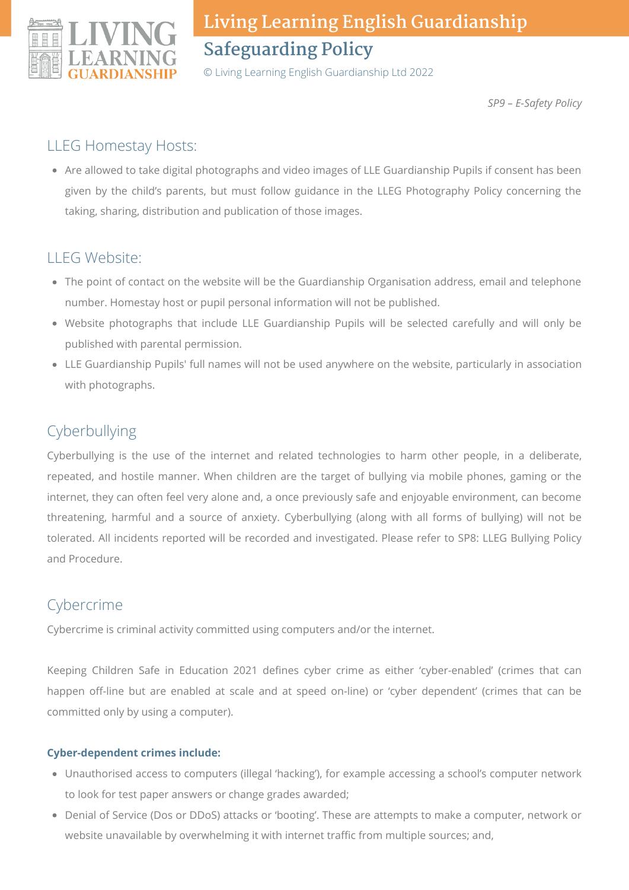*SP9 – E-Safety Policy*

## LLEG Homestay Hosts:

- Are allowed to take digital photographs and video images of LLE Guardianship Pupils if consent has been given by the child's parents, but must follow guidance in the LLEG Photography Policy concerning the taking, sharing, distribution and publication of those images.

## LLEG Website:

- The point of contact on the website will be the Guardianship Organisation address, email and telephone number. Homestay host or pupil personal information will not be published.
- Website photographs that include LLE Guardianship Pupils will be selected carefully and will only be published with parental permission.
- LLE Guardianship Pupils' full names will not be used anywhere on the website, particularly in association with photographs.

## Cyberbullying

Cyberbullying is the use of the internet and related technologies to harm other people, in a deliberate, repeated, and hostile manner. When children are the target of bullying via mobile phones, gaming or the internet, they can often feel very alone and, a once previously safe and enjoyable environment, can become threatening, harmful and a source of anxiety. Cyberbullying (along with all forms of bullying) will not be tolerated. All incidents reported will be recorded and investigated. Please refer to SP8: LLEG Bullying Policy and Procedure.

## Cybercrime

Cybercrime is criminal activity committed using computers and/or the internet.

Keeping Children Safe in Education 2021 defines cyber crime as either 'cyber-enabled' (crimes that can happen off-line but are enabled at scale and at speed on-line) or 'cyber dependent' (crimes that can be committed only by using a computer).

**Cyber-dependent crimes include:**

- Unauthorised access to computers (illegal 'hacking'), for example accessing a school's computer network to look for test paper answers or change grades awarded;
- Denial of Service (Dos or DDoS) attacks or 'booting'. These are attempts to make a computer, network or website unavailable by overwhelming it with internet traffic from multiple sources; and,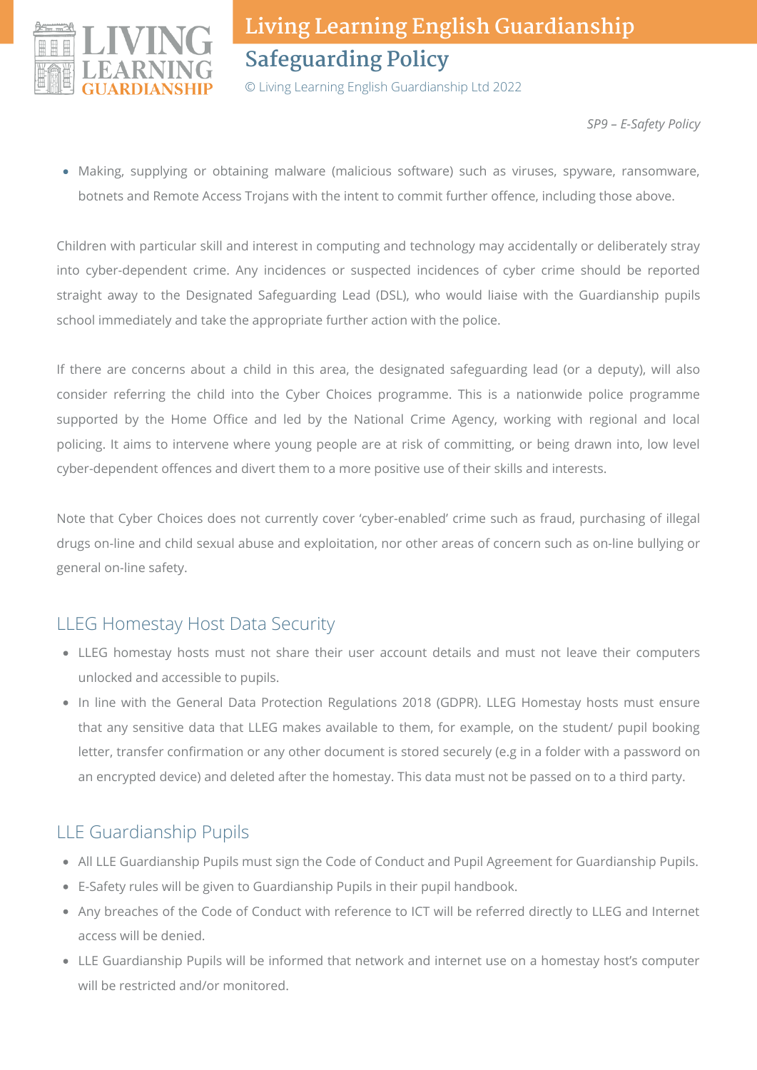- Making, supplying or obtaining malware (malicious software) such as viruses, spyware, ransomware, botnets and Remote Access Trojans with the intent to commit further offence, including those above.

Children with particular skill and interest in computing and technology may accidentally or deliberately stray into cyber-dependent crime. Any incidences or suspected incidences of cyber crime should be reported straight away to the Designated Safeguarding Lead (DSL), who would liaise with the Guardianship pupils school immediately and take the appropriate further action with the police.

If there are concerns about a child in this area, the designated safeguarding lead (or a deputy), will also consider referring the child into the Cyber Choices programme. This is a nationwide police programme supported by the Home Office and led by the National Crime Agency, working with regional and local policing. It aims to intervene where young people are at risk of committing, or being drawn into, low level cyber-dependent offences and divert them to a more positive use of their skills and interests.

Note that Cyber Choices does not currently cover 'cyber-enabled' crime such as fraud, purchasing of illegal drugs on-line and child sexual abuse and exploitation, nor other areas of concern such as on-line bullying or general on-line safety.

## LLEG Homestay Host Data Security

- LLEG homestay hosts must not share their user account details and must not leave their computers unlocked and accessible to pupils.
- In line with the General Data Protection Regulations 2018 (GDPR). LLEG Homestay hosts must ensure that any sensitive data that LLEG makes available to them, for example, on the student/ pupil booking letter, transfer confirmation or any other document is stored securely (e.g in a folder with a password on an encrypted device) and deleted after the homestay. This data must not be passed on to a third party.

## LLE Guardianship Pupils

- All LLE Guardianship Pupils must sign the Code of Conduct and Pupil Agreement for Guardianship Pupils.
- E-Safety rules will be given to Guardianship Pupils in their pupil handbook.
- Any breaches of the Code of Conduct with reference to ICT will be referred directly to LLEG and Internet access will be denied.
- LLE Guardianship Pupils will be informed that network and internet use on a homestay host's computer will be restricted and/or monitored.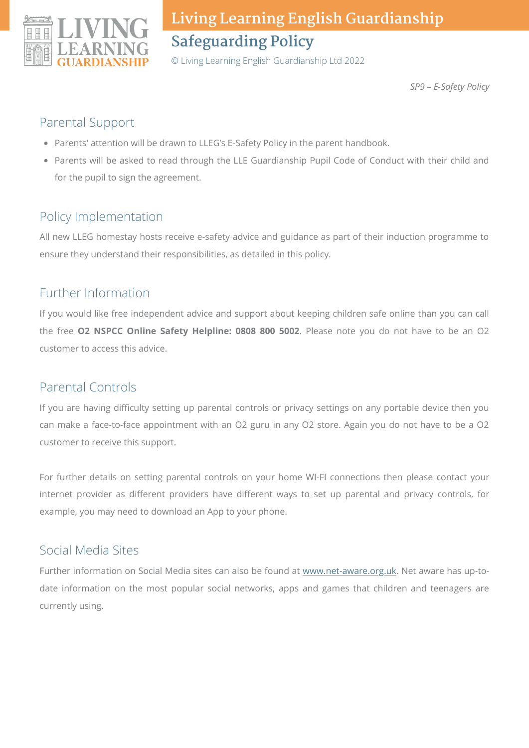*SP9 – E-Safety Policy*

## Parental Support

- Parents' attention will be drawn to LLEG's E-Safety Policy in the parent handbook.
- Parents will be asked to read through the LLE Guardianship Pupil Code of Conduct with their child and for the pupil to sign the agreement.

## Policy Implementation

All new LLEG homestay hosts receive e-safety advice and guidance as part of their induction programme to ensure they understand their responsibilities, as detailed in this policy.

## Further Information

If you would like free independent advice and support about keeping children safe online than you can call the free **O2 NSPCC Online Safety Helpline: 0808 800 5002**. Please note you do not have to be an O2 customer to access this advice.

## Parental Controls

If you are having difficulty setting up parental controls or privacy settings on any portable device then you can make a face-to-face appointment with an O2 guru in any O2 store. Again you do not have to be a O2 customer to receive this support.

For further details on setting parental controls on your home WI-FI connections then please contact your internet provider as different providers have different ways to set up parental and privacy controls, for example, you may need to download an App to your phone.

## Social Media Sites

Further information on Social Media sites can also be found at www.net-aware.org.uk. Net aware has up-to-date information on the most popular social networks, apps and games that children and teenagers are currently using.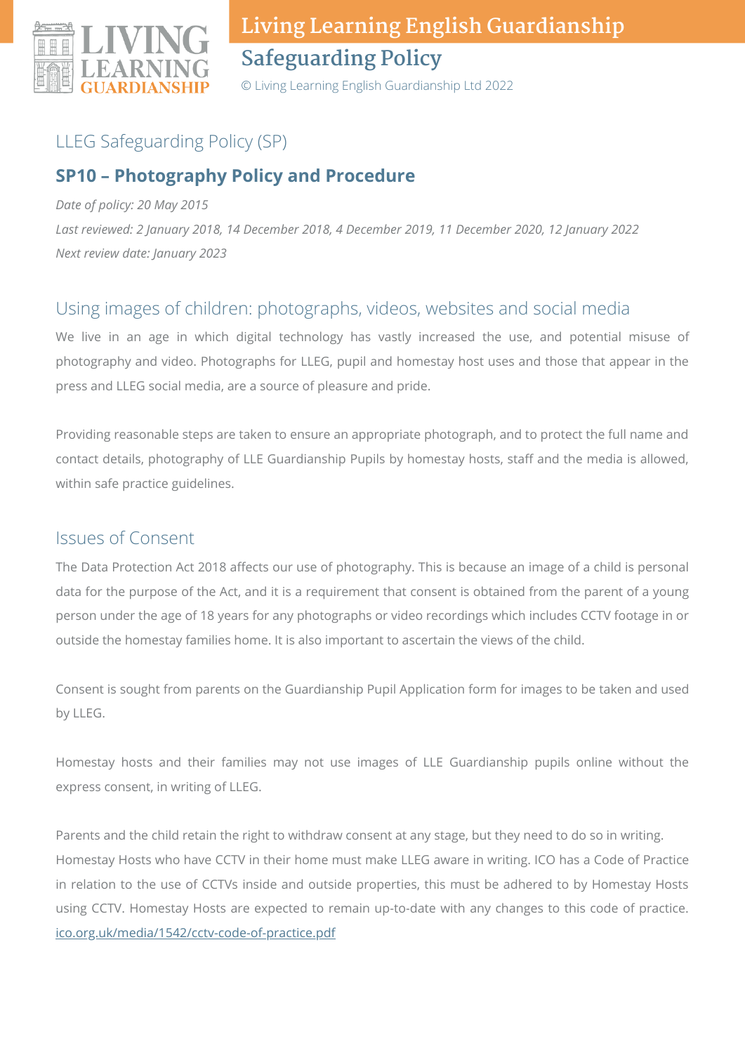## LLEG Safeguarding Policy (SP)

### SP10 – Photography Policy and Procedure

*Date of policy: 20 May 2015*

*Last reviewed: 2 January 2018, 14 December 2018, 4 December 2019, 11 December 2020, 12 January 2022*

*Next review date: January 2023*

## Using images of children: photographs, videos, websites and social media

We live in an age in which digital technology has vastly increased the use, and potential misuse of photography and video. Photographs for LLEG, pupil and homestay host uses and those that appear in the press and LLEG social media, are a source of pleasure and pride.

Providing reasonable steps are taken to ensure an appropriate photograph, and to protect the full name and contact details, photography of LLE Guardianship Pupils by homestay hosts, staff and the media is allowed, within safe practice guidelines.

## Issues of Consent

The Data Protection Act 2018 affects our use of photography. This is because an image of a child is personal data for the purpose of the Act, and it is a requirement that consent is obtained from the parent of a young person under the age of 18 years for any photographs or video recordings which includes CCTV footage in or outside the homestay families home. It is also important to ascertain the views of the child.

Consent is sought from parents on the Guardianship Pupil Application form for images to be taken and used by LLEG.

Homestay hosts and their families may not use images of LLE Guardianship pupils online without the express consent, in writing of LLEG.

Parents and the child retain the right to withdraw consent at any stage, but they need to do so in writing. Homestay Hosts who have CCTV in their home must make LLEG aware in writing. ICO has a Code of Practice in relation to the use of CCTVs inside and outside properties, this must be adhered to by Homestay Hosts using CCTV. Homestay Hosts are expected to remain up-to-date with any changes to this code of practice. [ico.org.uk/media/1542/cctv-code-of-practice.pdf](ico.org.uk/media/1542/cctv-code-of-practice.pdf)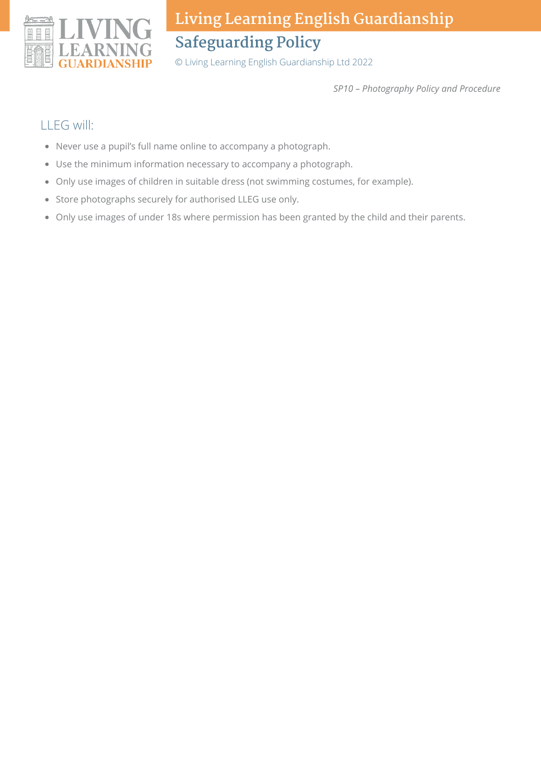## LLEG will:

- Never use a pupil's full name online to accompany a photograph.
- Use the minimum information necessary to accompany a photograph.
- Only use images of children in suitable dress (not swimming costumes, for example).
- Store photographs securely for authorised LLEG use only.
- Only use images of under 18s where permission has been granted by the child and their parents.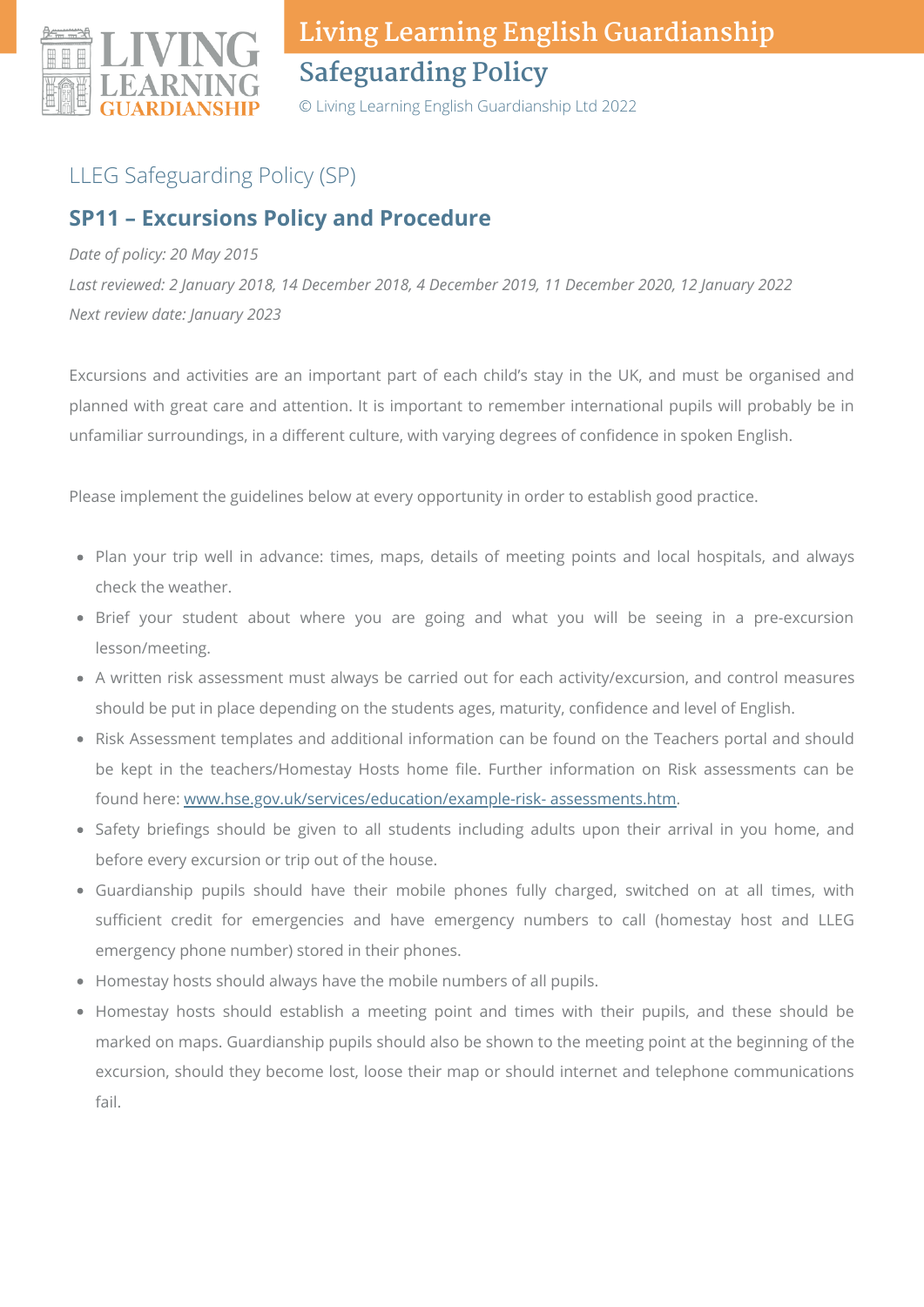LLEG Safeguarding Policy (SP)

## SP11 – Excursions Policy and Procedure

*Date of policy: 20 May 2015*

*Last reviewed: 2 January 2018, 14 December 2018, 4 December 2019, 11 December 2020, 12 January 2022*

*Next review date: January 2023*

Excursions and activities are an important part of each child's stay in the UK, and must be organised and planned with great care and attention. It is important to remember international pupils will probably be in unfamiliar surroundings, in a different culture, with varying degrees of confidence in spoken English.

Please implement the guidelines below at every opportunity in order to establish good practice.

- Plan your trip well in advance: times, maps, details of meeting points and local hospitals, and always check the weather.
- Brief your student about where you are going and what you will be seeing in a pre-excursion lesson/meeting.
- A written risk assessment must always be carried out for each activity/excursion, and control measures should be put in place depending on the students ages, maturity, confidence and level of English.
- Risk Assessment templates and additional information can be found on the Teachers portal and should be kept in the teachers/Homestay Hosts home file. Further information on Risk assessments can be found here: [www.hse.gov.uk/services/education/example-risk- assessments.htm](www.hse.gov.uk/services/education/example-risk-assessments.htm).
- Safety briefings should be given to all students including adults upon their arrival in you home, and before every excursion or trip out of the house.
- Guardianship pupils should have their mobile phones fully charged, switched on at all times, with sufficient credit for emergencies and have emergency numbers to call (homestay host and LLEG emergency phone number) stored in their phones.
- Homestay hosts should always have the mobile numbers of all pupils.
- Homestay hosts should establish a meeting point and times with their pupils, and these should be marked on maps. Guardianship pupils should also be shown to the meeting point at the beginning of the excursion, should they become lost, loose their map or should internet and telephone communications fail.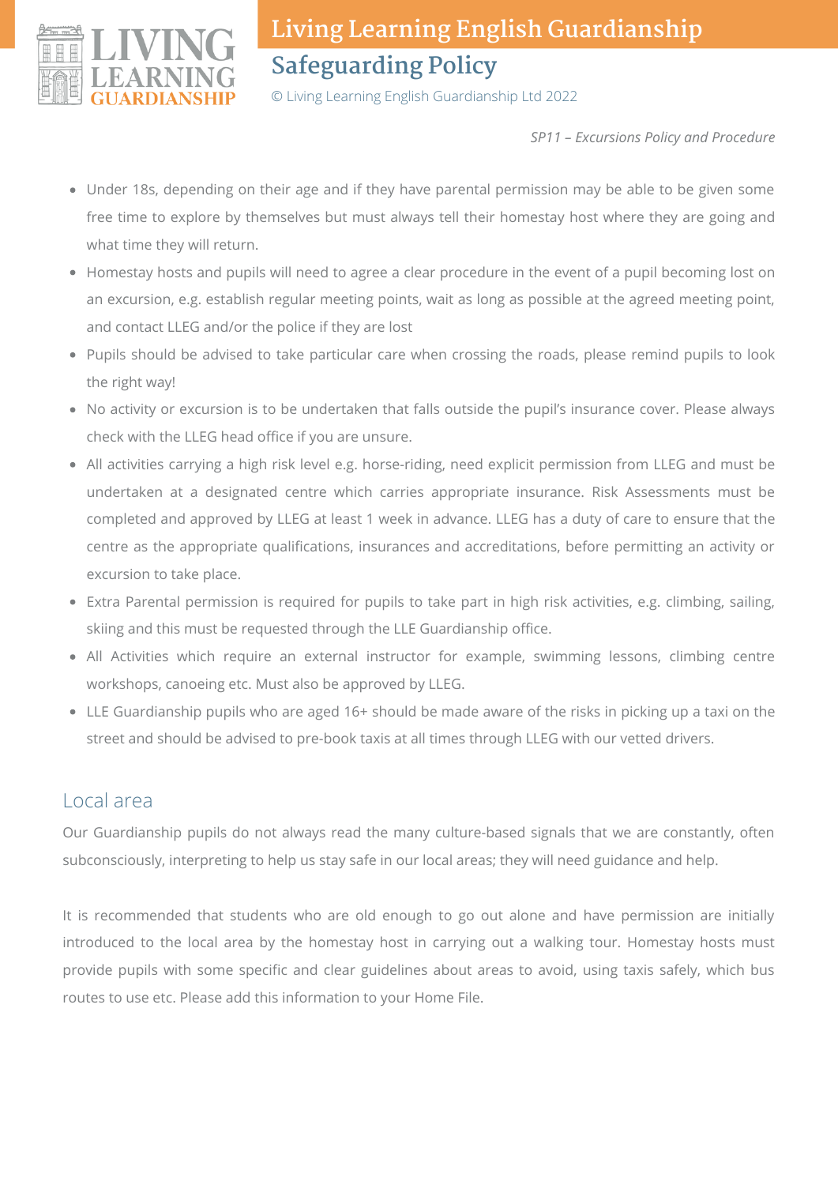*SP11 – Excursions Policy and Procedure*

- Under 18s, depending on their age and if they have parental permission may be able to be given some free time to explore by themselves but must always tell their homestay host where they are going and what time they will return.
- Homestay hosts and pupils will need to agree a clear procedure in the event of a pupil becoming lost on an excursion, e.g. establish regular meeting points, wait as long as possible at the agreed meeting point, and contact LLEG and/or the police if they are lost
- Pupils should be advised to take particular care when crossing the roads, please remind pupils to look the right way!
- No activity or excursion is to be undertaken that falls outside the pupil's insurance cover. Please always check with the LLEG head office if you are unsure.
- All activities carrying a high risk level e.g. horse-riding, need explicit permission from LLEG and must be undertaken at a designated centre which carries appropriate insurance. Risk Assessments must be completed and approved by LLEG at least 1 week in advance. LLEG has a duty of care to ensure that the centre as the appropriate qualifications, insurances and accreditations, before permitting an activity or excursion to take place.
- Extra Parental permission is required for pupils to take part in high risk activities, e.g. climbing, sailing, skiing and this must be requested through the LLE Guardianship office.
- All Activities which require an external instructor for example, swimming lessons, climbing centre workshops, canoeing etc. Must also be approved by LLEG.
- LLE Guardianship pupils who are aged 16+ should be made aware of the risks in picking up a taxi on the street and should be advised to pre-book taxis at all times through LLEG with our vetted drivers.

## Local area

Our Guardianship pupils do not always read the many culture-based signals that we are constantly, often subconsciously, interpreting to help us stay safe in our local areas; they will need guidance and help.

It is recommended that students who are old enough to go out alone and have permission are initially introduced to the local area by the homestay host in carrying out a walking tour. Homestay hosts must provide pupils with some specific and clear guidelines about areas to avoid, using taxis safely, which bus routes to use etc. Please add this information to your Home File.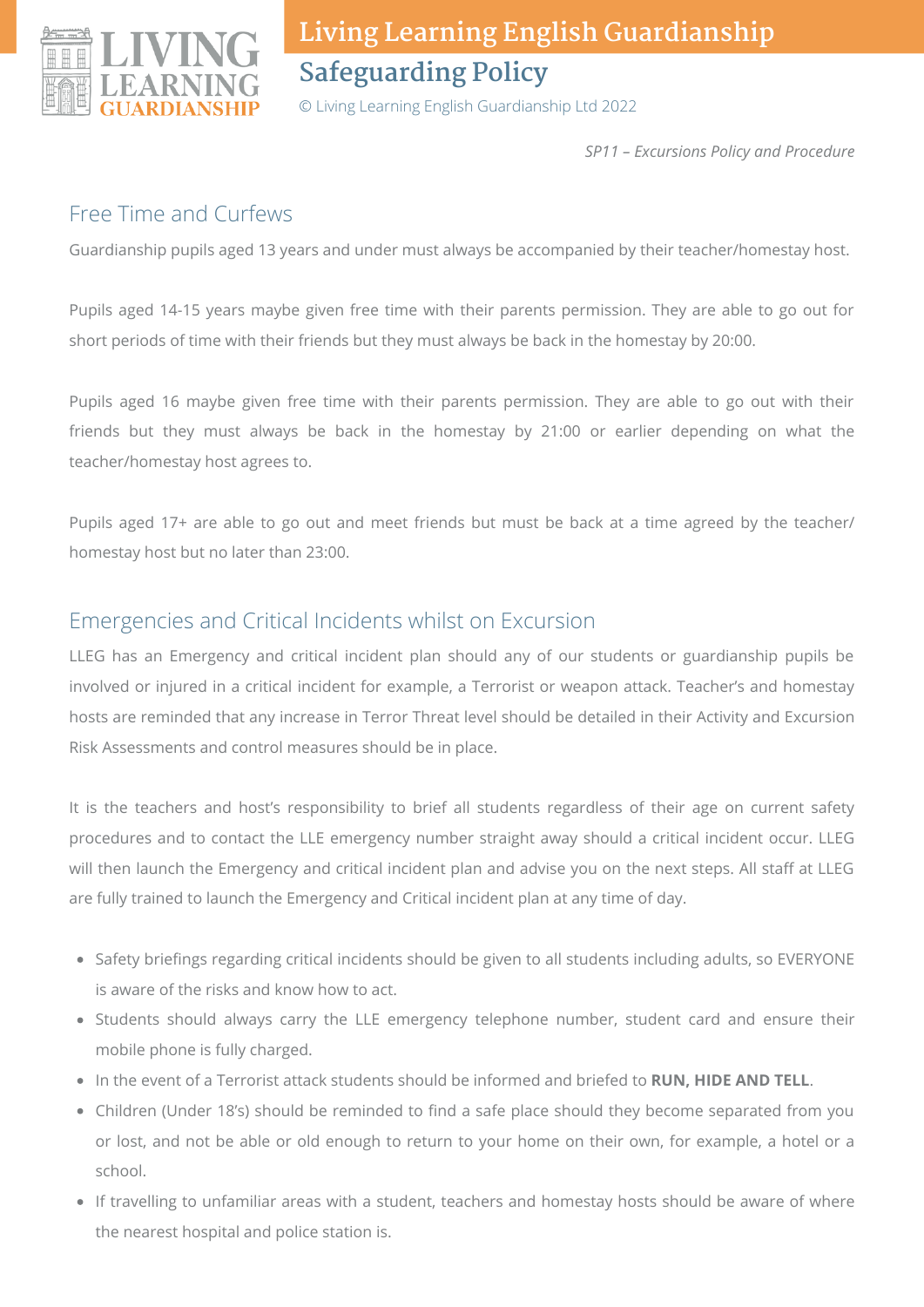*SP11 – Excursions Policy and Procedure*

## Free Time and Curfews

Guardianship pupils aged 13 years and under must always be accompanied by their teacher/homestay host.

Pupils aged 14-15 years maybe given free time with their parents permission. They are able to go out for short periods of time with their friends but they must always be back in the homestay by 20:00.

Pupils aged 16 maybe given free time with their parents permission. They are able to go out with their friends but they must always be back in the homestay by 21:00 or earlier depending on what the teacher/homestay host agrees to.

Pupils aged 17+ are able to go out and meet friends but must be back at a time agreed by the teacher/ homestay host but no later than 23:00.

## Emergencies and Critical Incidents whilst on Excursion

LLEG has an Emergency and critical incident plan should any of our students or guardianship pupils be involved or injured in a critical incident for example, a Terrorist or weapon attack. Teacher's and homestay hosts are reminded that any increase in Terror Threat level should be detailed in their Activity and Excursion Risk Assessments and control measures should be in place.

It is the teachers and host's responsibility to brief all students regardless of their age on current safety procedures and to contact the LLE emergency number straight away should a critical incident occur. LLEG will then launch the Emergency and critical incident plan and advise you on the next steps. All staff at LLEG are fully trained to launch the Emergency and Critical incident plan at any time of day.

- Safety briefings regarding critical incidents should be given to all students including adults, so EVERYONE is aware of the risks and know how to act.
- Students should always carry the LLE emergency telephone number, student card and ensure their mobile phone is fully charged.
- In the event of a Terrorist attack students should be informed and briefed to **RUN, HIDE AND TELL**.
- Children (Under 18's) should be reminded to find a safe place should they become separated from you or lost, and not be able or old enough to return to your home on their own, for example, a hotel or a school.
- If travelling to unfamiliar areas with a student, teachers and homestay hosts should be aware of where the nearest hospital and police station is.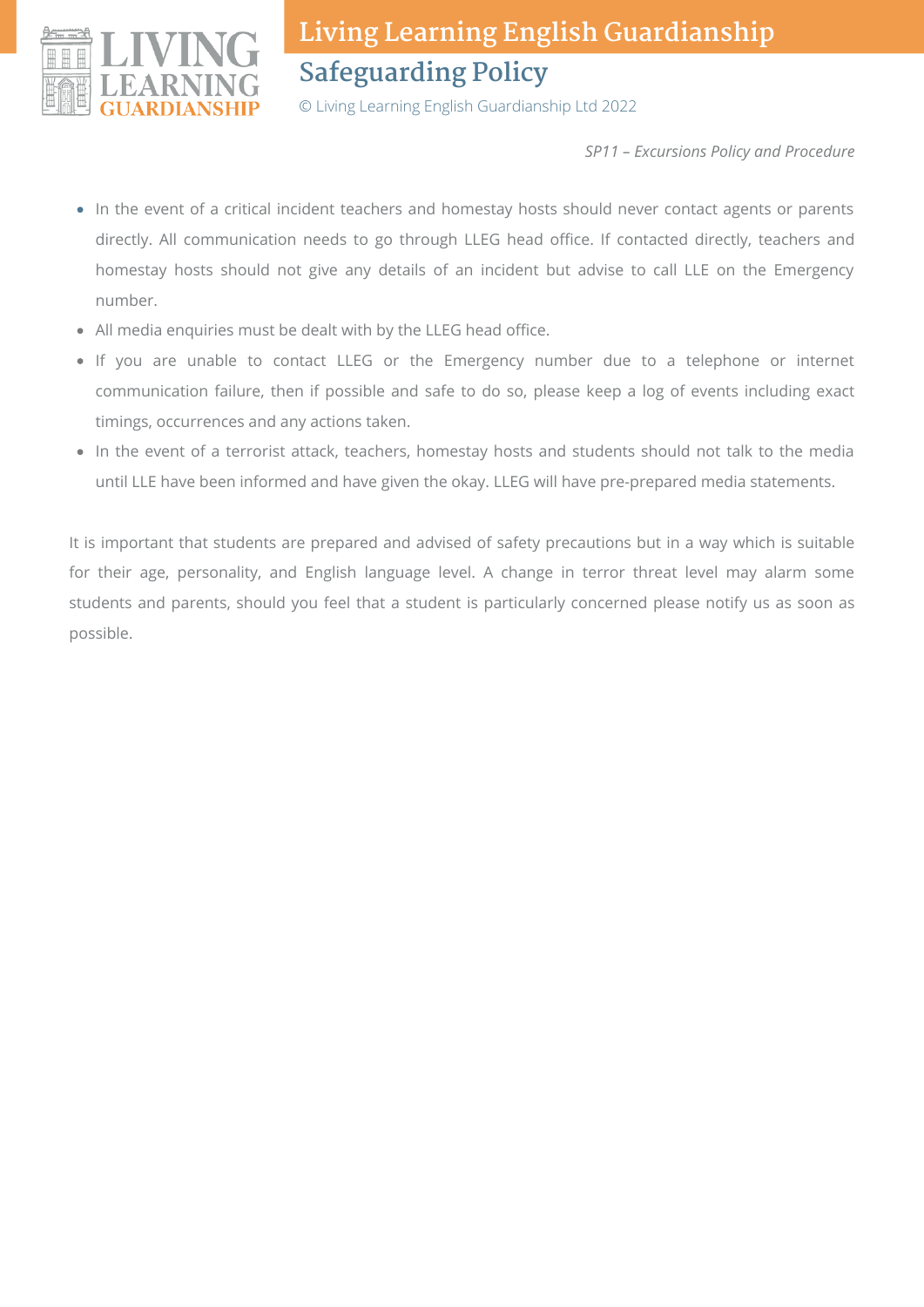- In the event of a critical incident teachers and homestay hosts should never contact agents or parents directly. All communication needs to go through LLEG head office. If contacted directly, teachers and homestay hosts should not give any details of an incident but advise to call LLE on the Emergency number.
- All media enquiries must be dealt with by the LLEG head office.
- If you are unable to contact LLEG or the Emergency number due to a telephone or internet communication failure, then if possible and safe to do so, please keep a log of events including exact timings, occurrences and any actions taken.
- In the event of a terrorist attack, teachers, homestay hosts and students should not talk to the media until LLE have been informed and have given the okay. LLEG will have pre-prepared media statements.

It is important that students are prepared and advised of safety precautions but in a way which is suitable for their age, personality, and English language level. A change in terror threat level may alarm some students and parents, should you feel that a student is particularly concerned please notify us as soon as possible.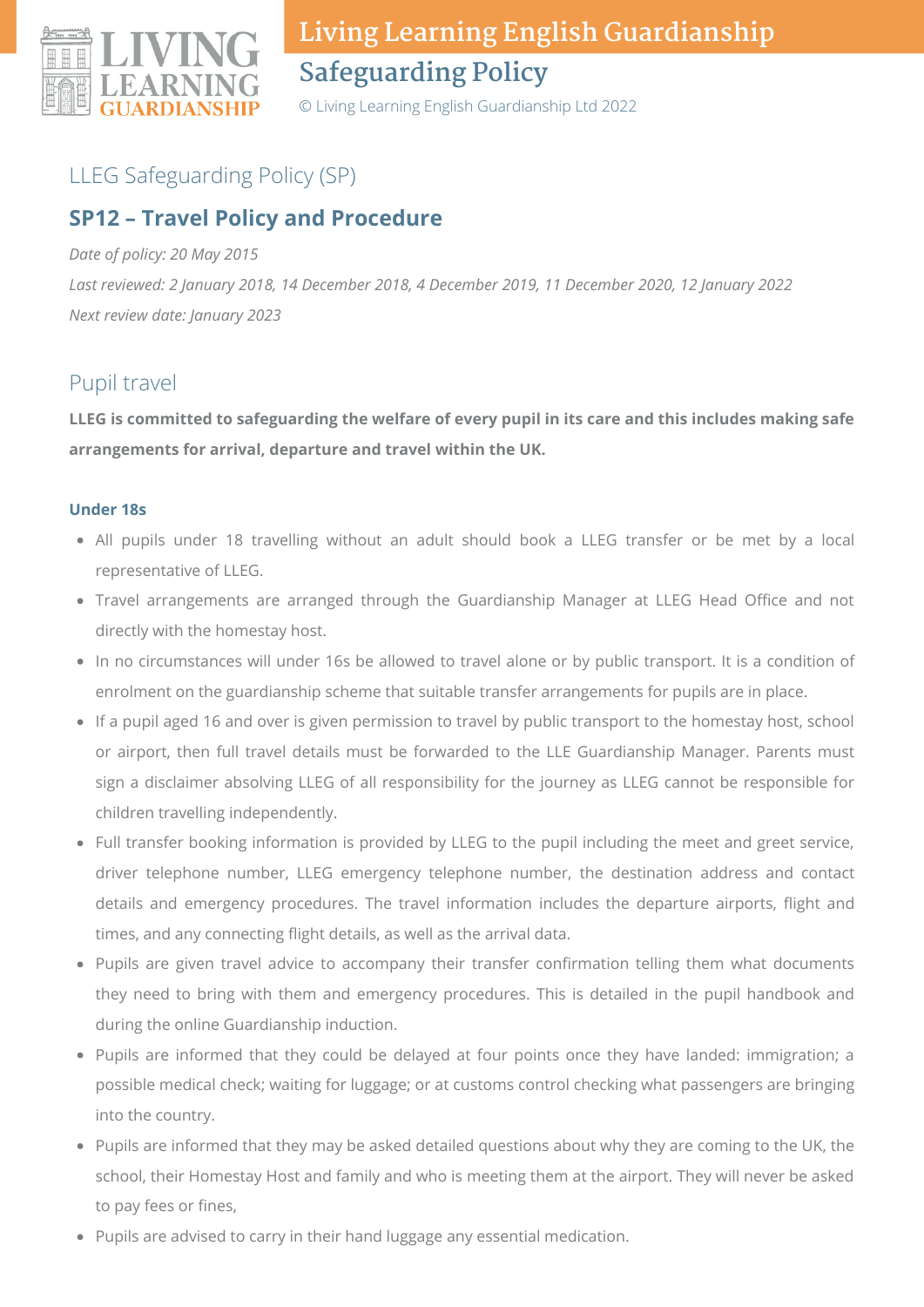## LLEG Safeguarding Policy (SP)

### SP12 – Travel Policy and Procedure

*Date of policy: 20 May 2015*

*Last reviewed: 2 January 2018, 14 December 2018, 4 December 2019, 11 December 2020, 12 January 2022*

*Next review date: January 2023*

## Pupil travel

**LLEG is committed to safeguarding the welfare of every pupil in its care and this includes making safe arrangements for arrival, departure and travel within the UK.**

#### Under 18s

- All pupils under 18 travelling without an adult should book a LLEG transfer or be met by a local representative of LLEG.
- Travel arrangements are arranged through the Guardianship Manager at LLEG Head Office and not directly with the homestay host.
- In no circumstances will under 16s be allowed to travel alone or by public transport. It is a condition of enrolment on the guardianship scheme that suitable transfer arrangements for pupils are in place.
- If a pupil aged 16 and over is given permission to travel by public transport to the homestay host, school or airport, then full travel details must be forwarded to the LLE Guardianship Manager. Parents must sign a disclaimer absolving LLEG of all responsibility for the journey as LLEG cannot be responsible for children travelling independently.
- Full transfer booking information is provided by LLEG to the pupil including the meet and greet service, driver telephone number, LLEG emergency telephone number, the destination address and contact details and emergency procedures. The travel information includes the departure airports, flight and times, and any connecting flight details, as well as the arrival data.
- Pupils are given travel advice to accompany their transfer confirmation telling them what documents they need to bring with them and emergency procedures. This is detailed in the pupil handbook and during the online Guardianship induction.
- Pupils are informed that they could be delayed at four points once they have landed: immigration; a possible medical check; waiting for luggage; or at customs control checking what passengers are bringing into the country.
- Pupils are informed that they may be asked detailed questions about why they are coming to the UK, the school, their Homestay Host and family and who is meeting them at the airport. They will never be asked to pay fees or fines,
- Pupils are advised to carry in their hand luggage any essential medication.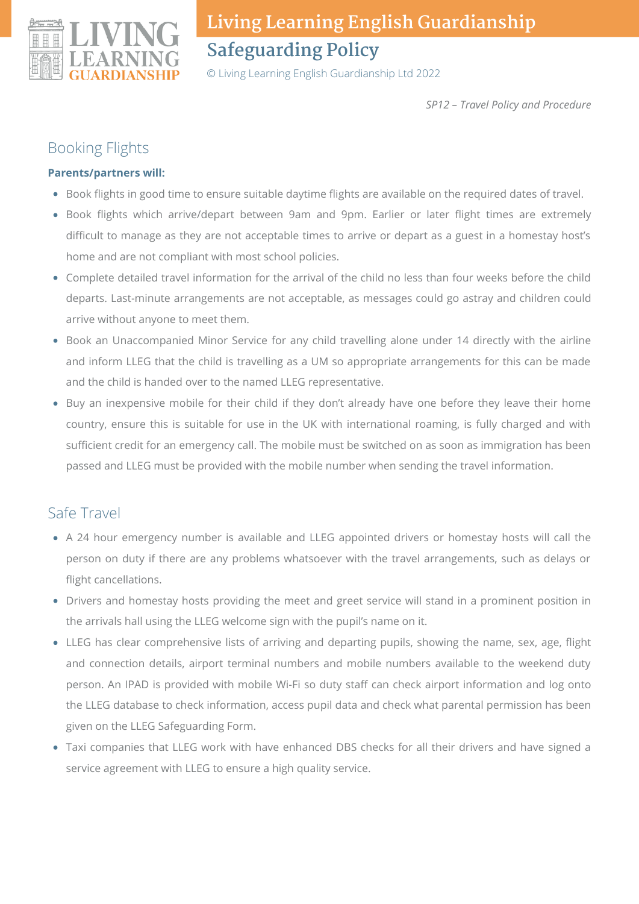*SP12 – Travel Policy and Procedure*

## Booking Flights

**Parents/partners will:**

- Book flights in good time to ensure suitable daytime flights are available on the required dates of travel.
- Book flights which arrive/depart between 9am and 9pm. Earlier or later flight times are extremely difficult to manage as they are not acceptable times to arrive or depart as a guest in a homestay host's home and are not compliant with most school policies.
- Complete detailed travel information for the arrival of the child no less than four weeks before the child departs. Last-minute arrangements are not acceptable, as messages could go astray and children could arrive without anyone to meet them.
- Book an Unaccompanied Minor Service for any child travelling alone under 14 directly with the airline and inform LLEG that the child is travelling as a UM so appropriate arrangements for this can be made and the child is handed over to the named LLEG representative.
- Buy an inexpensive mobile for their child if they don't already have one before they leave their home country, ensure this is suitable for use in the UK with international roaming, is fully charged and with sufficient credit for an emergency call. The mobile must be switched on as soon as immigration has been passed and LLEG must be provided with the mobile number when sending the travel information.

## Safe Travel

- A 24 hour emergency number is available and LLEG appointed drivers or homestay hosts will call the person on duty if there are any problems whatsoever with the travel arrangements, such as delays or flight cancellations.
- Drivers and homestay hosts providing the meet and greet service will stand in a prominent position in the arrivals hall using the LLEG welcome sign with the pupil's name on it.
- LLEG has clear comprehensive lists of arriving and departing pupils, showing the name, sex, age, flight and connection details, airport terminal numbers and mobile numbers available to the weekend duty person. An IPAD is provided with mobile Wi-Fi so duty staff can check airport information and log onto the LLEG database to check information, access pupil data and check what parental permission has been given on the LLEG Safeguarding Form.
- Taxi companies that LLEG work with have enhanced DBS checks for all their drivers and have signed a service agreement with LLEG to ensure a high quality service.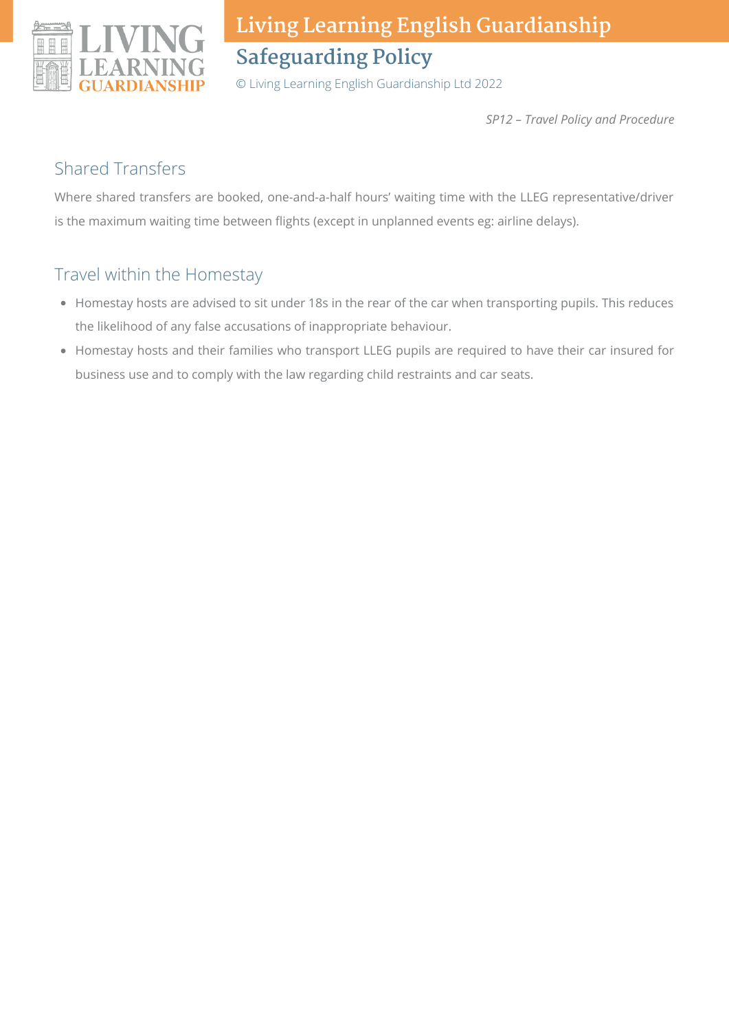## Shared Transfers

Where shared transfers are booked, one-and-a-half hours' waiting time with the LLEG representative/driver is the maximum waiting time between flights (except in unplanned events eg: airline delays).

## Travel within the Homestay

- Homestay hosts are advised to sit under 18s in the rear of the car when transporting pupils. This reduces the likelihood of any false accusations of inappropriate behaviour.
- Homestay hosts and their families who transport LLEG pupils are required to have their car insured for business use and to comply with the law regarding child restraints and car seats.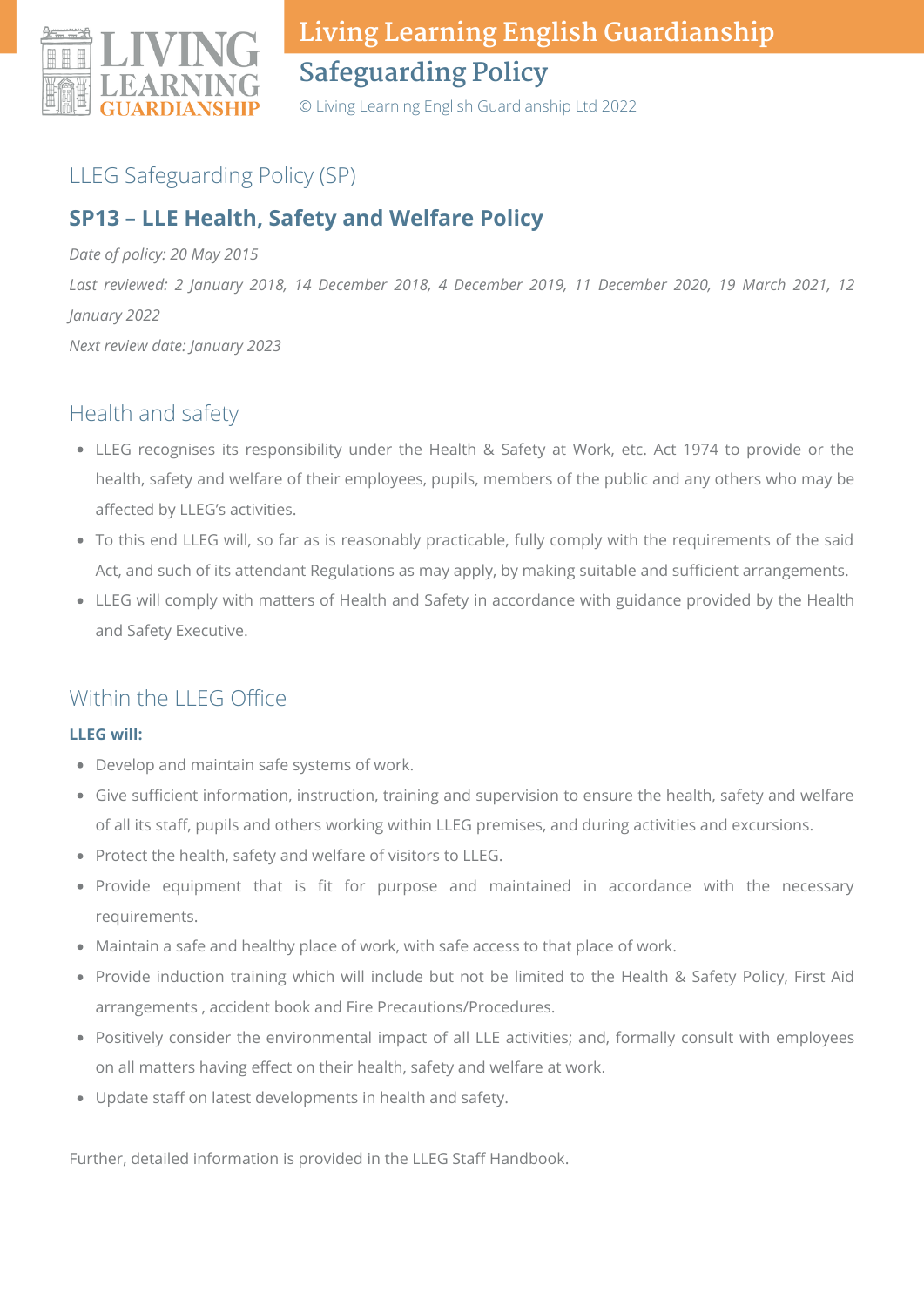LLEG Safeguarding Policy (SP)

## SP13 – LLE Health, Safety and Welfare Policy

*Date of policy: 20 May 2015*

*Last reviewed: 2 January 2018, 14 December 2018, 4 December 2019, 11 December 2020, 19 March 2021, 12 January 2022*

*Next review date: January 2023*

### Health and safety

- LLEG recognises its responsibility under the Health & Safety at Work, etc. Act 1974 to provide or the health, safety and welfare of their employees, pupils, members of the public and any others who may be affected by LLEG's activities.
- To this end LLEG will, so far as is reasonably practicable, fully comply with the requirements of the said Act, and such of its attendant Regulations as may apply, by making suitable and sufficient arrangements.
- LLEG will comply with matters of Health and Safety in accordance with guidance provided by the Health and Safety Executive.

### Within the LLEG Office

**LLEG will:**

- Develop and maintain safe systems of work.
- Give sufficient information, instruction, training and supervision to ensure the health, safety and welfare of all its staff, pupils and others working within LLEG premises, and during activities and excursions.
- Protect the health, safety and welfare of visitors to LLEG.
- Provide equipment that is fit for purpose and maintained in accordance with the necessary requirements.
- Maintain a safe and healthy place of work, with safe access to that place of work.
- Provide induction training which will include but not be limited to the Health & Safety Policy, First Aid arrangements , accident book and Fire Precautions/Procedures.
- Positively consider the environmental impact of all LLE activities; and, formally consult with employees on all matters having effect on their health, safety and welfare at work.
- Update staff on latest developments in health and safety.

Further, detailed information is provided in the LLEG Staff Handbook.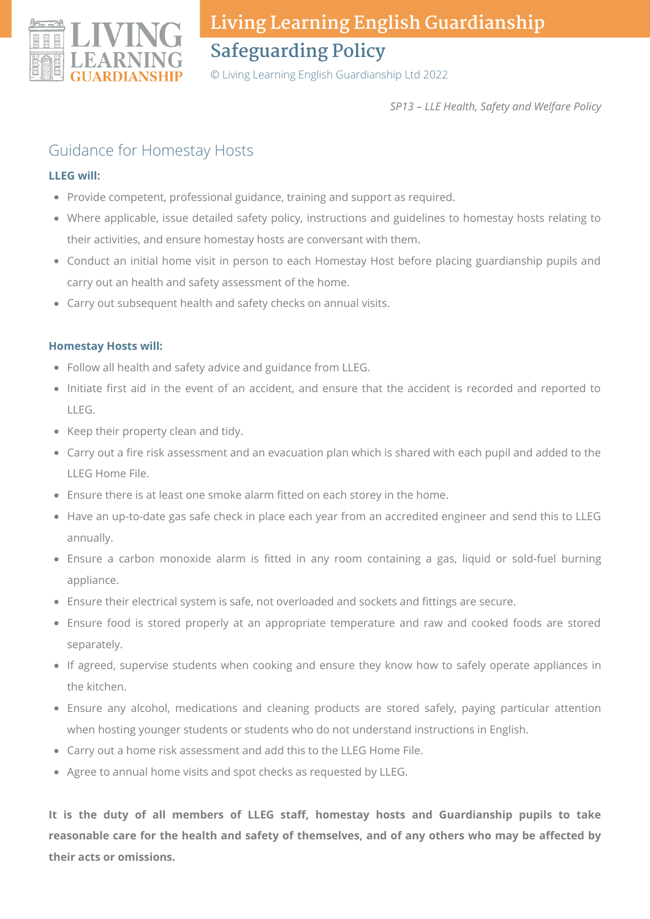*SP13 – LLE Health, Safety and Welfare Policy*

## Guidance for Homestay Hosts

**LLEG will:**

- Provide competent, professional guidance, training and support as required.
- Where applicable, issue detailed safety policy, instructions and guidelines to homestay hosts relating to their activities, and ensure homestay hosts are conversant with them.
- Conduct an initial home visit in person to each Homestay Host before placing guardianship pupils and carry out an health and safety assessment of the home.
- Carry out subsequent health and safety checks on annual visits.

**Homestay Hosts will:**

- Follow all health and safety advice and guidance from LLEG.
- Initiate first aid in the event of an accident, and ensure that the accident is recorded and reported to LLEG.
- Keep their property clean and tidy.
- Carry out a fire risk assessment and an evacuation plan which is shared with each pupil and added to the LLEG Home File.
- Ensure there is at least one smoke alarm fitted on each storey in the home.
- Have an up-to-date gas safe check in place each year from an accredited engineer and send this to LLEG annually.
- Ensure a carbon monoxide alarm is fitted in any room containing a gas, liquid or sold-fuel burning appliance.
- Ensure their electrical system is safe, not overloaded and sockets and fittings are secure.
- Ensure food is stored properly at an appropriate temperature and raw and cooked foods are stored separately.
- If agreed, supervise students when cooking and ensure they know how to safely operate appliances in the kitchen.
- Ensure any alcohol, medications and cleaning products are stored safely, paying particular attention when hosting younger students or students who do not understand instructions in English.
- Carry out a home risk assessment and add this to the LLEG Home File.
- Agree to annual home visits and spot checks as requested by LLEG.

**It is the duty of all members of LLEG staff, homestay hosts and Guardianship pupils to take reasonable care for the health and safety of themselves, and of any others who may be affected by their acts or omissions.**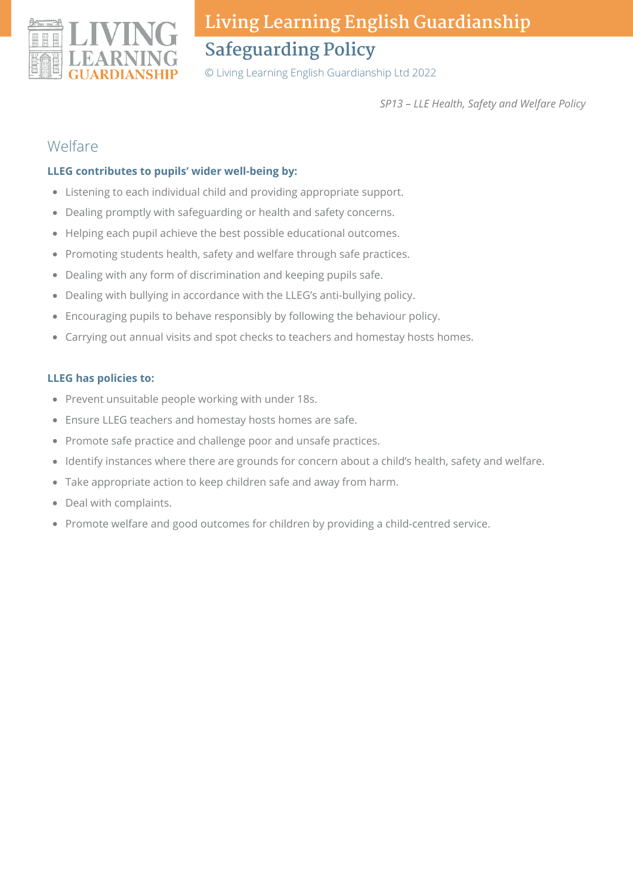*SP13 – LLE Health, Safety and Welfare Policy*

## Welfare

**LLEG contributes to pupils' wider well-being by:**

- Listening to each individual child and providing appropriate support.
- Dealing promptly with safeguarding or health and safety concerns.
- Helping each pupil achieve the best possible educational outcomes.
- Promoting students health, safety and welfare through safe practices.
- Dealing with any form of discrimination and keeping pupils safe.
- Dealing with bullying in accordance with the LLEG's anti-bullying policy.
- Encouraging pupils to behave responsibly by following the behaviour policy.
- Carrying out annual visits and spot checks to teachers and homestay hosts homes.

**LLEG has policies to:**

- Prevent unsuitable people working with under 18s.
- Ensure LLEG teachers and homestay hosts homes are safe.
- Promote safe practice and challenge poor and unsafe practices.
- Identify instances where there are grounds for concern about a child's health, safety and welfare.
- Take appropriate action to keep children safe and away from harm.
- Deal with complaints.
- Promote welfare and good outcomes for children by providing a child-centred service.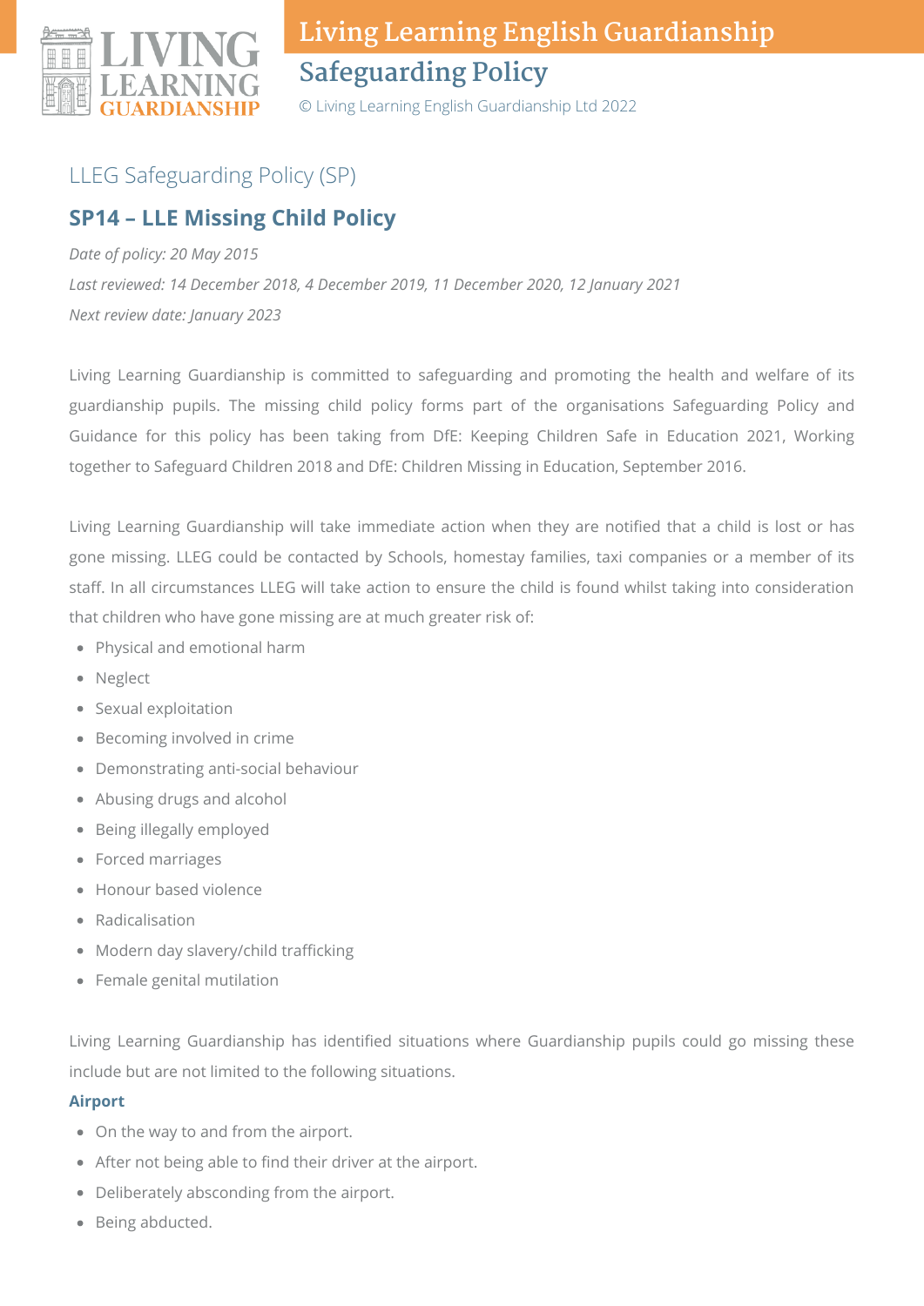LLEG Safeguarding Policy (SP)

## SP14 – LLE Missing Child Policy

*Date of policy: 20 May 2015*

*Last reviewed: 14 December 2018, 4 December 2019, 11 December 2020, 12 January 2021*

*Next review date: January 2023*

Living Learning Guardianship is committed to safeguarding and promoting the health and welfare of its guardianship pupils. The missing child policy forms part of the organisations Safeguarding Policy and Guidance for this policy has been taking from DfE: Keeping Children Safe in Education 2021, Working together to Safeguard Children 2018 and DfE: Children Missing in Education, September 2016.

Living Learning Guardianship will take immediate action when they are notified that a child is lost or has gone missing. LLEG could be contacted by Schools, homestay families, taxi companies or a member of its staff. In all circumstances LLEG will take action to ensure the child is found whilst taking into consideration that children who have gone missing are at much greater risk of:

- Physical and emotional harm
- Neglect
- Sexual exploitation
- Becoming involved in crime
- Demonstrating anti-social behaviour
- Abusing drugs and alcohol
- Being illegally employed
- Forced marriages
- Honour based violence
- Radicalisation
- Modern day slavery/child trafficking
- Female genital mutilation

Living Learning Guardianship has identified situations where Guardianship pupils could go missing these include but are not limited to the following situations.

**Airport**

- On the way to and from the airport.
- After not being able to find their driver at the airport.
- Deliberately absconding from the airport.
- Being abducted.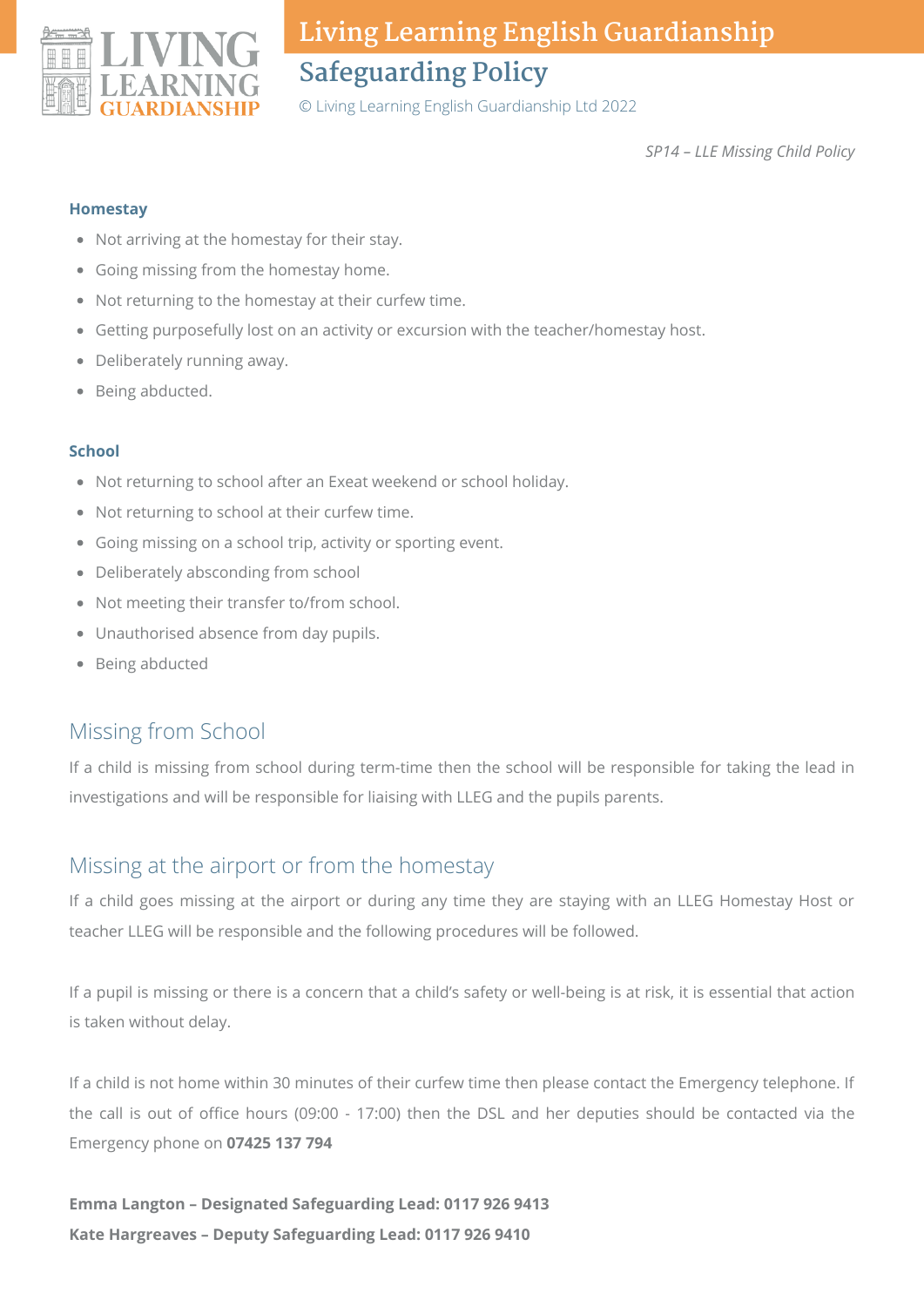#### Homestay

- Not arriving at the homestay for their stay.
- Going missing from the homestay home.
- Not returning to the homestay at their curfew time.
- Getting purposefully lost on an activity or excursion with the teacher/homestay host.
- Deliberately running away.
- Being abducted.

#### School

- Not returning to school after an Exeat weekend or school holiday.
- Not returning to school at their curfew time.
- Going missing on a school trip, activity or sporting event.
- Deliberately absconding from school
- Not meeting their transfer to/from school.
- Unauthorised absence from day pupils.
- Being abducted

## Missing from School

If a child is missing from school during term-time then the school will be responsible for taking the lead in investigations and will be responsible for liaising with LLEG and the pupils parents.

## Missing at the airport or from the homestay

If a child goes missing at the airport or during any time they are staying with an LLEG Homestay Host or teacher LLEG will be responsible and the following procedures will be followed.

If a pupil is missing or there is a concern that a child's safety or well-being is at risk, it is essential that action is taken without delay.

If a child is not home within 30 minutes of their curfew time then please contact the Emergency telephone. If the call is out of office hours (09:00 - 17:00) then the DSL and her deputies should be contacted via the Emergency phone on **07425 137 794**

**Emma Langton – Designated Safeguarding Lead: 0117 926 9413**
**Kate Hargreaves – Deputy Safeguarding Lead: 0117 926 9410**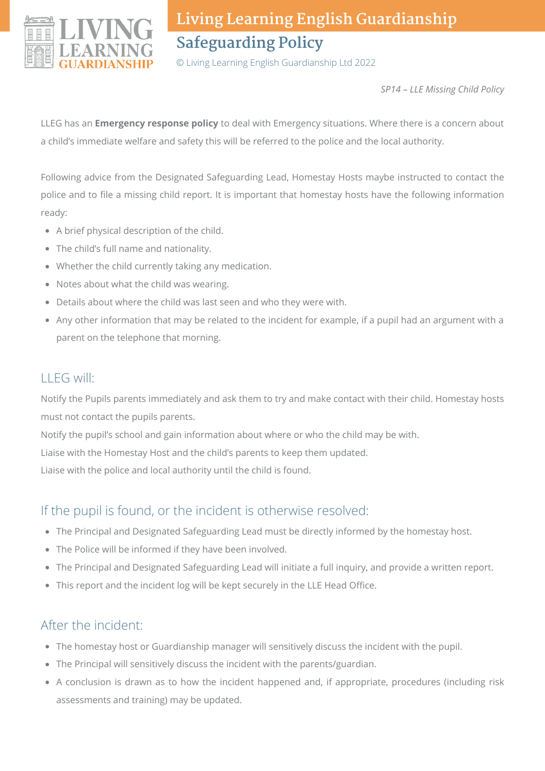*SP14 – LLE Missing Child Policy*

LLEG has an **Emergency response policy** to deal with Emergency situations. Where there is a concern about a child's immediate welfare and safety this will be referred to the police and the local authority.

Following advice from the Designated Safeguarding Lead, Homestay Hosts maybe instructed to contact the police and to file a missing child report. It is important that homestay hosts have the following information ready:

- A brief physical description of the child.
- The child's full name and nationality.
- Whether the child currently taking any medication.
- Notes about what the child was wearing.
- Details about where the child was last seen and who they were with.
- Any other information that may be related to the incident for example, if a pupil had an argument with a parent on the telephone that morning.

## LLEG will:

Notify the Pupils parents immediately and ask them to try and make contact with their child. Homestay hosts must not contact the pupils parents.

Notify the pupil's school and gain information about where or who the child may be with.

Liaise with the Homestay Host and the child's parents to keep them updated.

Liaise with the police and local authority until the child is found.

## If the pupil is found, or the incident is otherwise resolved:

- The Principal and Designated Safeguarding Lead must be directly informed by the homestay host.
- The Police will be informed if they have been involved.
- The Principal and Designated Safeguarding Lead will initiate a full inquiry, and provide a written report.
- This report and the incident log will be kept securely in the LLE Head Office.

## After the incident:

- The homestay host or Guardianship manager will sensitively discuss the incident with the pupil.
- The Principal will sensitively discuss the incident with the parents/guardian.
- A conclusion is drawn as to how the incident happened and, if appropriate, procedures (including risk assessments and training) may be updated.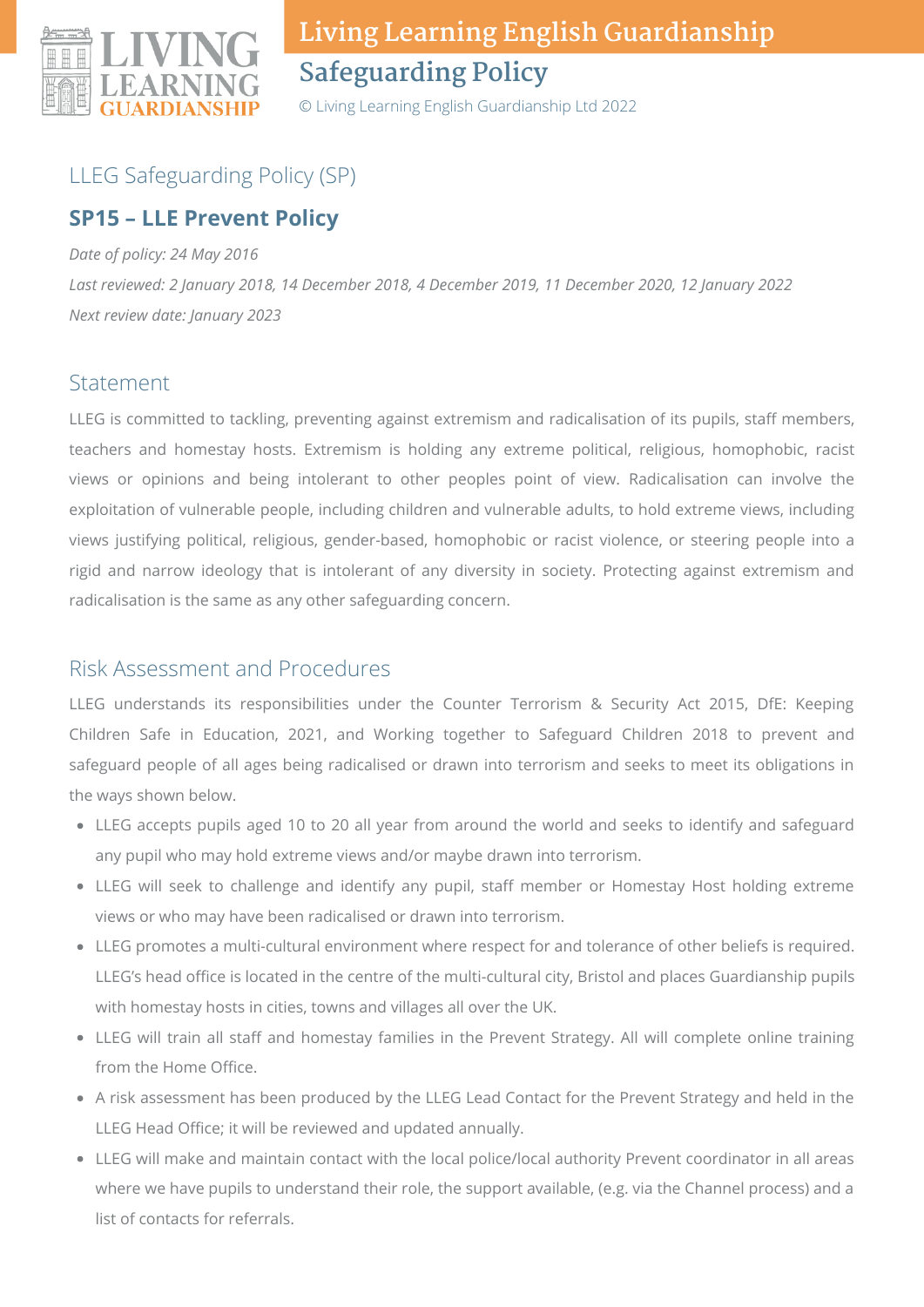## LLEG Safeguarding Policy (SP)

### SP15 – LLE Prevent Policy

*Date of policy: 24 May 2016*

*Last reviewed: 2 January 2018, 14 December 2018, 4 December 2019, 11 December 2020, 12 January 2022*

*Next review date: January 2023*

## Statement

LLEG is committed to tackling, preventing against extremism and radicalisation of its pupils, staff members, teachers and homestay hosts. Extremism is holding any extreme political, religious, homophobic, racist views or opinions and being intolerant to other peoples point of view. Radicalisation can involve the exploitation of vulnerable people, including children and vulnerable adults, to hold extreme views, including views justifying political, religious, gender-based, homophobic or racist violence, or steering people into a rigid and narrow ideology that is intolerant of any diversity in society. Protecting against extremism and radicalisation is the same as any other safeguarding concern.

## Risk Assessment and Procedures

LLEG understands its responsibilities under the Counter Terrorism & Security Act 2015, DfE: Keeping Children Safe in Education, 2021, and Working together to Safeguard Children 2018 to prevent and safeguard people of all ages being radicalised or drawn into terrorism and seeks to meet its obligations in the ways shown below.

- LLEG accepts pupils aged 10 to 20 all year from around the world and seeks to identify and safeguard any pupil who may hold extreme views and/or maybe drawn into terrorism.
- LLEG will seek to challenge and identify any pupil, staff member or Homestay Host holding extreme views or who may have been radicalised or drawn into terrorism.
- LLEG promotes a multi-cultural environment where respect for and tolerance of other beliefs is required. LLEG's head office is located in the centre of the multi-cultural city, Bristol and places Guardianship pupils with homestay hosts in cities, towns and villages all over the UK.
- LLEG will train all staff and homestay families in the Prevent Strategy. All will complete online training from the Home Office.
- A risk assessment has been produced by the LLEG Lead Contact for the Prevent Strategy and held in the LLEG Head Office; it will be reviewed and updated annually.
- LLEG will make and maintain contact with the local police/local authority Prevent coordinator in all areas where we have pupils to understand their role, the support available, (e.g. via the Channel process) and a list of contacts for referrals.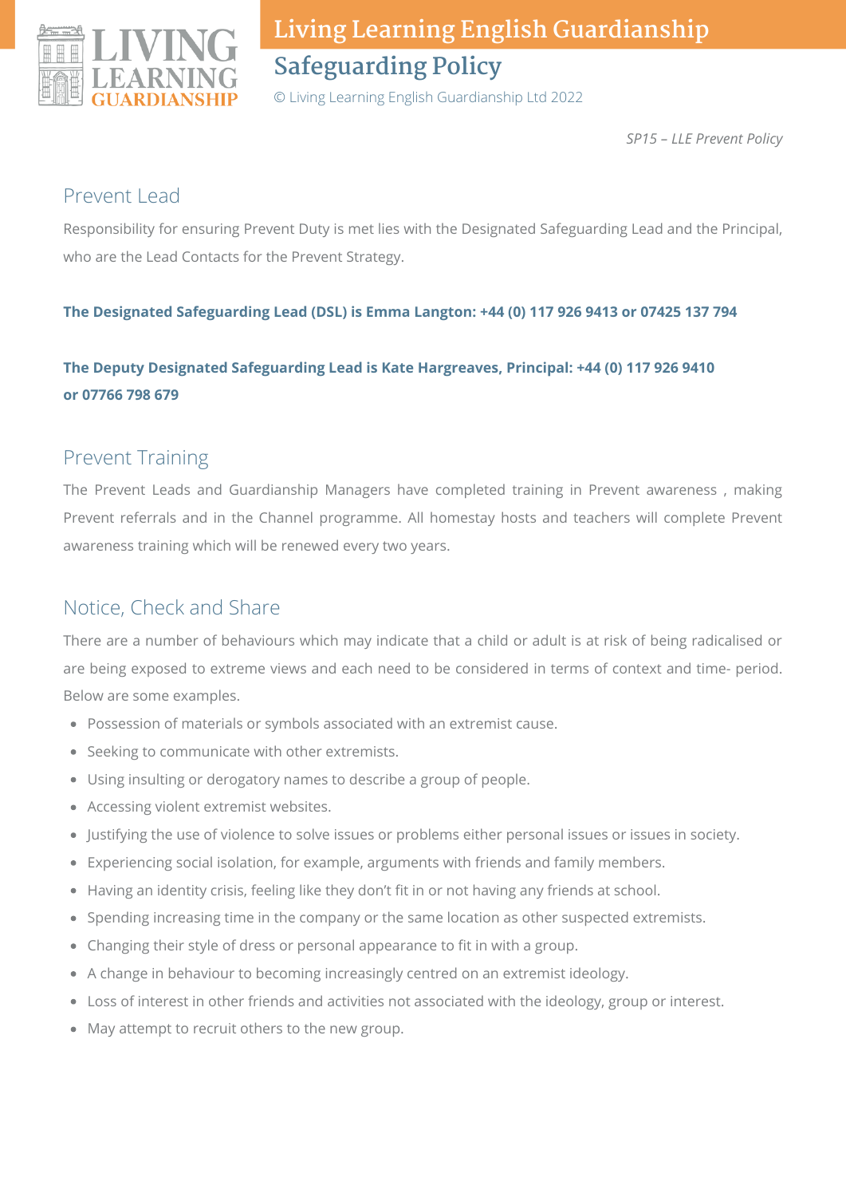*SP15 – LLE Prevent Policy*

## Prevent Lead

Responsibility for ensuring Prevent Duty is met lies with the Designated Safeguarding Lead and the Principal, who are the Lead Contacts for the Prevent Strategy.

**The Designated Safeguarding Lead (DSL) is Emma Langton: +44 (0) 117 926 9413 or 07425 137 794**

**The Deputy Designated Safeguarding Lead is Kate Hargreaves, Principal: +44 (0) 117 926 9410 or 07766 798 679**

## Prevent Training

The Prevent Leads and Guardianship Managers have completed training in Prevent awareness , making Prevent referrals and in the Channel programme. All homestay hosts and teachers will complete Prevent awareness training which will be renewed every two years.

## Notice, Check and Share

There are a number of behaviours which may indicate that a child or adult is at risk of being radicalised or are being exposed to extreme views and each need to be considered in terms of context and time- period. Below are some examples.

- Possession of materials or symbols associated with an extremist cause.
- Seeking to communicate with other extremists.
- Using insulting or derogatory names to describe a group of people.
- Accessing violent extremist websites.
- Justifying the use of violence to solve issues or problems either personal issues or issues in society.
- Experiencing social isolation, for example, arguments with friends and family members.
- Having an identity crisis, feeling like they don't fit in or not having any friends at school.
- Spending increasing time in the company or the same location as other suspected extremists.
- Changing their style of dress or personal appearance to fit in with a group.
- A change in behaviour to becoming increasingly centred on an extremist ideology.
- Loss of interest in other friends and activities not associated with the ideology, group or interest.
- May attempt to recruit others to the new group.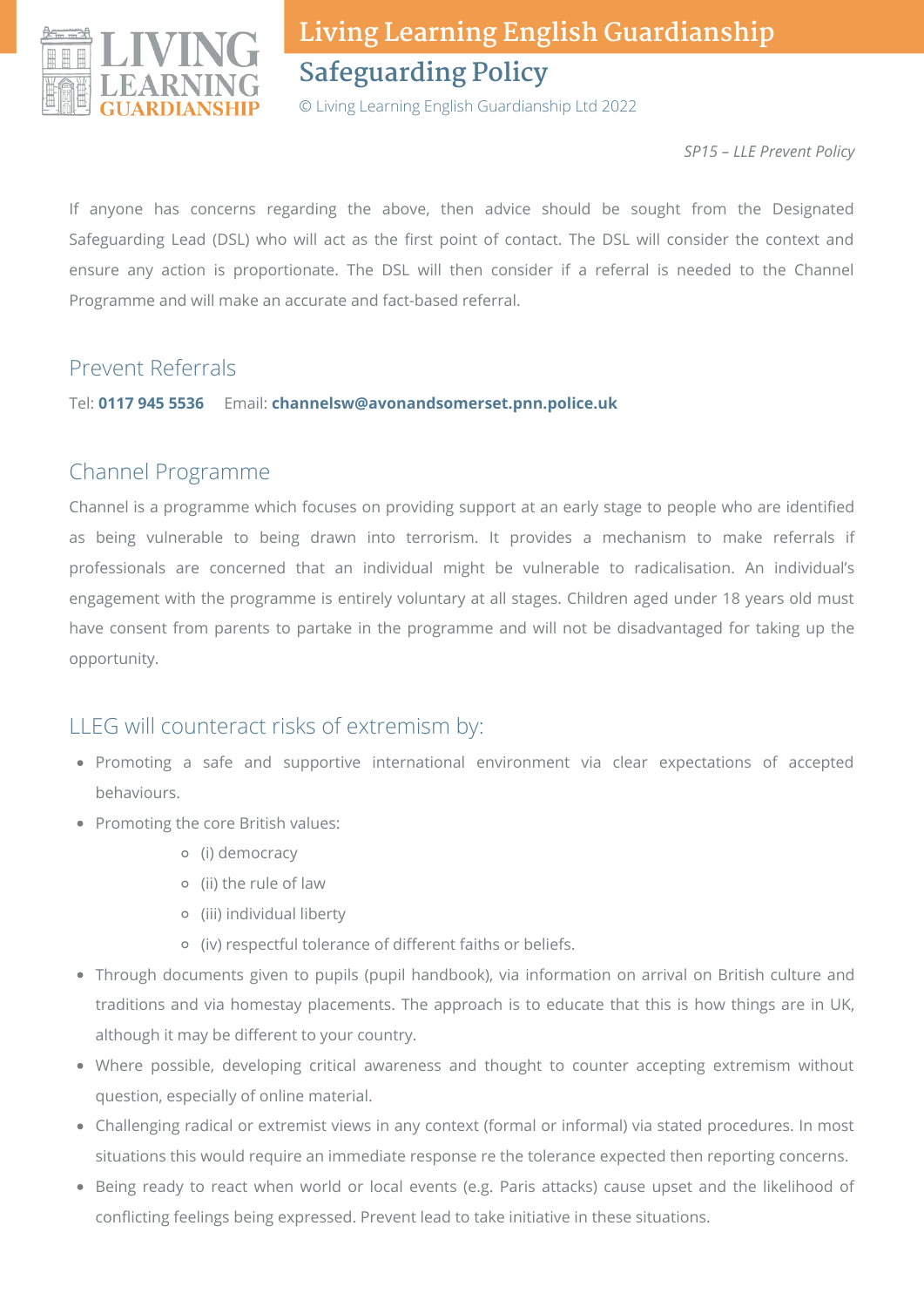*SP15 – LLE Prevent Policy*

If anyone has concerns regarding the above, then advice should be sought from the Designated Safeguarding Lead (DSL) who will act as the first point of contact. The DSL will consider the context and ensure any action is proportionate. The DSL will then consider if a referral is needed to the Channel Programme and will make an accurate and fact-based referral.

## Prevent Referrals

Tel: **0117 945 5536**  Email: **channelsw@avonandsomerset.pnn.police.uk**

## Channel Programme

Channel is a programme which focuses on providing support at an early stage to people who are identified as being vulnerable to being drawn into terrorism. It provides a mechanism to make referrals if professionals are concerned that an individual might be vulnerable to radicalisation. An individual's engagement with the programme is entirely voluntary at all stages. Children aged under 18 years old must have consent from parents to partake in the programme and will not be disadvantaged for taking up the opportunity.

## LLEG will counteract risks of extremism by:

- Promoting a safe and supportive international environment via clear expectations of accepted behaviours.
- Promoting the core British values:
  - (i) democracy
  - (ii) the rule of law
  - (iii) individual liberty
  - (iv) respectful tolerance of different faiths or beliefs.
- Through documents given to pupils (pupil handbook), via information on arrival on British culture and traditions and via homestay placements. The approach is to educate that this is how things are in UK, although it may be different to your country.
- Where possible, developing critical awareness and thought to counter accepting extremism without question, especially of online material.
- Challenging radical or extremist views in any context (formal or informal) via stated procedures. In most situations this would require an immediate response re the tolerance expected then reporting concerns.
- Being ready to react when world or local events (e.g. Paris attacks) cause upset and the likelihood of conflicting feelings being expressed. Prevent lead to take initiative in these situations.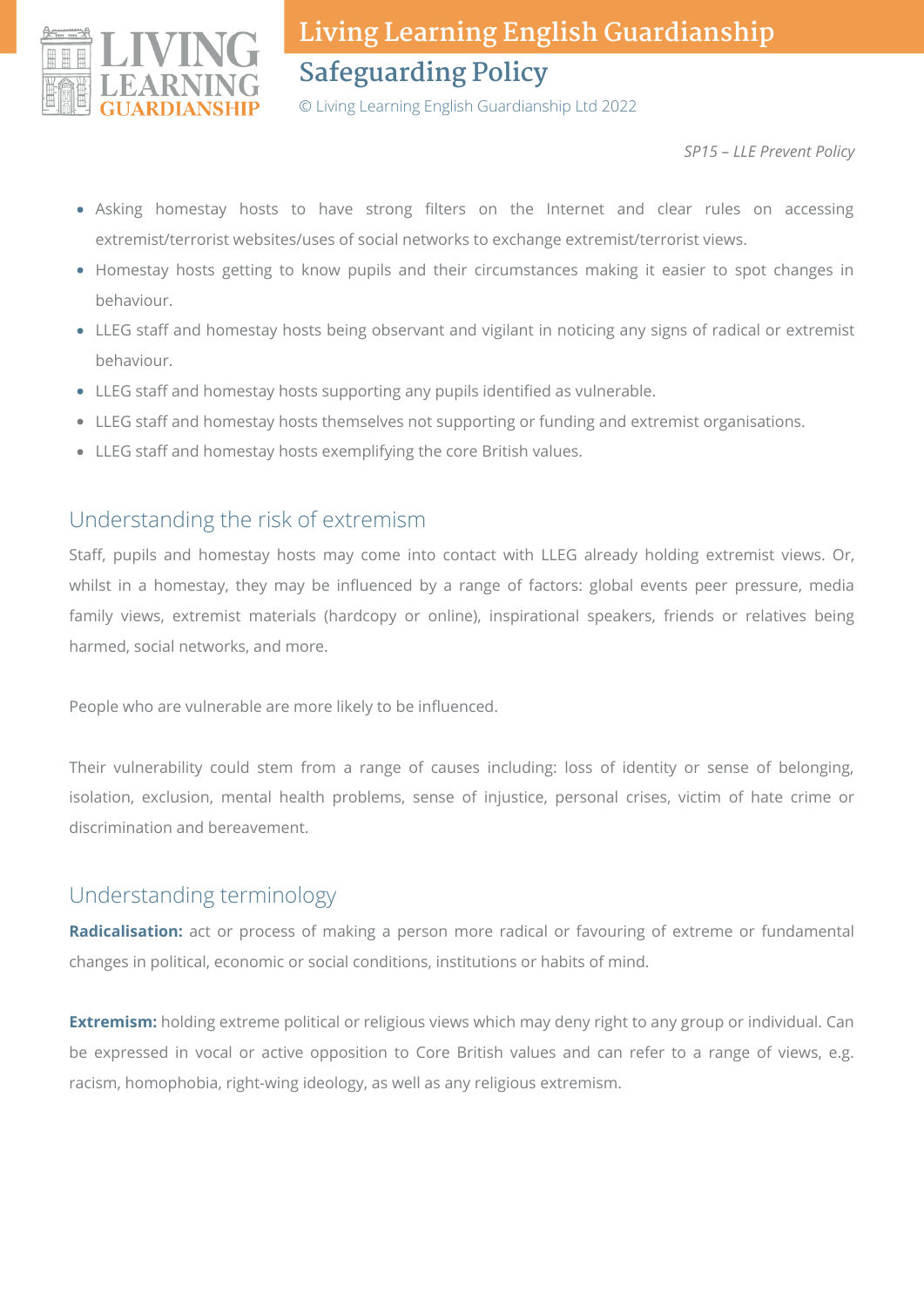- Asking homestay hosts to have strong filters on the Internet and clear rules on accessing extremist/terrorist websites/uses of social networks to exchange extremist/terrorist views.
- Homestay hosts getting to know pupils and their circumstances making it easier to spot changes in behaviour.
- LLEG staff and homestay hosts being observant and vigilant in noticing any signs of radical or extremist behaviour.
- LLEG staff and homestay hosts supporting any pupils identified as vulnerable.
- LLEG staff and homestay hosts themselves not supporting or funding and extremist organisations.
- LLEG staff and homestay hosts exemplifying the core British values.

## Understanding the risk of extremism

Staff, pupils and homestay hosts may come into contact with LLEG already holding extremist views. Or, whilst in a homestay, they may be influenced by a range of factors: global events peer pressure, media family views, extremist materials (hardcopy or online), inspirational speakers, friends or relatives being harmed, social networks, and more.

People who are vulnerable are more likely to be influenced.

Their vulnerability could stem from a range of causes including: loss of identity or sense of belonging, isolation, exclusion, mental health problems, sense of injustice, personal crises, victim of hate crime or discrimination and bereavement.

## Understanding terminology

**Radicalisation:** act or process of making a person more radical or favouring of extreme or fundamental changes in political, economic or social conditions, institutions or habits of mind.

**Extremism:** holding extreme political or religious views which may deny right to any group or individual. Can be expressed in vocal or active opposition to Core British values and can refer to a range of views, e.g. racism, homophobia, right-wing ideology, as well as any religious extremism.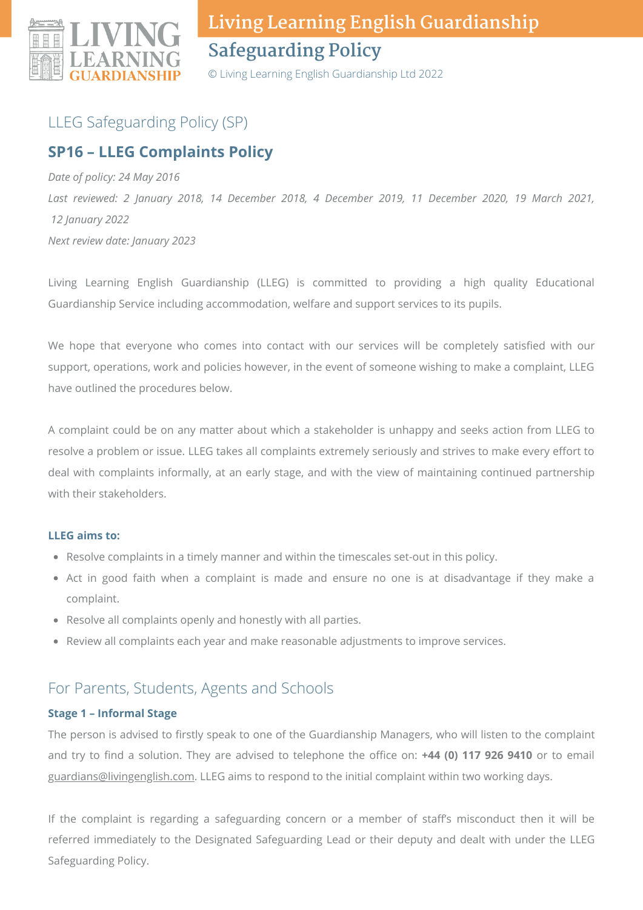LLEG Safeguarding Policy (SP)

## SP16 – LLEG Complaints Policy

*Date of policy: 24 May 2016*

*Last reviewed: 2 January 2018, 14 December 2018, 4 December 2019, 11 December 2020, 19 March 2021, 12 January 2022*

*Next review date: January 2023*

Living Learning English Guardianship (LLEG) is committed to providing a high quality Educational Guardianship Service including accommodation, welfare and support services to its pupils.

We hope that everyone who comes into contact with our services will be completely satisfied with our support, operations, work and policies however, in the event of someone wishing to make a complaint, LLEG have outlined the procedures below.

A complaint could be on any matter about which a stakeholder is unhappy and seeks action from LLEG to resolve a problem or issue. LLEG takes all complaints extremely seriously and strives to make every effort to deal with complaints informally, at an early stage, and with the view of maintaining continued partnership with their stakeholders.

**LLEG aims to:**

- Resolve complaints in a timely manner and within the timescales set-out in this policy.
- Act in good faith when a complaint is made and ensure no one is at disadvantage if they make a complaint.
- Resolve all complaints openly and honestly with all parties.
- Review all complaints each year and make reasonable adjustments to improve services.

### For Parents, Students, Agents and Schools

**Stage 1 – Informal Stage**

The person is advised to firstly speak to one of the Guardianship Managers, who will listen to the complaint and try to find a solution. They are advised to telephone the office on: **+44 (0) 117 926 9410** or to email guardians@livingenglish.com. LLEG aims to respond to the initial complaint within two working days.

If the complaint is regarding a safeguarding concern or a member of staff's misconduct then it will be referred immediately to the Designated Safeguarding Lead or their deputy and dealt with under the LLEG Safeguarding Policy.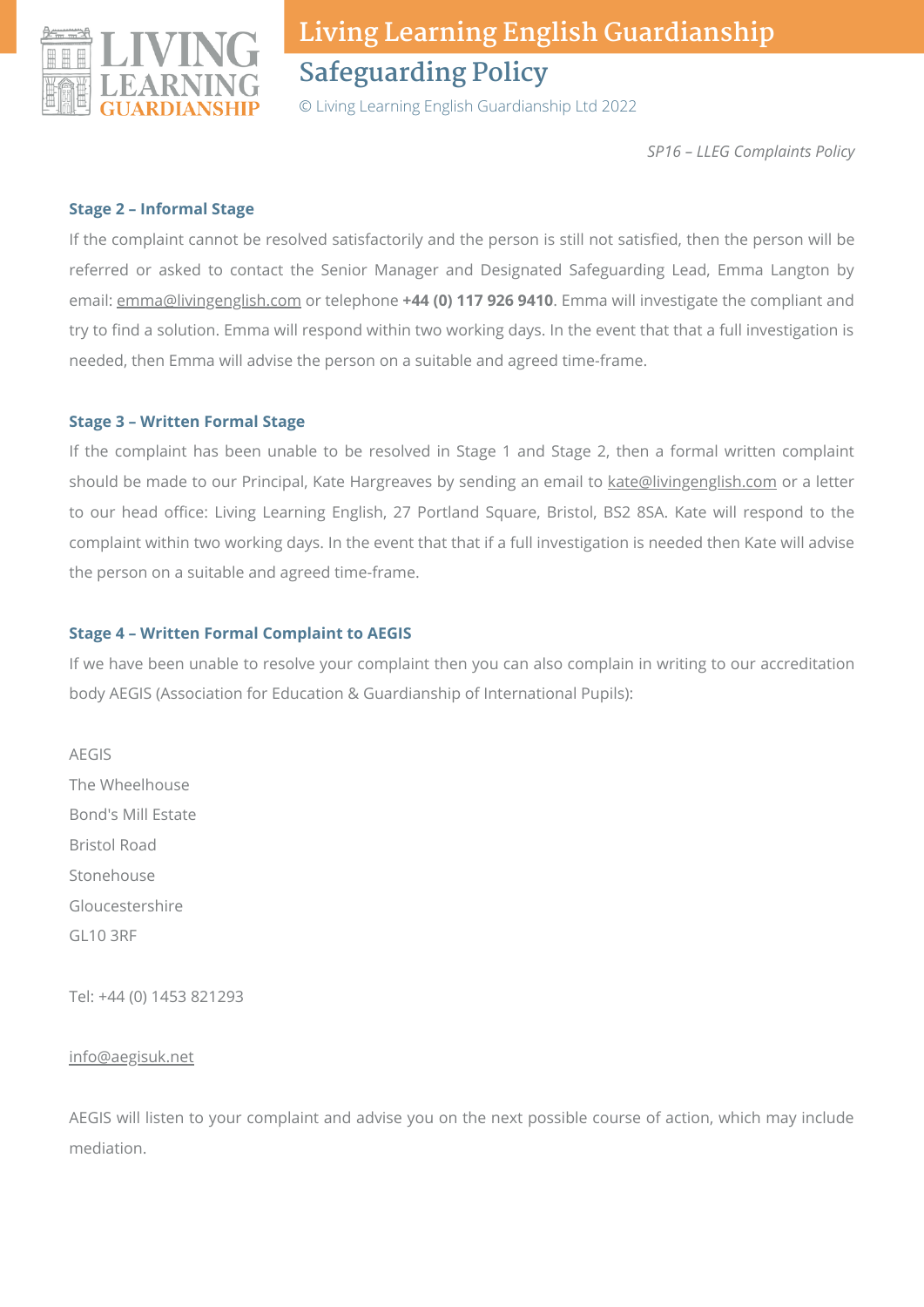*SP16 – LLEG Complaints Policy*

### Stage 2 – Informal Stage

If the complaint cannot be resolved satisfactorily and the person is still not satisfied, then the person will be referred or asked to contact the Senior Manager and Designated Safeguarding Lead, Emma Langton by email: emma@livingenglish.com or telephone **+44 (0) 117 926 9410**. Emma will investigate the compliant and try to find a solution. Emma will respond within two working days. In the event that that a full investigation is needed, then Emma will advise the person on a suitable and agreed time-frame.

### Stage 3 – Written Formal Stage

If the complaint has been unable to be resolved in Stage 1 and Stage 2, then a formal written complaint should be made to our Principal, Kate Hargreaves by sending an email to kate@livingenglish.com or a letter to our head office: Living Learning English, 27 Portland Square, Bristol, BS2 8SA. Kate will respond to the complaint within two working days. In the event that that if a full investigation is needed then Kate will advise the person on a suitable and agreed time-frame.

### Stage 4 – Written Formal Complaint to AEGIS

If we have been unable to resolve your complaint then you can also complain in writing to our accreditation body AEGIS (Association for Education & Guardianship of International Pupils):

AEGIS
The Wheelhouse
Bond's Mill Estate
Bristol Road
Stonehouse
Gloucestershire
GL10 3RF

Tel: +44 (0) 1453 821293

info@aegisuk.net

AEGIS will listen to your complaint and advise you on the next possible course of action, which may include mediation.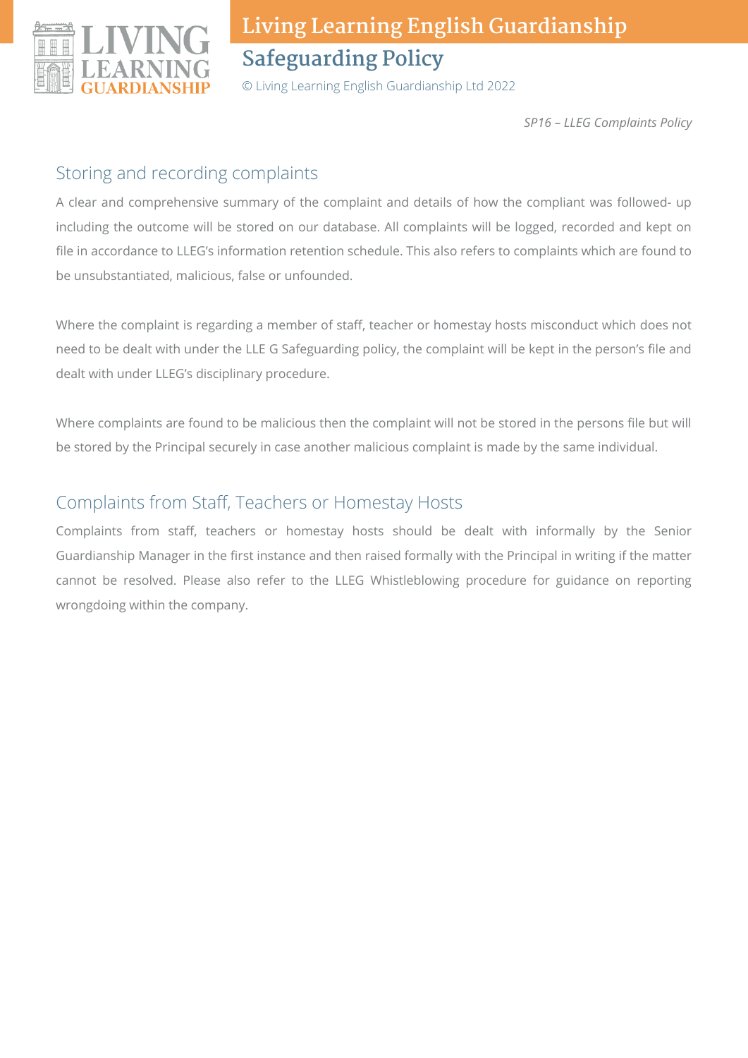## Storing and recording complaints

A clear and comprehensive summary of the complaint and details of how the compliant was followed- up including the outcome will be stored on our database. All complaints will be logged, recorded and kept on file in accordance to LLEG's information retention schedule. This also refers to complaints which are found to be unsubstantiated, malicious, false or unfounded.

Where the complaint is regarding a member of staff, teacher or homestay hosts misconduct which does not need to be dealt with under the LLE G Safeguarding policy, the complaint will be kept in the person's file and dealt with under LLEG's disciplinary procedure.

Where complaints are found to be malicious then the complaint will not be stored in the persons file but will be stored by the Principal securely in case another malicious complaint is made by the same individual.

## Complaints from Staff, Teachers or Homestay Hosts

Complaints from staff, teachers or homestay hosts should be dealt with informally by the Senior Guardianship Manager in the first instance and then raised formally with the Principal in writing if the matter cannot be resolved. Please also refer to the LLEG Whistleblowing procedure for guidance on reporting wrongdoing within the company.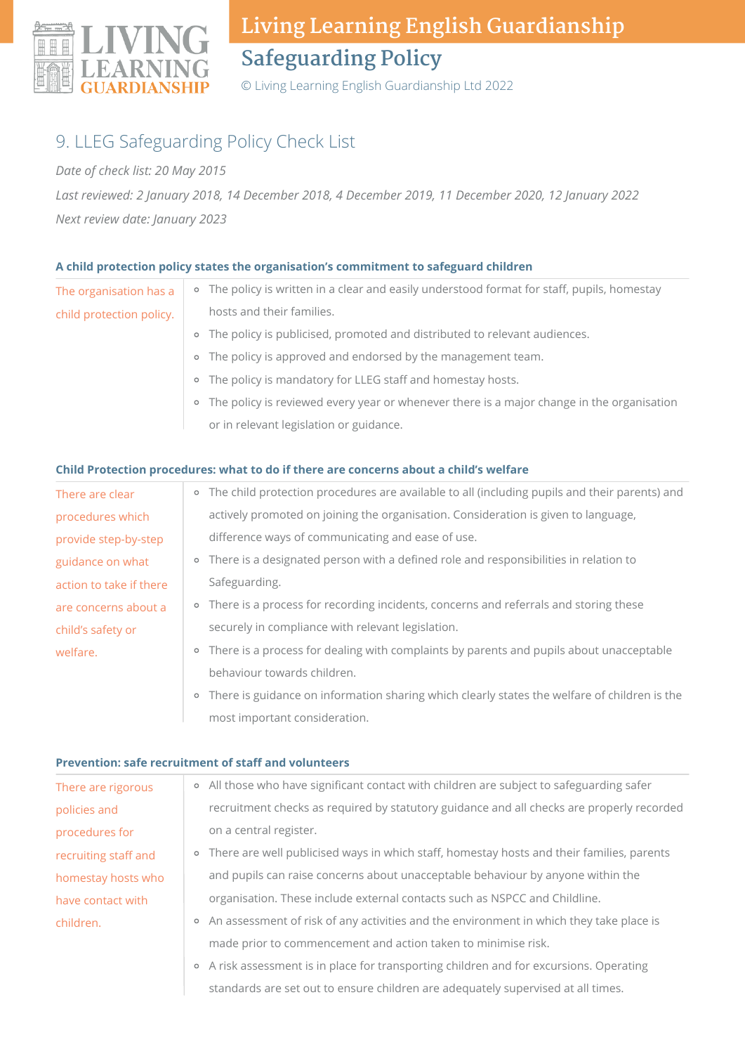## 9. LLEG Safeguarding Policy Check List

*Date of check list: 20 May 2015*

*Last reviewed: 2 January 2018, 14 December 2018, 4 December 2019, 11 December 2020, 12 January 2022*

*Next review date: January 2023*

**A child protection policy states the organisation's commitment to safeguard children**

| | |
|---|---|
| The organisation has a child protection policy. | - The policy is written in a clear and easily understood format for staff, pupils, homestay hosts and their families.<br>- The policy is publicised, promoted and distributed to relevant audiences.<br>- The policy is approved and endorsed by the management team.<br>- The policy is mandatory for LLEG staff and homestay hosts.<br>- The policy is reviewed every year or whenever there is a major change in the organisation or in relevant legislation or guidance. |

**Child Protection procedures: what to do if there are concerns about a child's welfare**

| | |
|---|---|
| There are clear procedures which provide step-by-step guidance on what action to take if there are concerns about a child's safety or welfare. | - The child protection procedures are available to all (including pupils and their parents) and actively promoted on joining the organisation. Consideration is given to language, difference ways of communicating and ease of use.<br>- There is a designated person with a defined role and responsibilities in relation to Safeguarding.<br>- There is a process for recording incidents, concerns and referrals and storing these securely in compliance with relevant legislation.<br>- There is a process for dealing with complaints by parents and pupils about unacceptable behaviour towards children.<br>- There is guidance on information sharing which clearly states the welfare of children is the most important consideration. |

**Prevention: safe recruitment of staff and volunteers**

| | |
|---|---|
| There are rigorous policies and procedures for recruiting staff and homestay hosts who have contact with children. | - All those who have significant contact with children are subject to safeguarding safer recruitment checks as required by statutory guidance and all checks are properly recorded on a central register.<br>- There are well publicised ways in which staff, homestay hosts and their families, parents and pupils can raise concerns about unacceptable behaviour by anyone within the organisation. These include external contacts such as NSPCC and Childline.<br>- An assessment of risk of any activities and the environment in which they take place is made prior to commencement and action taken to minimise risk.<br>- A risk assessment is in place for transporting children and for excursions. Operating standards are set out to ensure children are adequately supervised at all times. |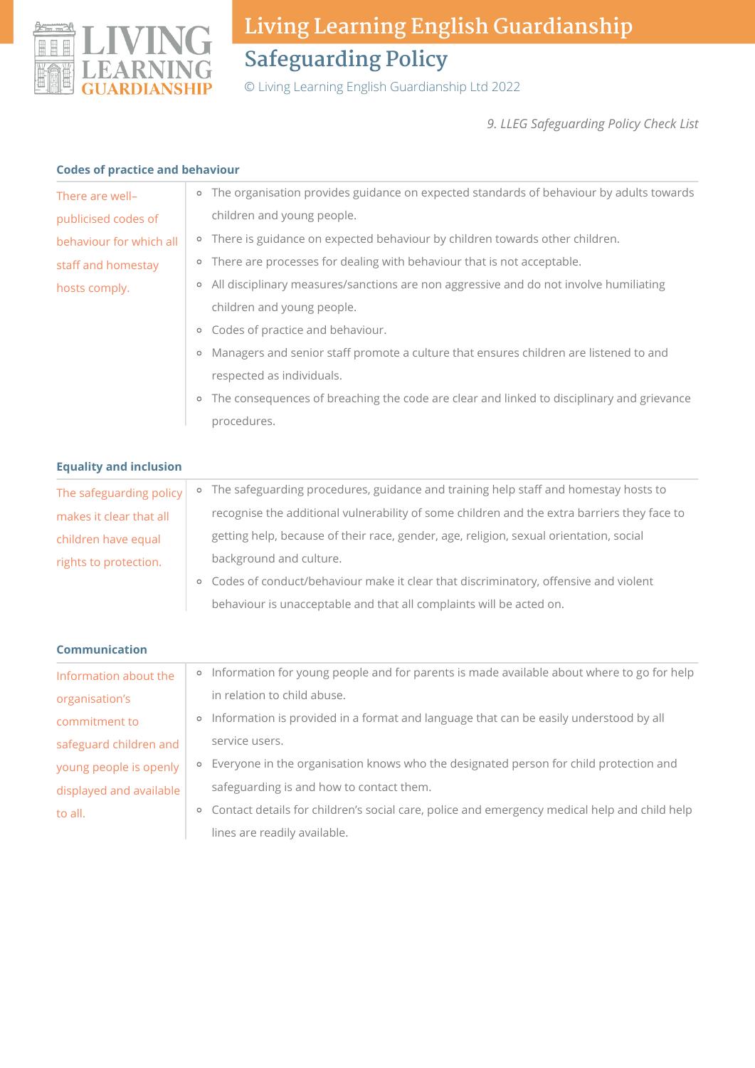*9. LLEG Safeguarding Policy Check List*

### Codes of practice and behaviour

| | |
|---|---|
| There are well–publicised codes of behaviour for which all staff and homestay hosts comply. | - The organisation provides guidance on expected standards of behaviour by adults towards children and young people.<br>- There is guidance on expected behaviour by children towards other children.<br>- There are processes for dealing with behaviour that is not acceptable.<br>- All disciplinary measures/sanctions are non aggressive and do not involve humiliating children and young people.<br>- Codes of practice and behaviour.<br>- Managers and senior staff promote a culture that ensures children are listened to and respected as individuals.<br>- The consequences of breaching the code are clear and linked to disciplinary and grievance procedures. |

### Equality and inclusion

| | |
|---|---|
| The safeguarding policy makes it clear that all children have equal rights to protection. | - The safeguarding procedures, guidance and training help staff and homestay hosts to recognise the additional vulnerability of some children and the extra barriers they face to getting help, because of their race, gender, age, religion, sexual orientation, social background and culture.<br>- Codes of conduct/behaviour make it clear that discriminatory, offensive and violent behaviour is unacceptable and that all complaints will be acted on. |

### Communication

| | |
|---|---|
| Information about the organisation's commitment to safeguard children and young people is openly displayed and available to all. | - Information for young people and for parents is made available about where to go for help in relation to child abuse.<br>- Information is provided in a format and language that can be easily understood by all service users.<br>- Everyone in the organisation knows who the designated person for child protection and safeguarding is and how to contact them.<br>- Contact details for children's social care, police and emergency medical help and child help lines are readily available. |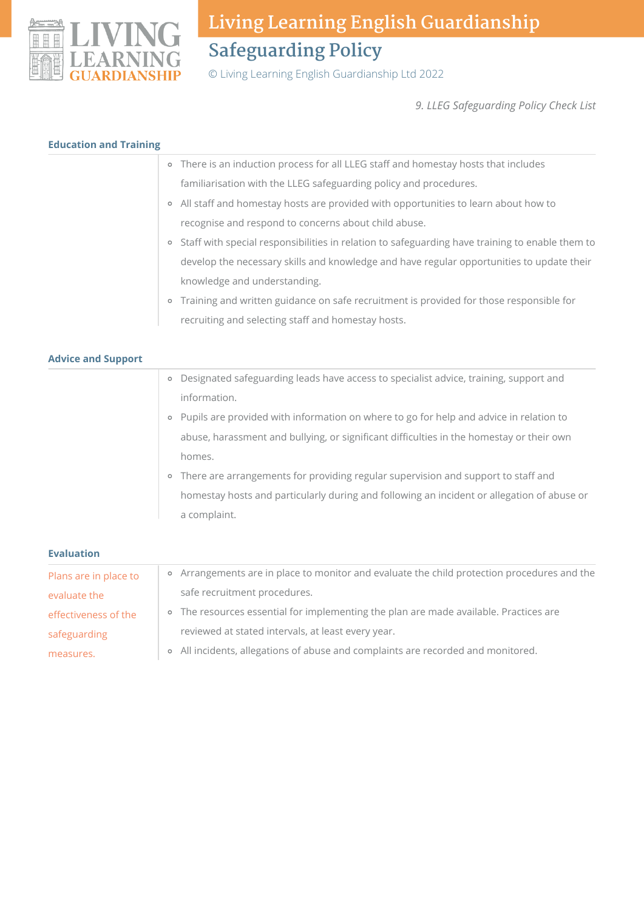*9. LLEG Safeguarding Policy Check List*

### Education and Training

- There is an induction process for all LLEG staff and homestay hosts that includes familiarisation with the LLEG safeguarding policy and procedures.
- All staff and homestay hosts are provided with opportunities to learn about how to recognise and respond to concerns about child abuse.
- Staff with special responsibilities in relation to safeguarding have training to enable them to develop the necessary skills and knowledge and have regular opportunities to update their knowledge and understanding.
- Training and written guidance on safe recruitment is provided for those responsible for recruiting and selecting staff and homestay hosts.

### Advice and Support

- Designated safeguarding leads have access to specialist advice, training, support and information.
- Pupils are provided with information on where to go for help and advice in relation to abuse, harassment and bullying, or significant difficulties in the homestay or their own homes.
- There are arrangements for providing regular supervision and support to staff and homestay hosts and particularly during and following an incident or allegation of abuse or a complaint.

### Evaluation

| Plans are in place to evaluate the effectiveness of the safeguarding measures. | <ul><li>Arrangements are in place to monitor and evaluate the child protection procedures and the safe recruitment procedures.</li><li>The resources essential for implementing the plan are made available. Practices are reviewed at stated intervals, at least every year.</li><li>All incidents, allegations of abuse and complaints are recorded and monitored.</li></ul> |
|---|---|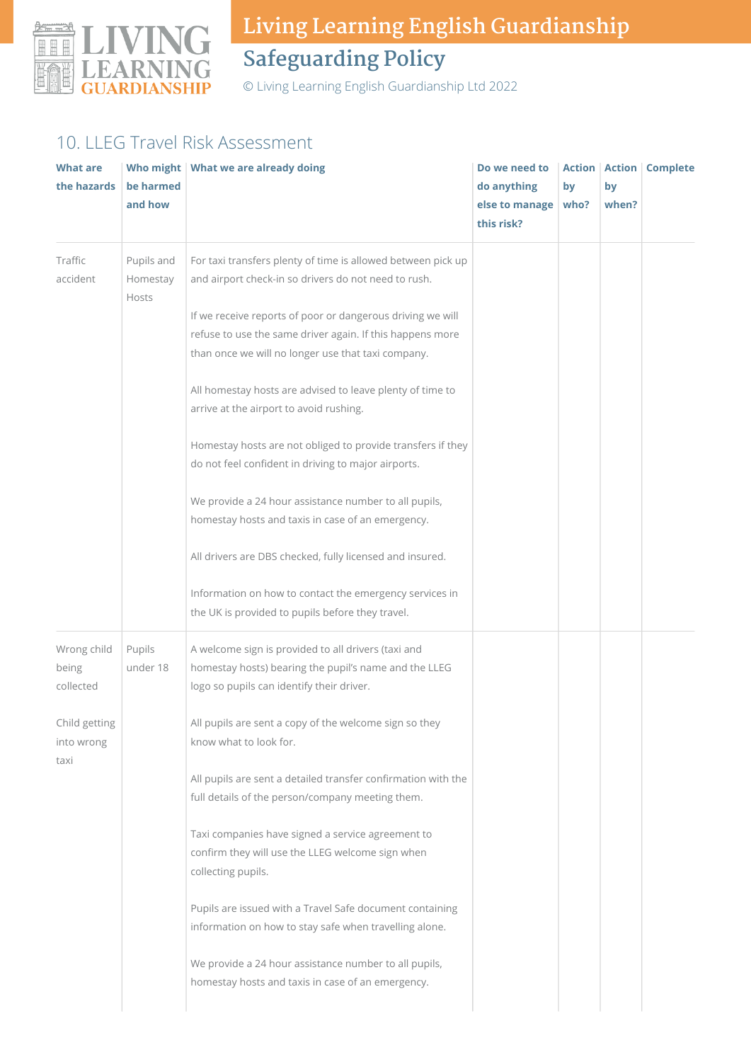## 10. LLEG Travel Risk Assessment

| What are the hazards | Who might be harmed and how | What we are already doing | Do we need to do anything else to manage this risk? | Action by who? | Action by when? | Complete |
|---|---|---|---|---|---|---|
| Traffic accident | Pupils and Homestay Hosts | For taxi transfers plenty of time is allowed between pick up and airport check-in so drivers do not need to rush.<br><br>If we receive reports of poor or dangerous driving we will refuse to use the same driver again. If this happens more than once we will no longer use that taxi company.<br><br>All homestay hosts are advised to leave plenty of time to arrive at the airport to avoid rushing.<br><br>Homestay hosts are not obliged to provide transfers if they do not feel confident in driving to major airports.<br><br>We provide a 24 hour assistance number to all pupils, homestay hosts and taxis in case of an emergency.<br><br>All drivers are DBS checked, fully licensed and insured.<br><br>Information on how to contact the emergency services in the UK is provided to pupils before they travel. | | | | |
| Wrong child being collected<br><br>Child getting into wrong taxi | Pupils under 18 | A welcome sign is provided to all drivers (taxi and homestay hosts) bearing the pupil's name and the LLEG logo so pupils can identify their driver.<br><br>All pupils are sent a copy of the welcome sign so they know what to look for.<br><br>All pupils are sent a detailed transfer confirmation with the full details of the person/company meeting them.<br><br>Taxi companies have signed a service agreement to confirm they will use the LLEG welcome sign when collecting pupils.<br><br>Pupils are issued with a Travel Safe document containing information on how to stay safe when travelling alone.<br><br>We provide a 24 hour assistance number to all pupils, homestay hosts and taxis in case of an emergency. | | | | |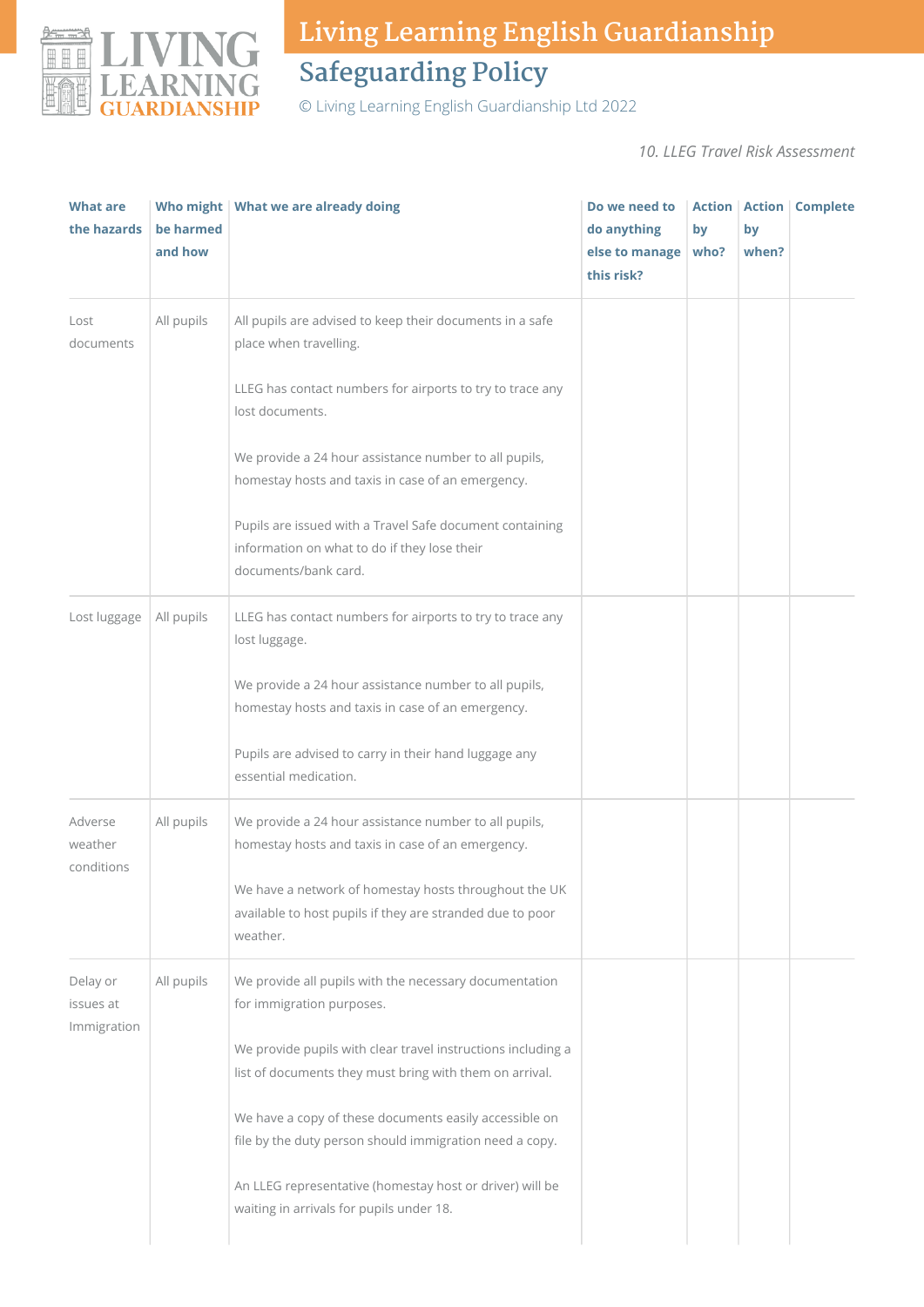*10. LLEG Travel Risk Assessment*

| What are the hazards | Who might be harmed and how | What we are already doing | Do we need to do anything else to manage this risk? | Action by who? | Action by when? | Complete |
|---|---|---|---|---|---|---|
| Lost documents | All pupils | All pupils are advised to keep their documents in a safe place when travelling.<br><br>LLEG has contact numbers for airports to try to trace any lost documents.<br><br>We provide a 24 hour assistance number to all pupils, homestay hosts and taxis in case of an emergency.<br><br>Pupils are issued with a Travel Safe document containing information on what to do if they lose their documents/bank card. | | | | |
| Lost luggage | All pupils | LLEG has contact numbers for airports to try to trace any lost luggage.<br><br>We provide a 24 hour assistance number to all pupils, homestay hosts and taxis in case of an emergency.<br><br>Pupils are advised to carry in their hand luggage any essential medication. | | | | |
| Adverse weather conditions | All pupils | We provide a 24 hour assistance number to all pupils, homestay hosts and taxis in case of an emergency.<br><br>We have a network of homestay hosts throughout the UK available to host pupils if they are stranded due to poor weather. | | | | |
| Delay or issues at Immigration | All pupils | We provide all pupils with the necessary documentation for immigration purposes.<br><br>We provide pupils with clear travel instructions including a list of documents they must bring with them on arrival.<br><br>We have a copy of these documents easily accessible on file by the duty person should immigration need a copy.<br><br>An LLEG representative (homestay host or driver) will be waiting in arrivals for pupils under 18. | | | | |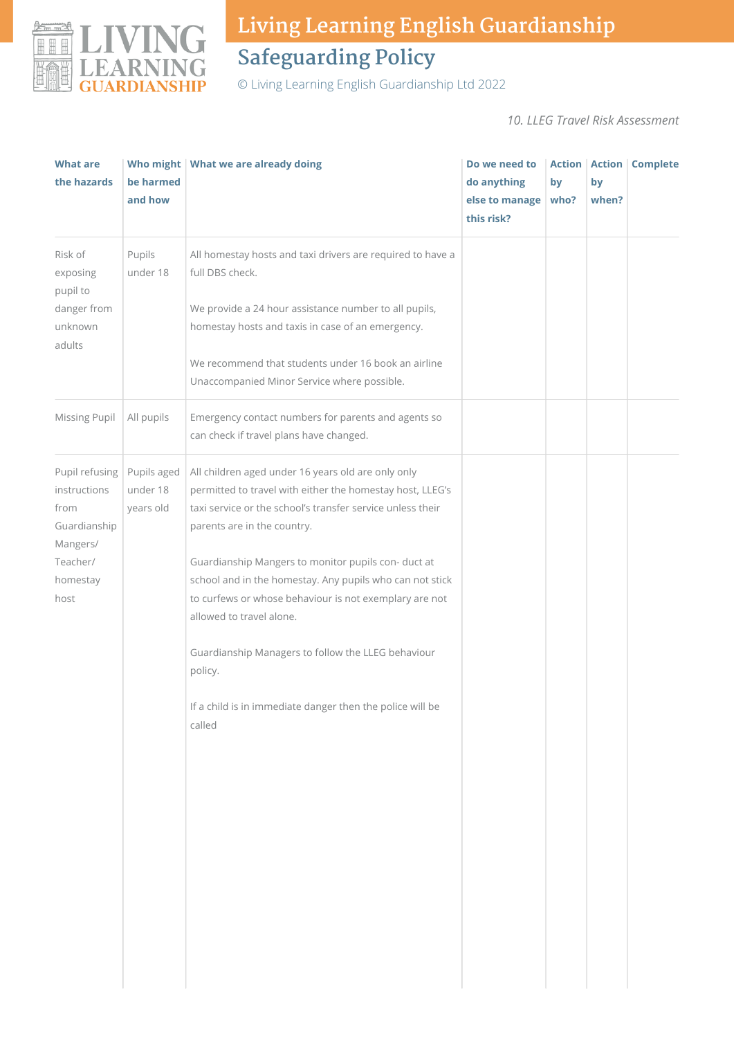10. LLEG Travel Risk Assessment

| What are the hazards | Who might be harmed and how | What we are already doing | Do we need to do anything else to manage this risk? | Action by who? | Action by when? | Complete |
|---|---|---|---|---|---|---|
| Risk of exposing pupil to danger from unknown adults | Pupils under 18 | All homestay hosts and taxi drivers are required to have a full DBS check.<br><br>We provide a 24 hour assistance number to all pupils, homestay hosts and taxis in case of an emergency.<br><br>We recommend that students under 16 book an airline Unaccompanied Minor Service where possible. | | | | |
| Missing Pupil | All pupils | Emergency contact numbers for parents and agents so can check if travel plans have changed. | | | | |
| Pupil refusing instructions from Guardianship Mangers/ Teacher/ homestay host | Pupils aged under 18 years old | All children aged under 16 years old are only only permitted to travel with either the homestay host, LLEG's taxi service or the school's transfer service unless their parents are in the country.<br><br>Guardianship Mangers to monitor pupils con- duct at school and in the homestay. Any pupils who can not stick to curfews or whose behaviour is not exemplary are not allowed to travel alone.<br><br>Guardianship Managers to follow the LLEG behaviour policy.<br><br>If a child is in immediate danger then the police will be called | | | | |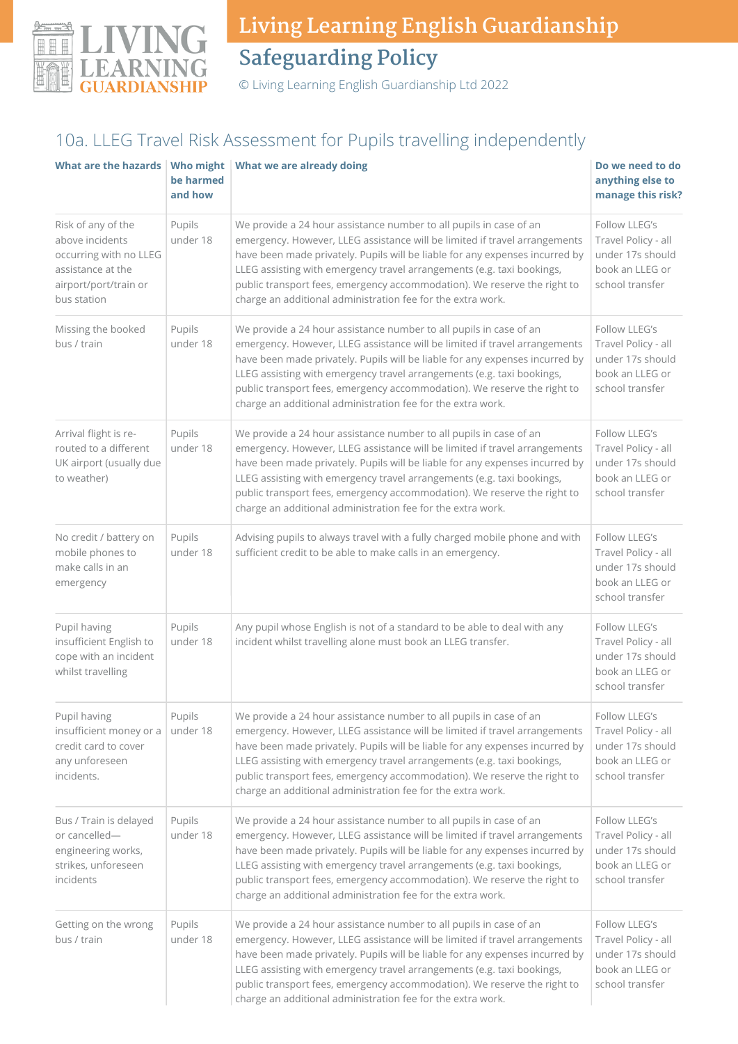## 10a. LLEG Travel Risk Assessment for Pupils travelling independently

| What are the hazards | Who might be harmed and how | What we are already doing | Do we need to do anything else to manage this risk? |
|---|---|---|---|
| Risk of any of the above incidents occurring with no LLEG assistance at the airport/port/train or bus station | Pupils under 18 | We provide a 24 hour assistance number to all pupils in case of an emergency. However, LLEG assistance will be limited if travel arrangements have been made privately. Pupils will be liable for any expenses incurred by LLEG assisting with emergency travel arrangements (e.g. taxi bookings, public transport fees, emergency accommodation). We reserve the right to charge an additional administration fee for the extra work. | Follow LLEG's Travel Policy - all under 17s should book an LLEG or school transfer |
| Missing the booked bus / train | Pupils under 18 | We provide a 24 hour assistance number to all pupils in case of an emergency. However, LLEG assistance will be limited if travel arrangements have been made privately. Pupils will be liable for any expenses incurred by LLEG assisting with emergency travel arrangements (e.g. taxi bookings, public transport fees, emergency accommodation). We reserve the right to charge an additional administration fee for the extra work. | Follow LLEG's Travel Policy - all under 17s should book an LLEG or school transfer |
| Arrival flight is re-routed to a different UK airport (usually due to weather) | Pupils under 18 | We provide a 24 hour assistance number to all pupils in case of an emergency. However, LLEG assistance will be limited if travel arrangements have been made privately. Pupils will be liable for any expenses incurred by LLEG assisting with emergency travel arrangements (e.g. taxi bookings, public transport fees, emergency accommodation). We reserve the right to charge an additional administration fee for the extra work. | Follow LLEG's Travel Policy - all under 17s should book an LLEG or school transfer |
| No credit / battery on mobile phones to make calls in an emergency | Pupils under 18 | Advising pupils to always travel with a fully charged mobile phone and with sufficient credit to be able to make calls in an emergency. | Follow LLEG's Travel Policy - all under 17s should book an LLEG or school transfer |
| Pupil having insufficient English to cope with an incident whilst travelling | Pupils under 18 | Any pupil whose English is not of a standard to be able to deal with any incident whilst travelling alone must book an LLEG transfer. | Follow LLEG's Travel Policy - all under 17s should book an LLEG or school transfer |
| Pupil having insufficient money or a credit card to cover any unforeseen incidents. | Pupils under 18 | We provide a 24 hour assistance number to all pupils in case of an emergency. However, LLEG assistance will be limited if travel arrangements have been made privately. Pupils will be liable for any expenses incurred by LLEG assisting with emergency travel arrangements (e.g. taxi bookings, public transport fees, emergency accommodation). We reserve the right to charge an additional administration fee for the extra work. | Follow LLEG's Travel Policy - all under 17s should book an LLEG or school transfer |
| Bus / Train is delayed or cancelled—engineering works, strikes, unforeseen incidents | Pupils under 18 | We provide a 24 hour assistance number to all pupils in case of an emergency. However, LLEG assistance will be limited if travel arrangements have been made privately. Pupils will be liable for any expenses incurred by LLEG assisting with emergency travel arrangements (e.g. taxi bookings, public transport fees, emergency accommodation). We reserve the right to charge an additional administration fee for the extra work. | Follow LLEG's Travel Policy - all under 17s should book an LLEG or school transfer |
| Getting on the wrong bus / train | Pupils under 18 | We provide a 24 hour assistance number to all pupils in case of an emergency. However, LLEG assistance will be limited if travel arrangements have been made privately. Pupils will be liable for any expenses incurred by LLEG assisting with emergency travel arrangements (e.g. taxi bookings, public transport fees, emergency accommodation). We reserve the right to charge an additional administration fee for the extra work. | Follow LLEG's Travel Policy - all under 17s should book an LLEG or school transfer |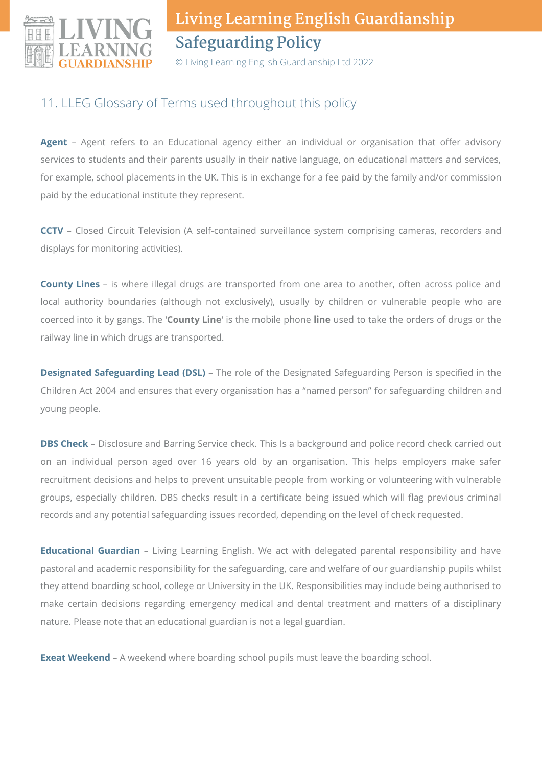## 11. LLEG Glossary of Terms used throughout this policy

**Agent** – Agent refers to an Educational agency either an individual or organisation that offer advisory services to students and their parents usually in their native language, on educational matters and services, for example, school placements in the UK. This is in exchange for a fee paid by the family and/or commission paid by the educational institute they represent.

**CCTV** – Closed Circuit Television (A self-contained surveillance system comprising cameras, recorders and displays for monitoring activities).

**County Lines** – is where illegal drugs are transported from one area to another, often across police and local authority boundaries (although not exclusively), usually by children or vulnerable people who are coerced into it by gangs. The '**County Line**' is the mobile phone **line** used to take the orders of drugs or the railway line in which drugs are transported.

**Designated Safeguarding Lead (DSL)** – The role of the Designated Safeguarding Person is specified in the Children Act 2004 and ensures that every organisation has a "named person" for safeguarding children and young people.

**DBS Check** – Disclosure and Barring Service check. This Is a background and police record check carried out on an individual person aged over 16 years old by an organisation. This helps employers make safer recruitment decisions and helps to prevent unsuitable people from working or volunteering with vulnerable groups, especially children. DBS checks result in a certificate being issued which will flag previous criminal records and any potential safeguarding issues recorded, depending on the level of check requested.

**Educational Guardian** – Living Learning English. We act with delegated parental responsibility and have pastoral and academic responsibility for the safeguarding, care and welfare of our guardianship pupils whilst they attend boarding school, college or University in the UK. Responsibilities may include being authorised to make certain decisions regarding emergency medical and dental treatment and matters of a disciplinary nature. Please note that an educational guardian is not a legal guardian.

**Exeat Weekend** – A weekend where boarding school pupils must leave the boarding school.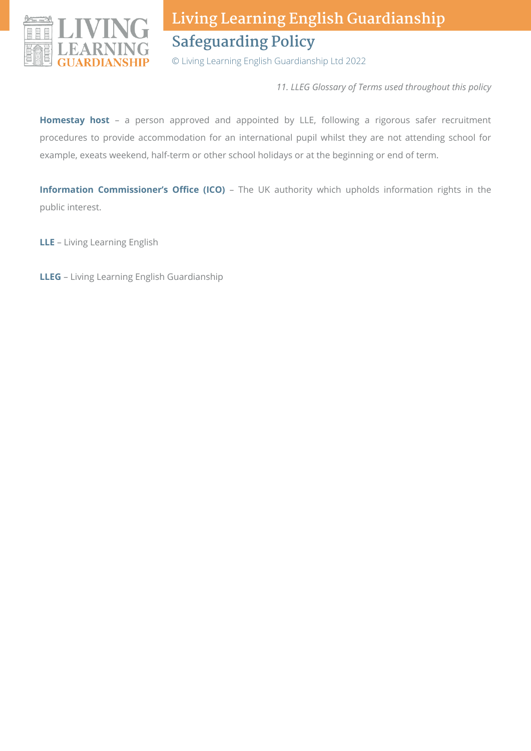*11. LLEG Glossary of Terms used throughout this policy*

**Homestay host** – a person approved and appointed by LLE, following a rigorous safer recruitment procedures to provide accommodation for an international pupil whilst they are not attending school for example, exeats weekend, half-term or other school holidays or at the beginning or end of term.

**Information Commissioner's Office (ICO)** – The UK authority which upholds information rights in the public interest.

**LLE** – Living Learning English

**LLEG** – Living Learning English Guardianship